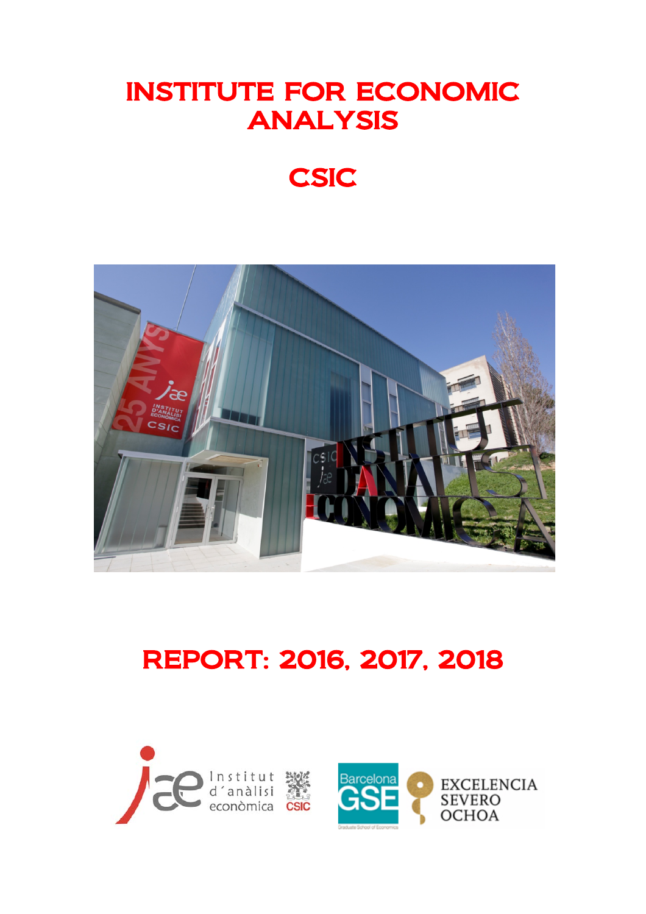# INSTITUTE FOR ECONOMIC ANALYSIS

# CSIC

# REPORT: 2016, 2017, 2018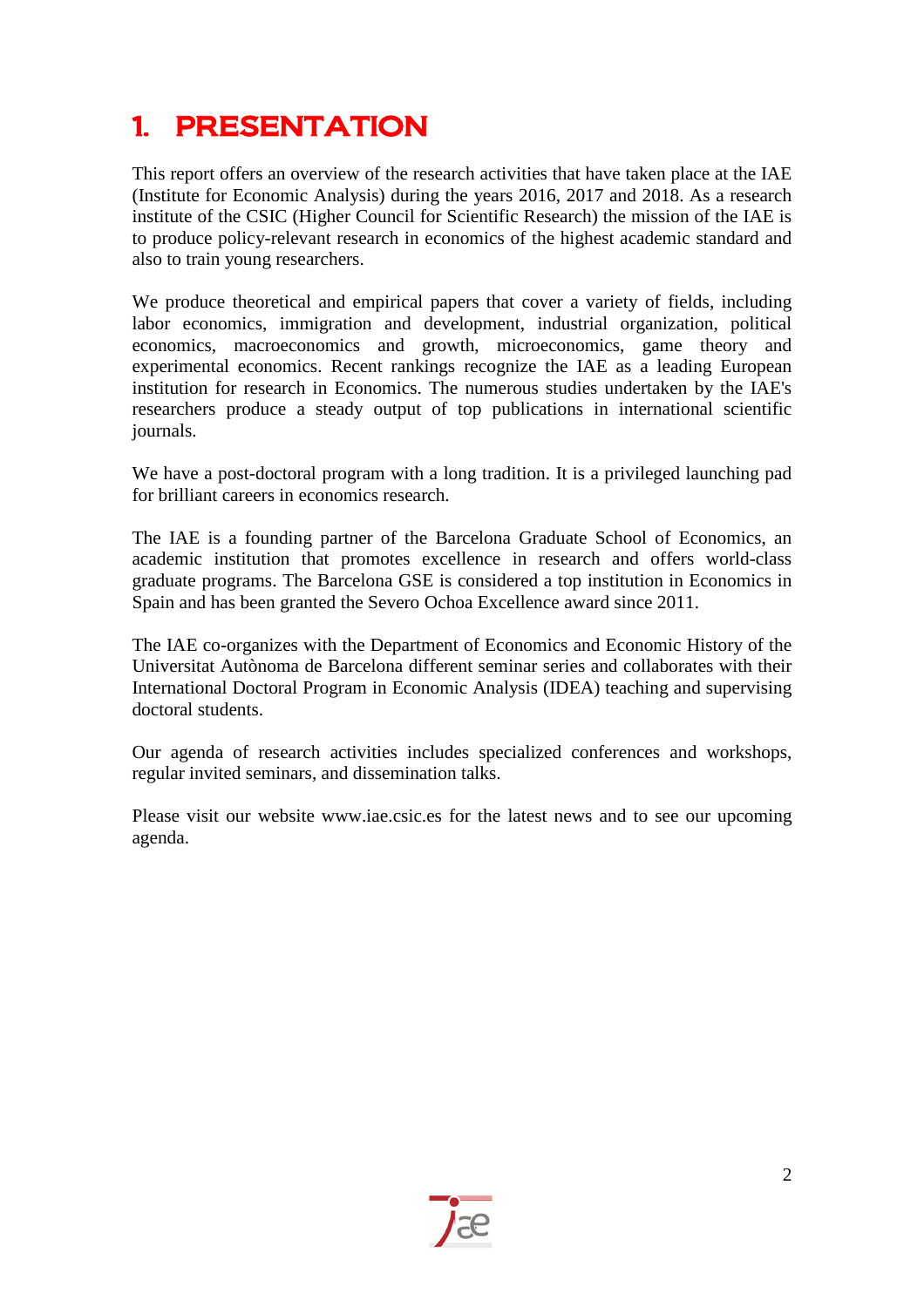# 1. PRESENTATION

This report offers an overview of the research activities that have taken place at the IAE (Institute for Economic Analysis) during the years 2016, 2017 and 2018. As a research institute of the CSIC (Higher Council for Scientific Research) the mission of the IAE is to produce policy-relevant research in economics of the highest academic standard and also to train young researchers.

We produce theoretical and empirical papers that cover a variety of fields, including labor economics, immigration and development, industrial organization, political economics, macroeconomics and growth, microeconomics, game theory and experimental economics. Recent rankings recognize the IAE as a leading European institution for research in Economics. The numerous studies undertaken by the IAE's researchers produce a steady output of top publications in international scientific journals.

We have a post-doctoral program with a long tradition. It is a privileged launching pad for brilliant careers in economics research.

The IAE is a founding partner of the Barcelona Graduate School of Economics, an academic institution that promotes excellence in research and offers world-class graduate programs. The Barcelona GSE is considered a top institution in Economics in Spain and has been granted the Severo Ochoa Excellence award since 2011.

The IAE co-organizes with the Department of Economics and Economic History of the Universitat Autònoma de Barcelona different seminar series and collaborates with their International Doctoral Program in Economic Analysis (IDEA) teaching and supervising doctoral students.

Our agenda of research activities includes specialized conferences and workshops, regular invited seminars, and dissemination talks.

Please visit our website www.iae.csic.es for the latest news and to see our upcoming agenda.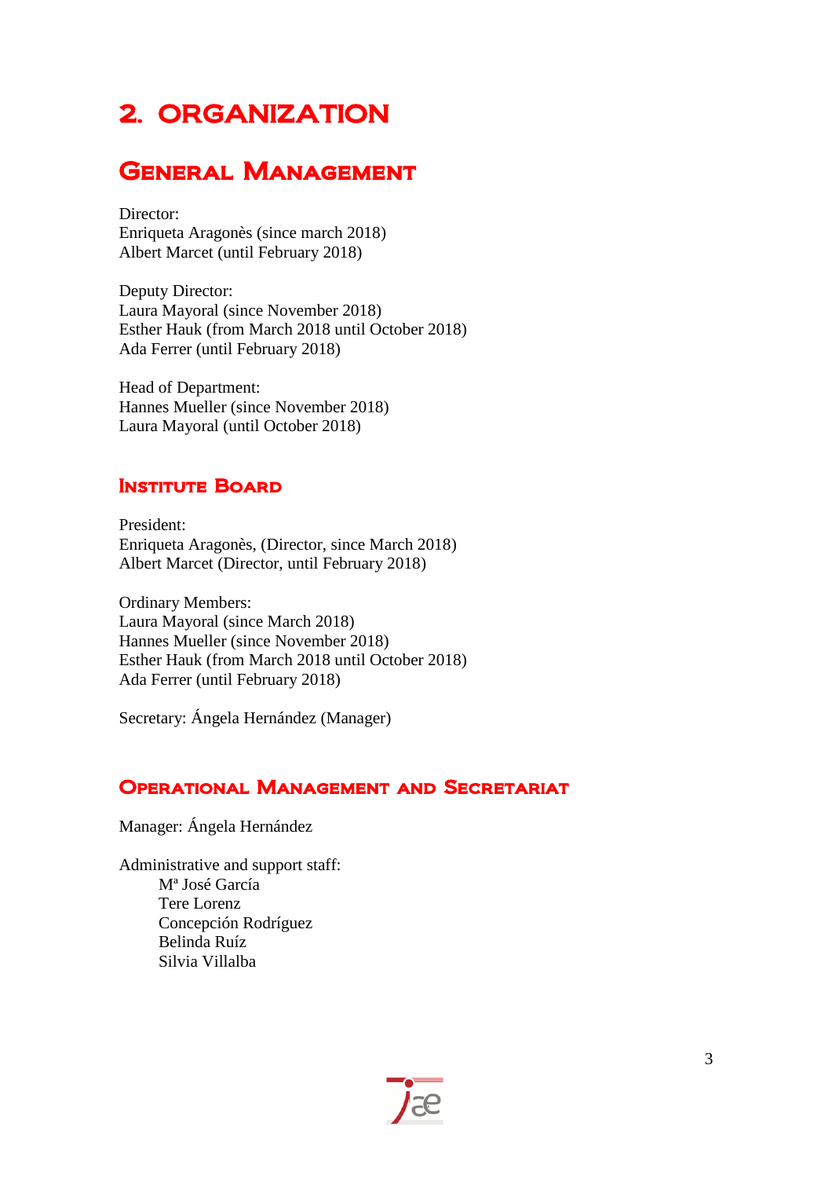# 2. ORGANIZATION

## General Management

Director:
Enriqueta Aragonès (since march 2018)
Albert Marcet (until February 2018)

Deputy Director:
Laura Mayoral (since November 2018)
Esther Hauk (from March 2018 until October 2018)
Ada Ferrer (until February 2018)

Head of Department:
Hannes Mueller (since November 2018)
Laura Mayoral (until October 2018)

### Institute Board

President:
Enriqueta Aragonès, (Director, since March 2018)
Albert Marcet (Director, until February 2018)

Ordinary Members:
Laura Mayoral (since March 2018)
Hannes Mueller (since November 2018)
Esther Hauk (from March 2018 until October 2018)
Ada Ferrer (until February 2018)

Secretary: Ángela Hernández (Manager)

### Operational Management and Secretariat

Manager: Ángela Hernández

Administrative and support staff:

- Mª José García
- Tere Lorenz
- Concepción Rodríguez
- Belinda Ruíz
- Silvia Villalba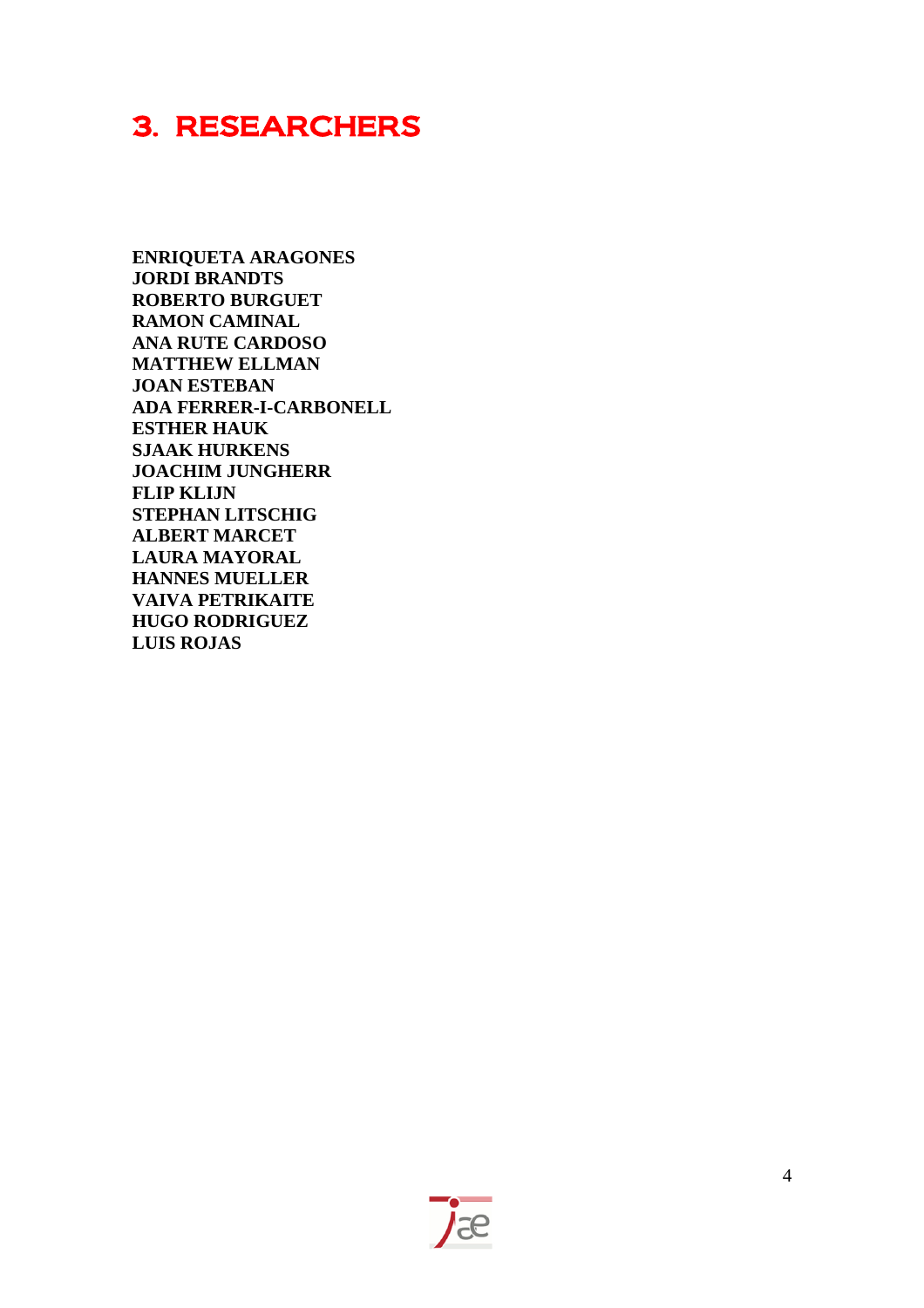# 3. RESEARCHERS

**ENRIQUETA ARAGONES**
**JORDI BRANDTS**
**ROBERTO BURGUET**
**RAMON CAMINAL**
**ANA RUTE CARDOSO**
**MATTHEW ELLMAN**
**JOAN ESTEBAN**
**ADA FERRER-I-CARBONELL**
**ESTHER HAUK**
**SJAAK HURKENS**
**JOACHIM JUNGHERR**
**FLIP KLIJN**
**STEPHAN LITSCHIG**
**ALBERT MARCET**
**LAURA MAYORAL**
**HANNES MUELLER**
**VAIVA PETRIKAITE**
**HUGO RODRIGUEZ**
**LUIS ROJAS**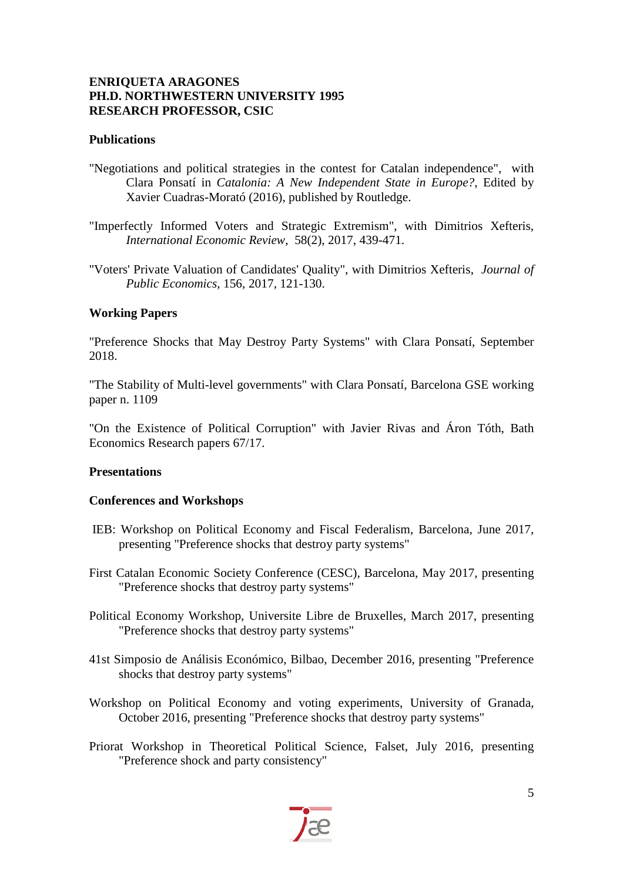**ENRIQUETA ARAGONES**
**PH.D. NORTHWESTERN UNIVERSITY 1995**
**RESEARCH PROFESSOR, CSIC**

**Publications**

"Negotiations and political strategies in the contest for Catalan independence", with Clara Ponsatí in *Catalonia: A New Independent State in Europe?*, Edited by Xavier Cuadras-Morató (2016), published by Routledge.

"Imperfectly Informed Voters and Strategic Extremism", with Dimitrios Xefteris, *International Economic Review*, 58(2), 2017, 439-471.

"Voters' Private Valuation of Candidates' Quality", with Dimitrios Xefteris, *Journal of Public Economics*, 156, 2017, 121-130.

**Working Papers**

"Preference Shocks that May Destroy Party Systems" with Clara Ponsatí, September 2018.

"The Stability of Multi-level governments" with Clara Ponsatí, Barcelona GSE working paper n. 1109

"On the Existence of Political Corruption" with Javier Rivas and Áron Tóth, Bath Economics Research papers 67/17.

**Presentations**

**Conferences and Workshops**

IEB: Workshop on Political Economy and Fiscal Federalism, Barcelona, June 2017, presenting "Preference shocks that destroy party systems"

First Catalan Economic Society Conference (CESC), Barcelona, May 2017, presenting "Preference shocks that destroy party systems"

Political Economy Workshop, Universite Libre de Bruxelles, March 2017, presenting "Preference shocks that destroy party systems"

41st Simposio de Análisis Económico, Bilbao, December 2016, presenting "Preference shocks that destroy party systems"

Workshop on Political Economy and voting experiments, University of Granada, October 2016, presenting "Preference shocks that destroy party systems"

Priorat Workshop in Theoretical Political Science, Falset, July 2016, presenting "Preference shock and party consistency"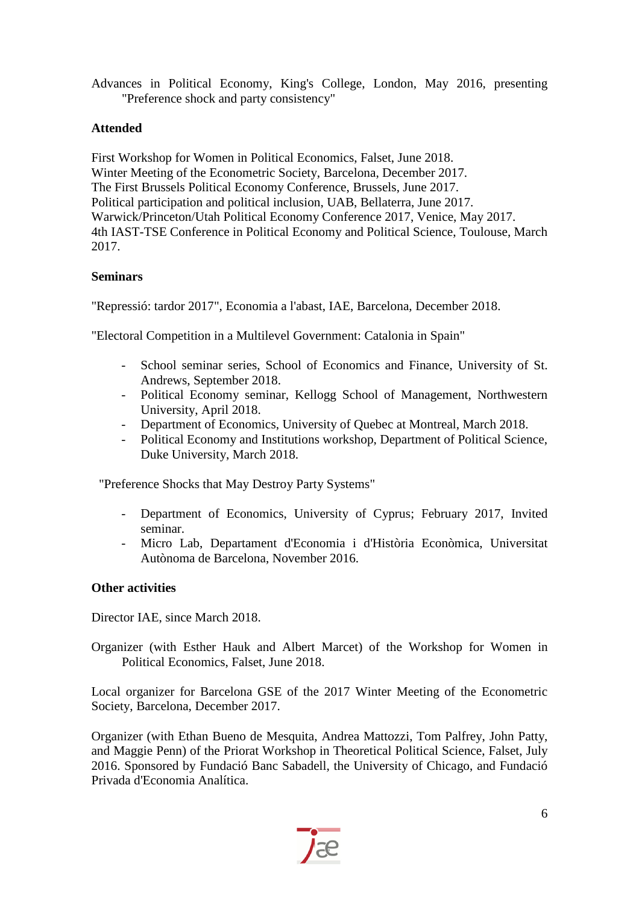Advances in Political Economy, King's College, London, May 2016, presenting "Preference shock and party consistency"

**Attended**

First Workshop for Women in Political Economics, Falset, June 2018.
Winter Meeting of the Econometric Society, Barcelona, December 2017.
The First Brussels Political Economy Conference, Brussels, June 2017.
Political participation and political inclusion, UAB, Bellaterra, June 2017.
Warwick/Princeton/Utah Political Economy Conference 2017, Venice, May 2017.
4th IAST-TSE Conference in Political Economy and Political Science, Toulouse, March 2017.

**Seminars**

"Repressió: tardor 2017", Economia a l'abast, IAE, Barcelona, December 2018.

"Electoral Competition in a Multilevel Government: Catalonia in Spain"

- School seminar series, School of Economics and Finance, University of St. Andrews, September 2018.
- Political Economy seminar, Kellogg School of Management, Northwestern University, April 2018.
- Department of Economics, University of Quebec at Montreal, March 2018.
- Political Economy and Institutions workshop, Department of Political Science, Duke University, March 2018.

"Preference Shocks that May Destroy Party Systems"

- Department of Economics, University of Cyprus; February 2017, Invited seminar.
- Micro Lab, Departament d'Economia i d'Història Econòmica, Universitat Autònoma de Barcelona, November 2016.

**Other activities**

Director IAE, since March 2018.

Organizer (with Esther Hauk and Albert Marcet) of the Workshop for Women in Political Economics, Falset, June 2018.

Local organizer for Barcelona GSE of the 2017 Winter Meeting of the Econometric Society, Barcelona, December 2017.

Organizer (with Ethan Bueno de Mesquita, Andrea Mattozzi, Tom Palfrey, John Patty, and Maggie Penn) of the Priorat Workshop in Theoretical Political Science, Falset, July 2016. Sponsored by Fundació Banc Sabadell, the University of Chicago, and Fundació Privada d'Economia Analítica.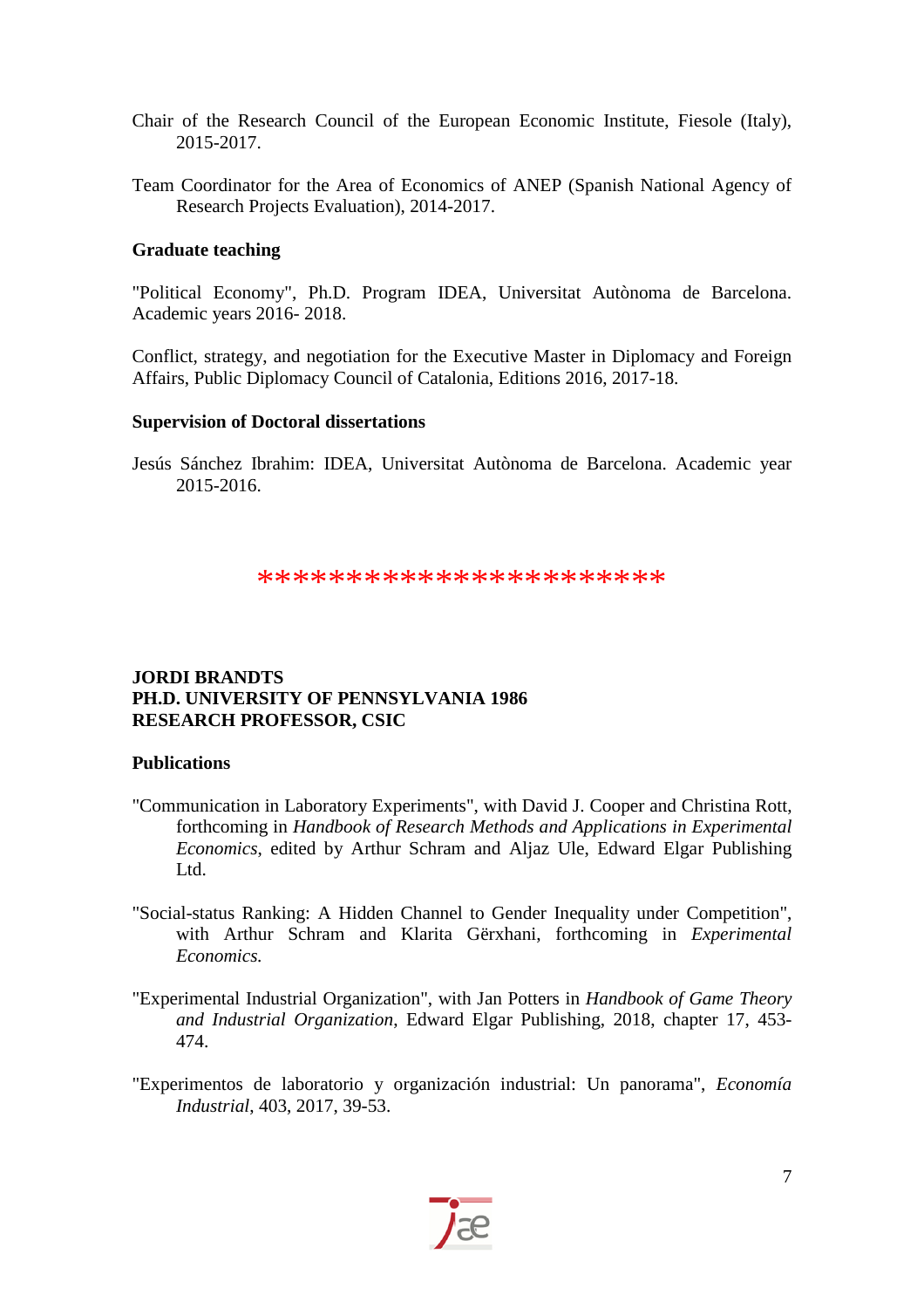Chair of the Research Council of the European Economic Institute, Fiesole (Italy), 2015-2017.

Team Coordinator for the Area of Economics of ANEP (Spanish National Agency of Research Projects Evaluation), 2014-2017.

**Graduate teaching**

"Political Economy", Ph.D. Program IDEA, Universitat Autònoma de Barcelona. Academic years 2016- 2018.

Conflict, strategy, and negotiation for the Executive Master in Diplomacy and Foreign Affairs, Public Diplomacy Council of Catalonia, Editions 2016, 2017-18.

**Supervision of Doctoral dissertations**

Jesús Sánchez Ibrahim: IDEA, Universitat Autònoma de Barcelona. Academic year 2015-2016.

************************

**JORDI BRANDTS**
**PH.D. UNIVERSITY OF PENNSYLVANIA 1986**
**RESEARCH PROFESSOR, CSIC**

**Publications**

"Communication in Laboratory Experiments", with David J. Cooper and Christina Rott, forthcoming in *Handbook of Research Methods and Applications in Experimental Economics*, edited by Arthur Schram and Aljaz Ule, Edward Elgar Publishing Ltd.

"Social-status Ranking: A Hidden Channel to Gender Inequality under Competition", with Arthur Schram and Klarita Gërxhani, forthcoming in *Experimental Economics.*

"Experimental Industrial Organization", with Jan Potters in *Handbook of Game Theory and Industrial Organization*, Edward Elgar Publishing, 2018, chapter 17, 453-474.

"Experimentos de laboratorio y organización industrial: Un panorama", *Economía Industrial*, 403, 2017, 39-53.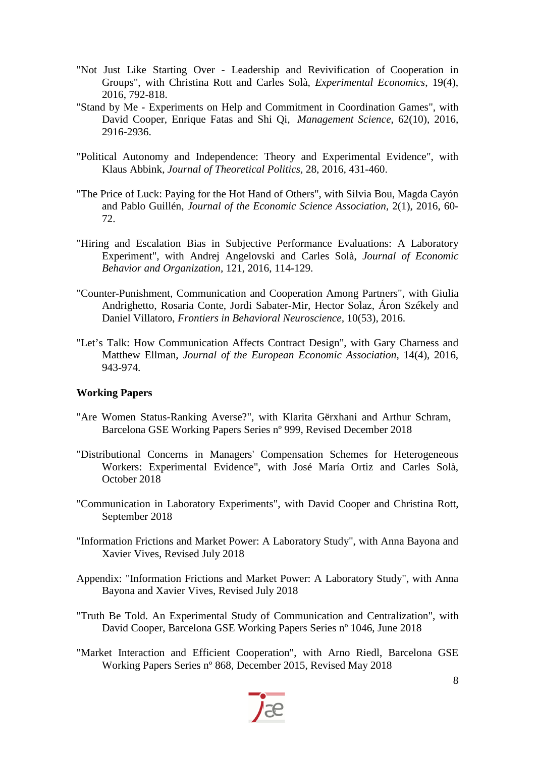"Not Just Like Starting Over - Leadership and Revivification of Cooperation in Groups", with Christina Rott and Carles Solà, *Experimental Economics*, 19(4), 2016, 792-818.

"Stand by Me - Experiments on Help and Commitment in Coordination Games", with David Cooper, Enrique Fatas and Shi Qi, *Management Science*, 62(10), 2016, 2916-2936.

"Political Autonomy and Independence: Theory and Experimental Evidence", with Klaus Abbink, *Journal of Theoretical Politics*, 28, 2016, 431-460.

"The Price of Luck: Paying for the Hot Hand of Others", with Silvia Bou, Magda Cayón and Pablo Guillén, *Journal of the Economic Science Association*, 2(1), 2016, 60-72.

"Hiring and Escalation Bias in Subjective Performance Evaluations: A Laboratory Experiment", with Andrej Angelovski and Carles Solà, *Journal of Economic Behavior and Organization*, 121, 2016, 114-129.

"Counter-Punishment, Communication and Cooperation Among Partners", with Giulia Andrighetto, Rosaria Conte, Jordi Sabater-Mir, Hector Solaz, Áron Székely and Daniel Villatoro, *Frontiers in Behavioral Neuroscience*, 10(53), 2016.

"Let's Talk: How Communication Affects Contract Design", with Gary Charness and Matthew Ellman, *Journal of the European Economic Association*, 14(4), 2016, 943-974.

**Working Papers**

"Are Women Status-Ranking Averse?", with Klarita Gërxhani and Arthur Schram, Barcelona GSE Working Papers Series nº 999, Revised December 2018

"Distributional Concerns in Managers' Compensation Schemes for Heterogeneous Workers: Experimental Evidence", with José María Ortiz and Carles Solà, October 2018

"Communication in Laboratory Experiments", with David Cooper and Christina Rott, September 2018

"Information Frictions and Market Power: A Laboratory Study", with Anna Bayona and Xavier Vives, Revised July 2018

Appendix: "Information Frictions and Market Power: A Laboratory Study", with Anna Bayona and Xavier Vives, Revised July 2018

"Truth Be Told. An Experimental Study of Communication and Centralization", with David Cooper, Barcelona GSE Working Papers Series nº 1046, June 2018

"Market Interaction and Efficient Cooperation", with Arno Riedl, Barcelona GSE Working Papers Series nº 868, December 2015, Revised May 2018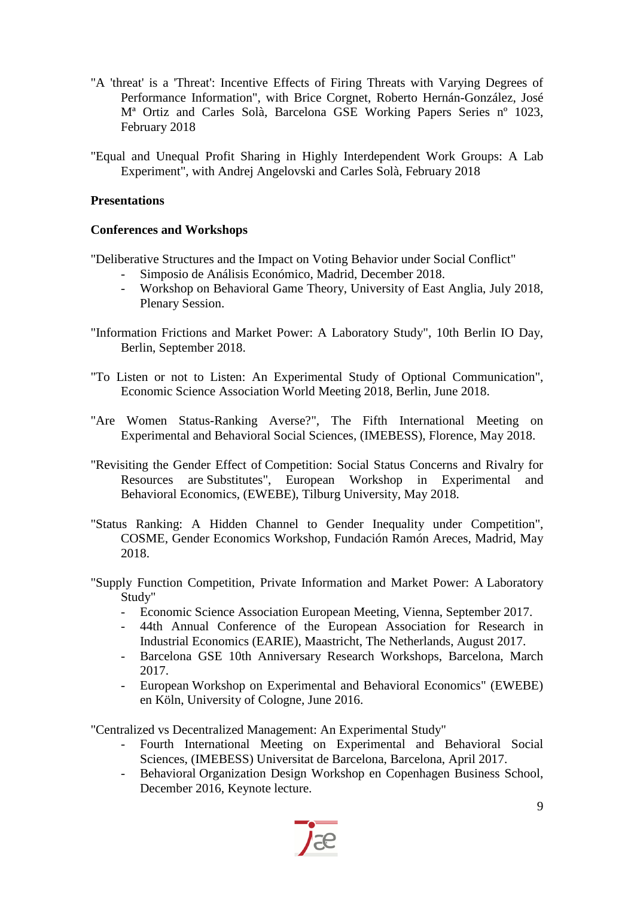"A 'threat' is a 'Threat': Incentive Effects of Firing Threats with Varying Degrees of Performance Information", with Brice Corgnet, Roberto Hernán-González, José Mª Ortiz and Carles Solà, Barcelona GSE Working Papers Series nº 1023, February 2018

"Equal and Unequal Profit Sharing in Highly Interdependent Work Groups: A Lab Experiment", with Andrej Angelovski and Carles Solà, February 2018

**Presentations**

**Conferences and Workshops**

"Deliberative Structures and the Impact on Voting Behavior under Social Conflict"

- Simposio de Análisis Económico, Madrid, December 2018.
- Workshop on Behavioral Game Theory, University of East Anglia, July 2018, Plenary Session.

"Information Frictions and Market Power: A Laboratory Study", 10th Berlin IO Day, Berlin, September 2018.

"To Listen or not to Listen: An Experimental Study of Optional Communication", Economic Science Association World Meeting 2018, Berlin, June 2018.

"Are Women Status-Ranking Averse?", The Fifth International Meeting on Experimental and Behavioral Social Sciences, (IMEBESS), Florence, May 2018.

"Revisiting the Gender Effect of Competition: Social Status Concerns and Rivalry for Resources are Substitutes", European Workshop in Experimental and Behavioral Economics, (EWEBE), Tilburg University, May 2018.

"Status Ranking: A Hidden Channel to Gender Inequality under Competition", COSME, Gender Economics Workshop, Fundación Ramón Areces, Madrid, May 2018.

"Supply Function Competition, Private Information and Market Power: A Laboratory Study"

- Economic Science Association European Meeting, Vienna, September 2017.
- 44th Annual Conference of the European Association for Research in Industrial Economics (EARIE), Maastricht, The Netherlands, August 2017.
- Barcelona GSE 10th Anniversary Research Workshops, Barcelona, March 2017.
- European Workshop on Experimental and Behavioral Economics" (EWEBE) en Köln, University of Cologne, June 2016.

"Centralized vs Decentralized Management: An Experimental Study"

- Fourth International Meeting on Experimental and Behavioral Social Sciences, (IMEBESS) Universitat de Barcelona, Barcelona, April 2017.
- Behavioral Organization Design Workshop en Copenhagen Business School, December 2016, Keynote lecture.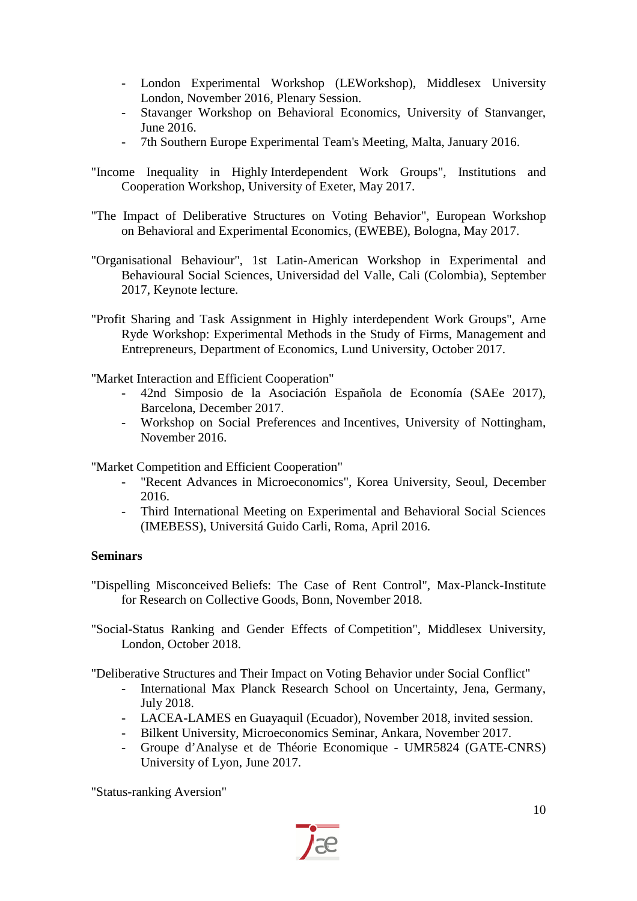- London Experimental Workshop (LEWorkshop), Middlesex University London, November 2016, Plenary Session.
- Stavanger Workshop on Behavioral Economics, University of Stanvanger, June 2016.
- 7th Southern Europe Experimental Team's Meeting, Malta, January 2016.

"Income Inequality in Highly Interdependent Work Groups", Institutions and Cooperation Workshop, University of Exeter, May 2017.

"The Impact of Deliberative Structures on Voting Behavior", European Workshop on Behavioral and Experimental Economics, (EWEBE), Bologna, May 2017.

"Organisational Behaviour", 1st Latin-American Workshop in Experimental and Behavioural Social Sciences, Universidad del Valle, Cali (Colombia), September 2017, Keynote lecture.

"Profit Sharing and Task Assignment in Highly interdependent Work Groups", Arne Ryde Workshop: Experimental Methods in the Study of Firms, Management and Entrepreneurs, Department of Economics, Lund University, October 2017.

"Market Interaction and Efficient Cooperation"

- 42nd Simposio de la Asociación Española de Economía (SAEe 2017), Barcelona, December 2017.
- Workshop on Social Preferences and Incentives, University of Nottingham, November 2016.

"Market Competition and Efficient Cooperation"

- "Recent Advances in Microeconomics", Korea University, Seoul, December 2016.
- Third International Meeting on Experimental and Behavioral Social Sciences (IMEBESS), Universitá Guido Carli, Roma, April 2016.

**Seminars**

"Dispelling Misconceived Beliefs: The Case of Rent Control", Max-Planck-Institute for Research on Collective Goods, Bonn, November 2018.

"Social-Status Ranking and Gender Effects of Competition", Middlesex University, London, October 2018.

"Deliberative Structures and Their Impact on Voting Behavior under Social Conflict"

- International Max Planck Research School on Uncertainty, Jena, Germany, July 2018.
- LACEA-LAMES en Guayaquil (Ecuador), November 2018, invited session.
- Bilkent University, Microeconomics Seminar, Ankara, November 2017.
- Groupe d'Analyse et de Théorie Economique - UMR5824 (GATE-CNRS) University of Lyon, June 2017.

"Status-ranking Aversion"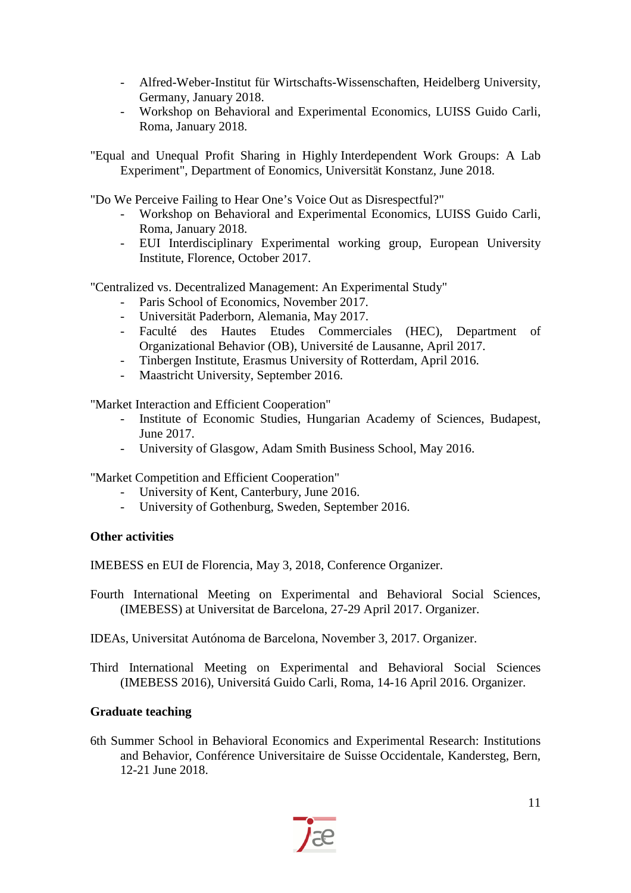- Alfred-Weber-Institut für Wirtschafts-Wissenschaften, Heidelberg University, Germany, January 2018.
- Workshop on Behavioral and Experimental Economics, LUISS Guido Carli, Roma, January 2018.

"Equal and Unequal Profit Sharing in Highly Interdependent Work Groups: A Lab Experiment", Department of Eonomics, Universität Konstanz, June 2018.

"Do We Perceive Failing to Hear One's Voice Out as Disrespectful?"

- Workshop on Behavioral and Experimental Economics, LUISS Guido Carli, Roma, January 2018.
- EUI Interdisciplinary Experimental working group, European University Institute, Florence, October 2017.

"Centralized vs. Decentralized Management: An Experimental Study"

- Paris School of Economics, November 2017.
- Universität Paderborn, Alemania, May 2017.
- Faculté des Hautes Etudes Commerciales (HEC), Department of Organizational Behavior (OB), Université de Lausanne, April 2017.
- Tinbergen Institute, Erasmus University of Rotterdam, April 2016.
- Maastricht University, September 2016.

"Market Interaction and Efficient Cooperation"

- Institute of Economic Studies, Hungarian Academy of Sciences, Budapest, June 2017.
- University of Glasgow, Adam Smith Business School, May 2016.

"Market Competition and Efficient Cooperation"

- University of Kent, Canterbury, June 2016.
- University of Gothenburg, Sweden, September 2016.

**Other activities**

IMEBESS en EUI de Florencia, May 3, 2018, Conference Organizer.

Fourth International Meeting on Experimental and Behavioral Social Sciences, (IMEBESS) at Universitat de Barcelona, 27-29 April 2017. Organizer.

IDEAs, Universitat Autónoma de Barcelona, November 3, 2017. Organizer.

Third International Meeting on Experimental and Behavioral Social Sciences (IMEBESS 2016), Universitá Guido Carli, Roma, 14-16 April 2016. Organizer.

**Graduate teaching**

6th Summer School in Behavioral Economics and Experimental Research: Institutions and Behavior, Conférence Universitaire de Suisse Occidentale, Kandersteg, Bern, 12-21 June 2018.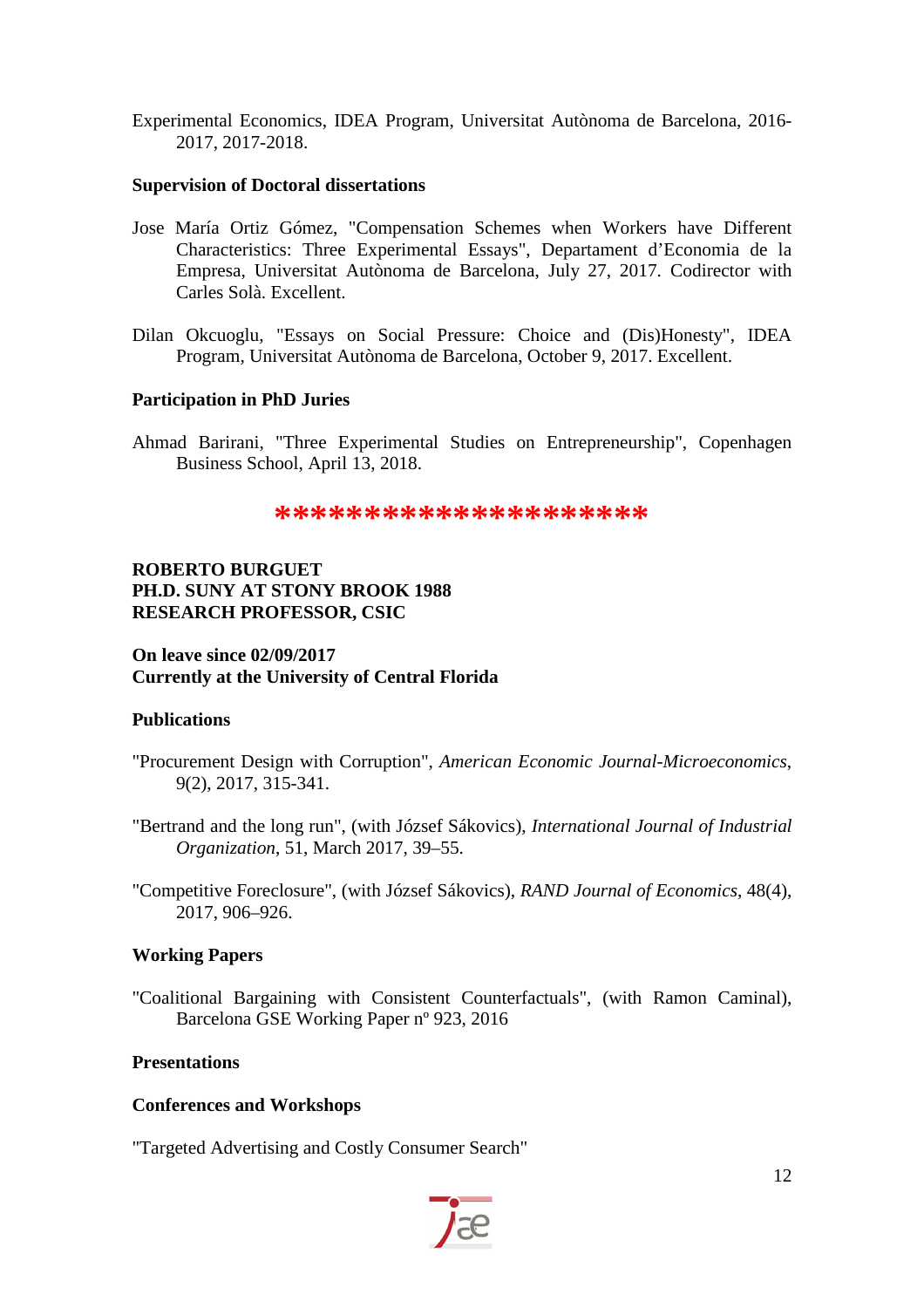Experimental Economics, IDEA Program, Universitat Autònoma de Barcelona, 2016-2017, 2017-2018.

**Supervision of Doctoral dissertations**

Jose María Ortiz Gómez, "Compensation Schemes when Workers have Different Characteristics: Three Experimental Essays", Departament d'Economia de la Empresa, Universitat Autònoma de Barcelona, July 27, 2017. Codirector with Carles Solà. Excellent.

Dilan Okcuoglu, "Essays on Social Pressure: Choice and (Dis)Honesty", IDEA Program, Universitat Autònoma de Barcelona, October 9, 2017. Excellent.

**Participation in PhD Juries**

Ahmad Barirani, "Three Experimental Studies on Entrepreneurship", Copenhagen Business School, April 13, 2018.

*********************

**ROBERTO BURGUET**
**PH.D. SUNY AT STONY BROOK 1988**
**RESEARCH PROFESSOR, CSIC**

**On leave since 02/09/2017**
**Currently at the University of Central Florida**

**Publications**

"Procurement Design with Corruption", *American Economic Journal-Microeconomics*, 9(2), 2017, 315-341.

"Bertrand and the long run", (with József Sákovics), *International Journal of Industrial Organization*, 51, March 2017, 39–55.

"Competitive Foreclosure", (with József Sákovics), *RAND Journal of Economics*, 48(4), 2017, 906–926.

**Working Papers**

"Coalitional Bargaining with Consistent Counterfactuals", (with Ramon Caminal), Barcelona GSE Working Paper nº 923, 2016

**Presentations**

**Conferences and Workshops**

"Targeted Advertising and Costly Consumer Search"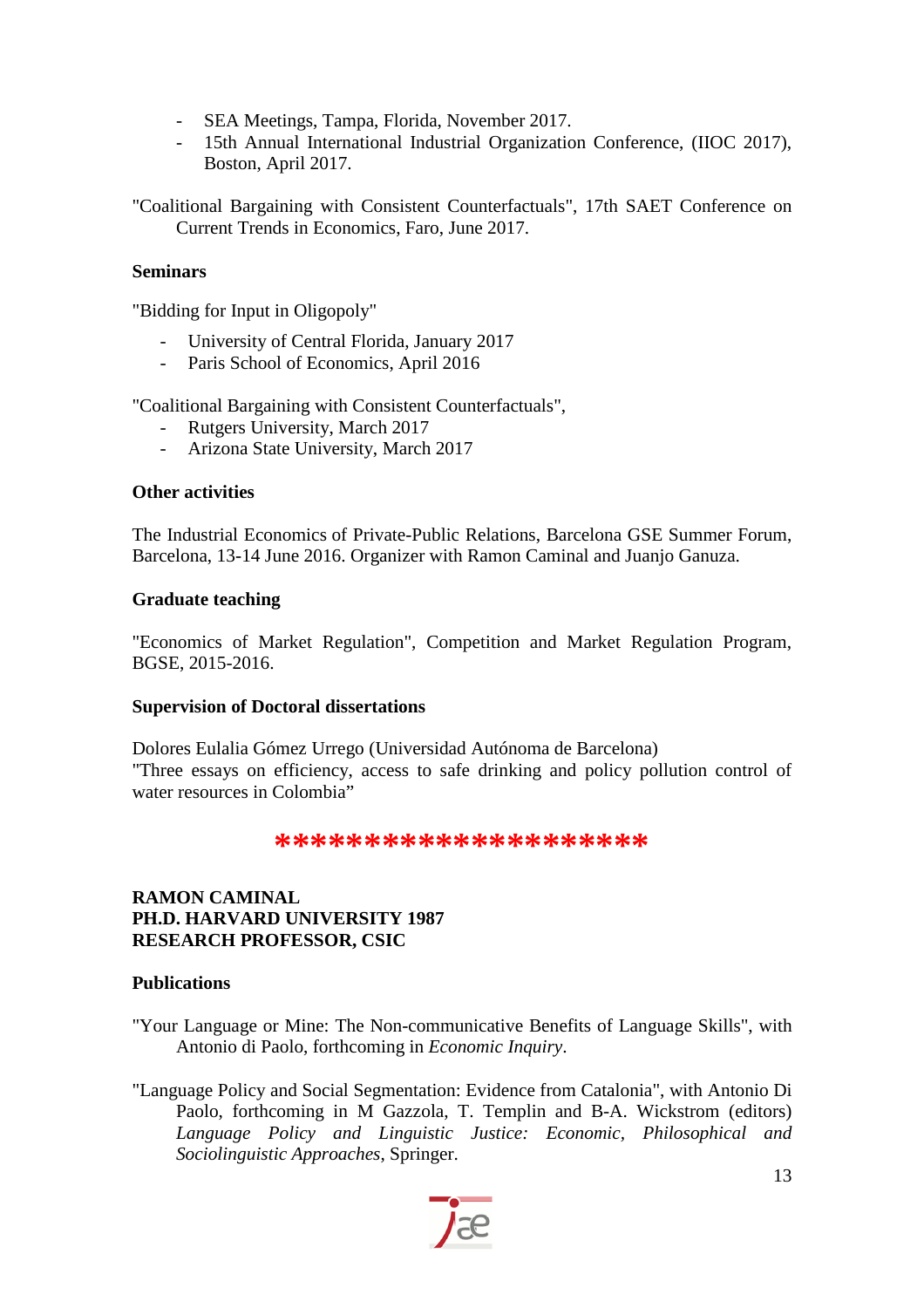- SEA Meetings, Tampa, Florida, November 2017.
- 15th Annual International Industrial Organization Conference, (IIOC 2017), Boston, April 2017.

"Coalitional Bargaining with Consistent Counterfactuals", 17th SAET Conference on Current Trends in Economics, Faro, June 2017.

**Seminars**

"Bidding for Input in Oligopoly"

- University of Central Florida, January 2017
- Paris School of Economics, April 2016

"Coalitional Bargaining with Consistent Counterfactuals",

- Rutgers University, March 2017
- Arizona State University, March 2017

**Other activities**

The Industrial Economics of Private-Public Relations, Barcelona GSE Summer Forum, Barcelona, 13-14 June 2016. Organizer with Ramon Caminal and Juanjo Ganuza.

**Graduate teaching**

"Economics of Market Regulation", Competition and Market Regulation Program, BGSE, 2015-2016.

**Supervision of Doctoral dissertations**

Dolores Eulalia Gómez Urrego (Universidad Autónoma de Barcelona)
"Three essays on efficiency, access to safe drinking and policy pollution control of water resources in Colombia"

**********************

**RAMON CAMINAL**
**PH.D. HARVARD UNIVERSITY 1987**
**RESEARCH PROFESSOR, CSIC**

**Publications**

"Your Language or Mine: The Non-communicative Benefits of Language Skills", with Antonio di Paolo, forthcoming in *Economic Inquiry*.

"Language Policy and Social Segmentation: Evidence from Catalonia", with Antonio Di Paolo, forthcoming in M Gazzola, T. Templin and B-A. Wickstrom (editors) *Language Policy and Linguistic Justice: Economic, Philosophical and Sociolinguistic Approaches*, Springer.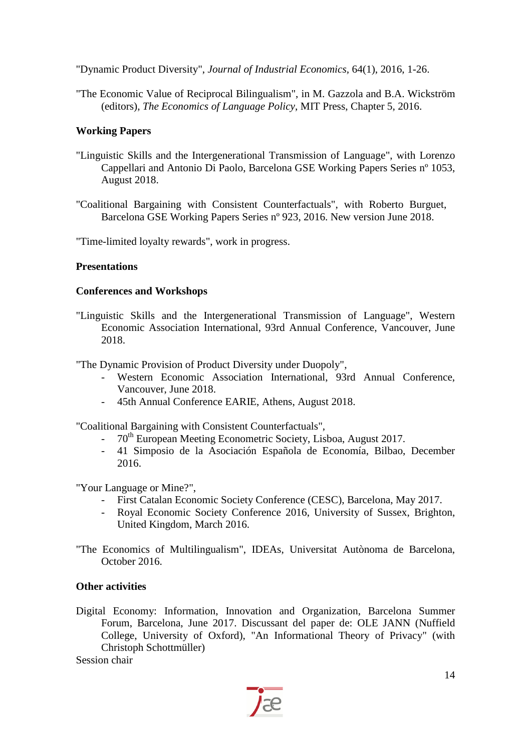"Dynamic Product Diversity", *Journal of Industrial Economics*, 64(1), 2016, 1-26.

"The Economic Value of Reciprocal Bilingualism", in M. Gazzola and B.A. Wickström (editors), *The Economics of Language Policy*, MIT Press, Chapter 5, 2016.

**Working Papers**

"Linguistic Skills and the Intergenerational Transmission of Language", with Lorenzo Cappellari and Antonio Di Paolo, Barcelona GSE Working Papers Series nº 1053, August 2018.

"Coalitional Bargaining with Consistent Counterfactuals", with Roberto Burguet, Barcelona GSE Working Papers Series nº 923, 2016. New version June 2018.

"Time-limited loyalty rewards", work in progress.

**Presentations**

**Conferences and Workshops**

"Linguistic Skills and the Intergenerational Transmission of Language", Western Economic Association International, 93rd Annual Conference, Vancouver, June 2018.

"The Dynamic Provision of Product Diversity under Duopoly",

- Western Economic Association International, 93rd Annual Conference, Vancouver, June 2018.
- 45th Annual Conference EARIE, Athens, August 2018.

"Coalitional Bargaining with Consistent Counterfactuals",

- 70th European Meeting Econometric Society, Lisboa, August 2017.
- 41 Simposio de la Asociación Española de Economía, Bilbao, December 2016.

"Your Language or Mine?",

- First Catalan Economic Society Conference (CESC), Barcelona, May 2017.
- Royal Economic Society Conference 2016, University of Sussex, Brighton, United Kingdom, March 2016.

"The Economics of Multilingualism", IDEAs, Universitat Autònoma de Barcelona, October 2016.

**Other activities**

Digital Economy: Information, Innovation and Organization, Barcelona Summer Forum, Barcelona, June 2017. Discussant del paper de: OLE JANN (Nuffield College, University of Oxford), "An Informational Theory of Privacy" (with Christoph Schottmüller)

Session chair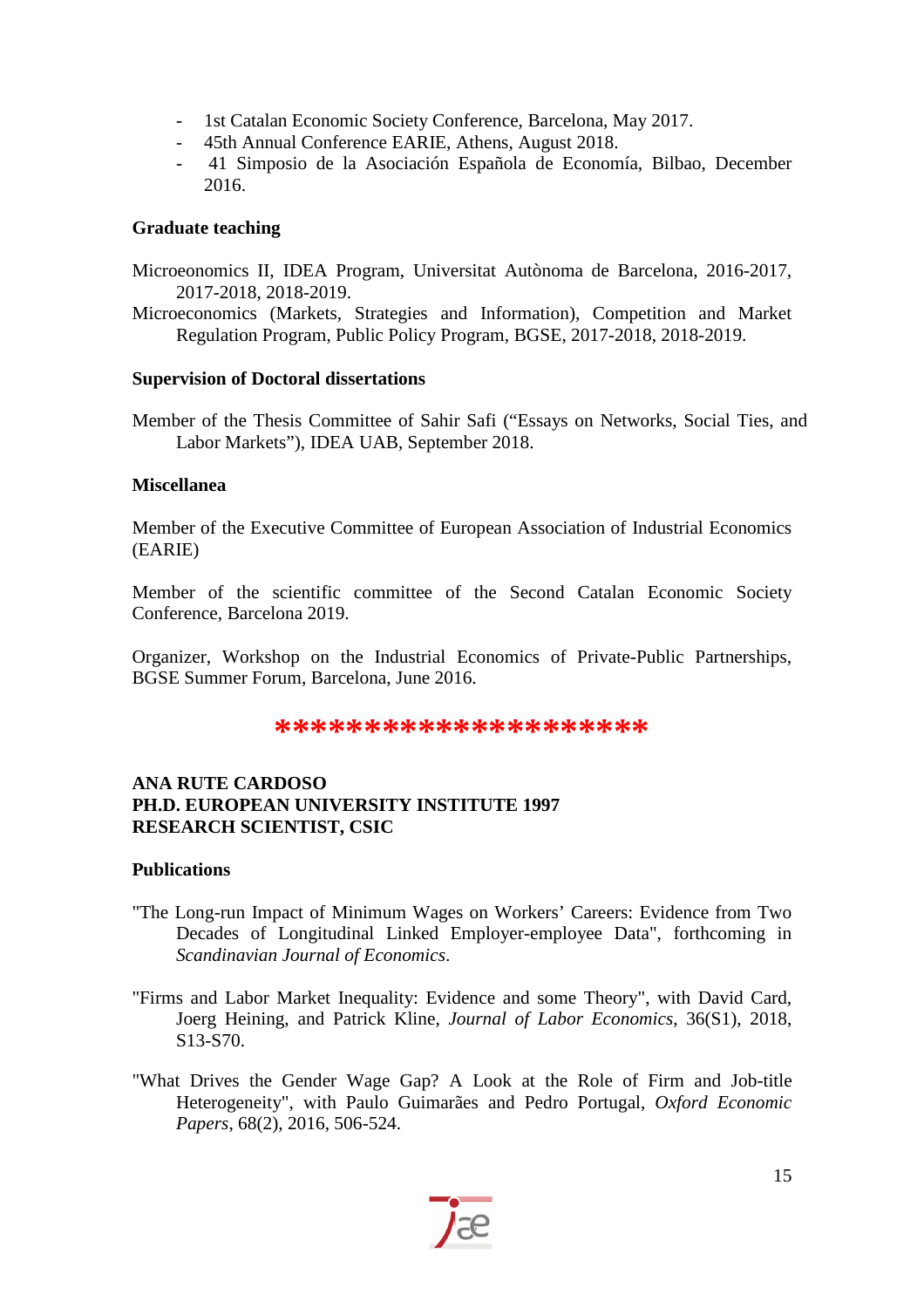- 1st Catalan Economic Society Conference, Barcelona, May 2017.
- 45th Annual Conference EARIE, Athens, August 2018.
- 41 Simposio de la Asociación Española de Economía, Bilbao, December 2016.

**Graduate teaching**

Microeonomics II, IDEA Program, Universitat Autònoma de Barcelona, 2016-2017, 2017-2018, 2018-2019.

Microeconomics (Markets, Strategies and Information), Competition and Market Regulation Program, Public Policy Program, BGSE, 2017-2018, 2018-2019.

**Supervision of Doctoral dissertations**

Member of the Thesis Committee of Sahir Safi ("Essays on Networks, Social Ties, and Labor Markets"), IDEA UAB, September 2018.

**Miscellanea**

Member of the Executive Committee of European Association of Industrial Economics (EARIE)

Member of the scientific committee of the Second Catalan Economic Society Conference, Barcelona 2019.

Organizer, Workshop on the Industrial Economics of Private-Public Partnerships, BGSE Summer Forum, Barcelona, June 2016.

*********************

**ANA RUTE CARDOSO**
**PH.D. EUROPEAN UNIVERSITY INSTITUTE 1997**
**RESEARCH SCIENTIST, CSIC**

**Publications**

"The Long-run Impact of Minimum Wages on Workers' Careers: Evidence from Two Decades of Longitudinal Linked Employer-employee Data", forthcoming in *Scandinavian Journal of Economics*.

"Firms and Labor Market Inequality: Evidence and some Theory", with David Card, Joerg Heining, and Patrick Kline, *Journal of Labor Economics*, 36(S1), 2018, S13-S70.

"What Drives the Gender Wage Gap? A Look at the Role of Firm and Job-title Heterogeneity", with Paulo Guimarães and Pedro Portugal, *Oxford Economic Papers*, 68(2), 2016, 506-524.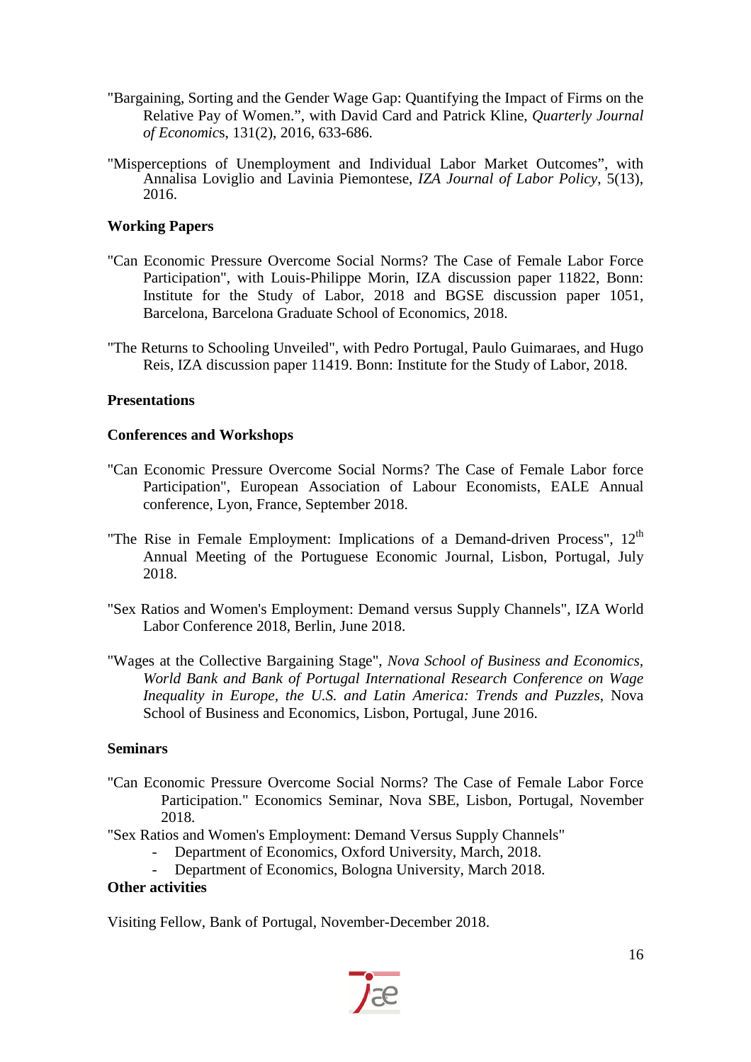"Bargaining, Sorting and the Gender Wage Gap: Quantifying the Impact of Firms on the Relative Pay of Women.", with David Card and Patrick Kline, *Quarterly Journal of Economics*, 131(2), 2016, 633-686.

"Misperceptions of Unemployment and Individual Labor Market Outcomes", with Annalisa Loviglio and Lavinia Piemontese, *IZA Journal of Labor Policy*, 5(13), 2016.

**Working Papers**

"Can Economic Pressure Overcome Social Norms? The Case of Female Labor Force Participation", with Louis-Philippe Morin, IZA discussion paper 11822, Bonn: Institute for the Study of Labor, 2018 and BGSE discussion paper 1051, Barcelona, Barcelona Graduate School of Economics, 2018.

"The Returns to Schooling Unveiled", with Pedro Portugal, Paulo Guimaraes, and Hugo Reis, IZA discussion paper 11419. Bonn: Institute for the Study of Labor, 2018.

**Presentations**

**Conferences and Workshops**

"Can Economic Pressure Overcome Social Norms? The Case of Female Labor force Participation", European Association of Labour Economists, EALE Annual conference, Lyon, France, September 2018.

"The Rise in Female Employment: Implications of a Demand-driven Process", 12th Annual Meeting of the Portuguese Economic Journal, Lisbon, Portugal, July 2018.

"Sex Ratios and Women's Employment: Demand versus Supply Channels", IZA World Labor Conference 2018, Berlin, June 2018.

"Wages at the Collective Bargaining Stage", *Nova School of Business and Economics, World Bank and Bank of Portugal International Research Conference on Wage Inequality in Europe, the U.S. and Latin America: Trends and Puzzles*, Nova School of Business and Economics, Lisbon, Portugal, June 2016.

**Seminars**

"Can Economic Pressure Overcome Social Norms? The Case of Female Labor Force Participation." Economics Seminar, Nova SBE, Lisbon, Portugal, November 2018.

"Sex Ratios and Women's Employment: Demand Versus Supply Channels"

- Department of Economics, Oxford University, March, 2018.
- Department of Economics, Bologna University, March 2018.

**Other activities**

Visiting Fellow, Bank of Portugal, November-December 2018.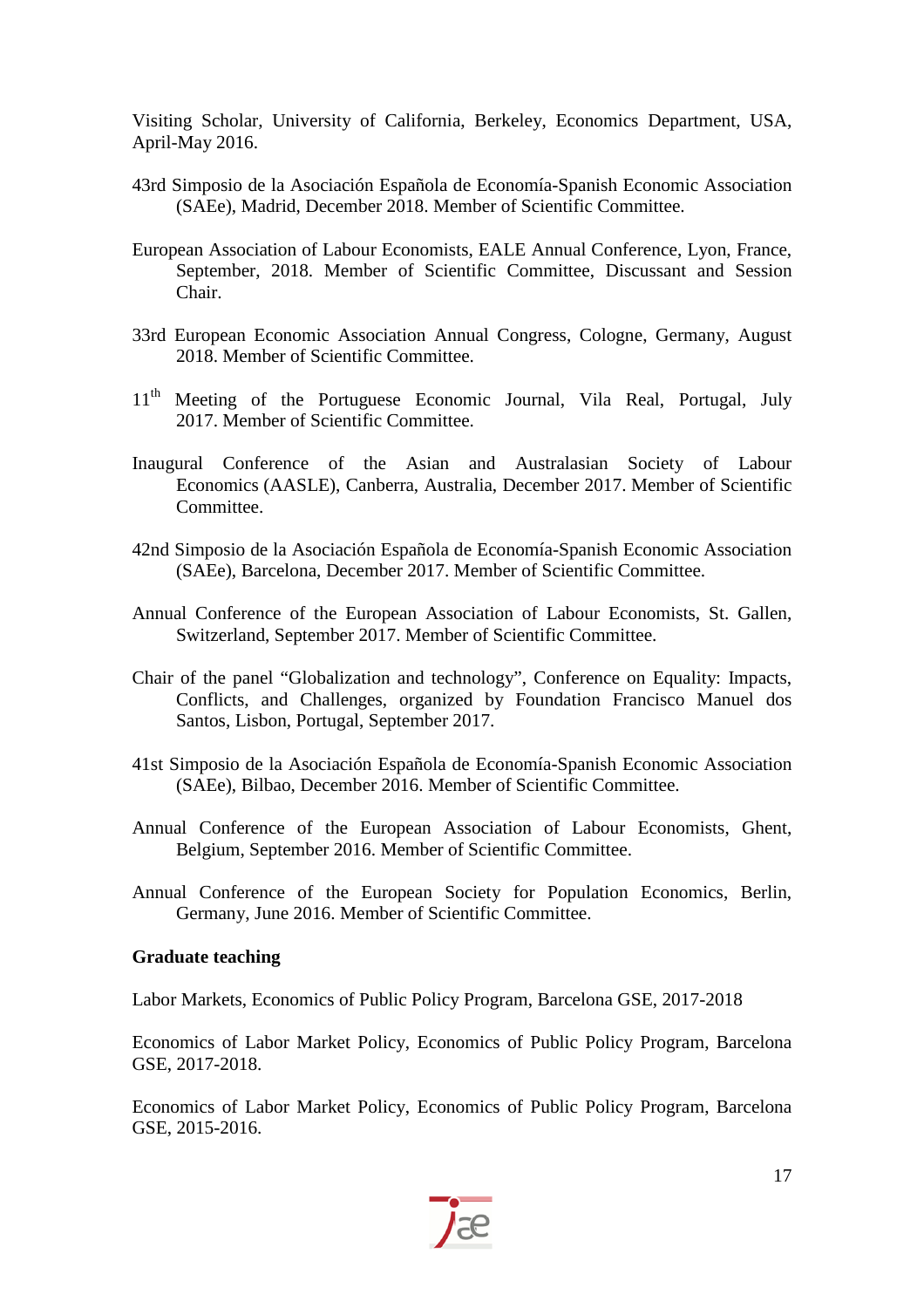Visiting Scholar, University of California, Berkeley, Economics Department, USA, April-May 2016.

43rd Simposio de la Asociación Española de Economía-Spanish Economic Association (SAEe), Madrid, December 2018. Member of Scientific Committee.

European Association of Labour Economists, EALE Annual Conference, Lyon, France, September, 2018. Member of Scientific Committee, Discussant and Session Chair.

33rd European Economic Association Annual Congress, Cologne, Germany, August 2018. Member of Scientific Committee.

11th Meeting of the Portuguese Economic Journal, Vila Real, Portugal, July 2017. Member of Scientific Committee.

Inaugural Conference of the Asian and Australasian Society of Labour Economics (AASLE), Canberra, Australia, December 2017. Member of Scientific Committee.

42nd Simposio de la Asociación Española de Economía-Spanish Economic Association (SAEe), Barcelona, December 2017. Member of Scientific Committee.

Annual Conference of the European Association of Labour Economists, St. Gallen, Switzerland, September 2017. Member of Scientific Committee.

Chair of the panel "Globalization and technology", Conference on Equality: Impacts, Conflicts, and Challenges, organized by Foundation Francisco Manuel dos Santos, Lisbon, Portugal, September 2017.

41st Simposio de la Asociación Española de Economía-Spanish Economic Association (SAEe), Bilbao, December 2016. Member of Scientific Committee.

Annual Conference of the European Association of Labour Economists, Ghent, Belgium, September 2016. Member of Scientific Committee.

Annual Conference of the European Society for Population Economics, Berlin, Germany, June 2016. Member of Scientific Committee.

**Graduate teaching**

Labor Markets, Economics of Public Policy Program, Barcelona GSE, 2017-2018

Economics of Labor Market Policy, Economics of Public Policy Program, Barcelona GSE, 2017-2018.

Economics of Labor Market Policy, Economics of Public Policy Program, Barcelona GSE, 2015-2016.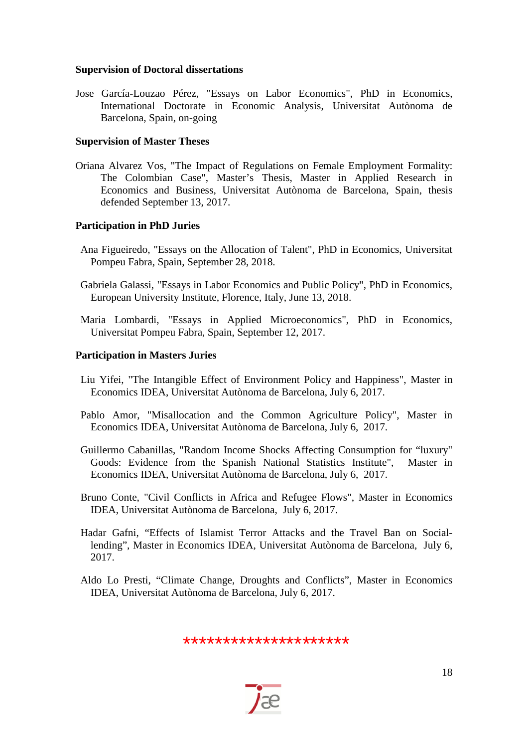**Supervision of Doctoral dissertations**

Jose García-Louzao Pérez, "Essays on Labor Economics", PhD in Economics, International Doctorate in Economic Analysis, Universitat Autònoma de Barcelona, Spain, on-going

**Supervision of Master Theses**

Oriana Alvarez Vos, "The Impact of Regulations on Female Employment Formality: The Colombian Case", Master's Thesis, Master in Applied Research in Economics and Business, Universitat Autònoma de Barcelona, Spain, thesis defended September 13, 2017.

**Participation in PhD Juries**

Ana Figueiredo, "Essays on the Allocation of Talent", PhD in Economics, Universitat Pompeu Fabra, Spain, September 28, 2018.

Gabriela Galassi, "Essays in Labor Economics and Public Policy", PhD in Economics, European University Institute, Florence, Italy, June 13, 2018.

Maria Lombardi, "Essays in Applied Microeconomics", PhD in Economics, Universitat Pompeu Fabra, Spain, September 12, 2017.

**Participation in Masters Juries**

Liu Yifei, "The Intangible Effect of Environment Policy and Happiness", Master in Economics IDEA, Universitat Autònoma de Barcelona, July 6, 2017.

Pablo Amor, "Misallocation and the Common Agriculture Policy", Master in Economics IDEA, Universitat Autònoma de Barcelona, July 6, 2017.

Guillermo Cabanillas, "Random Income Shocks Affecting Consumption for "luxury" Goods: Evidence from the Spanish National Statistics Institute", Master in Economics IDEA, Universitat Autònoma de Barcelona, July 6, 2017.

Bruno Conte, "Civil Conflicts in Africa and Refugee Flows", Master in Economics IDEA, Universitat Autònoma de Barcelona, July 6, 2017.

Hadar Gafni, "Effects of Islamist Terror Attacks and the Travel Ban on Social-lending", Master in Economics IDEA, Universitat Autònoma de Barcelona, July 6, 2017.

Aldo Lo Presti, "Climate Change, Droughts and Conflicts", Master in Economics IDEA, Universitat Autònoma de Barcelona, July 6, 2017.

*********************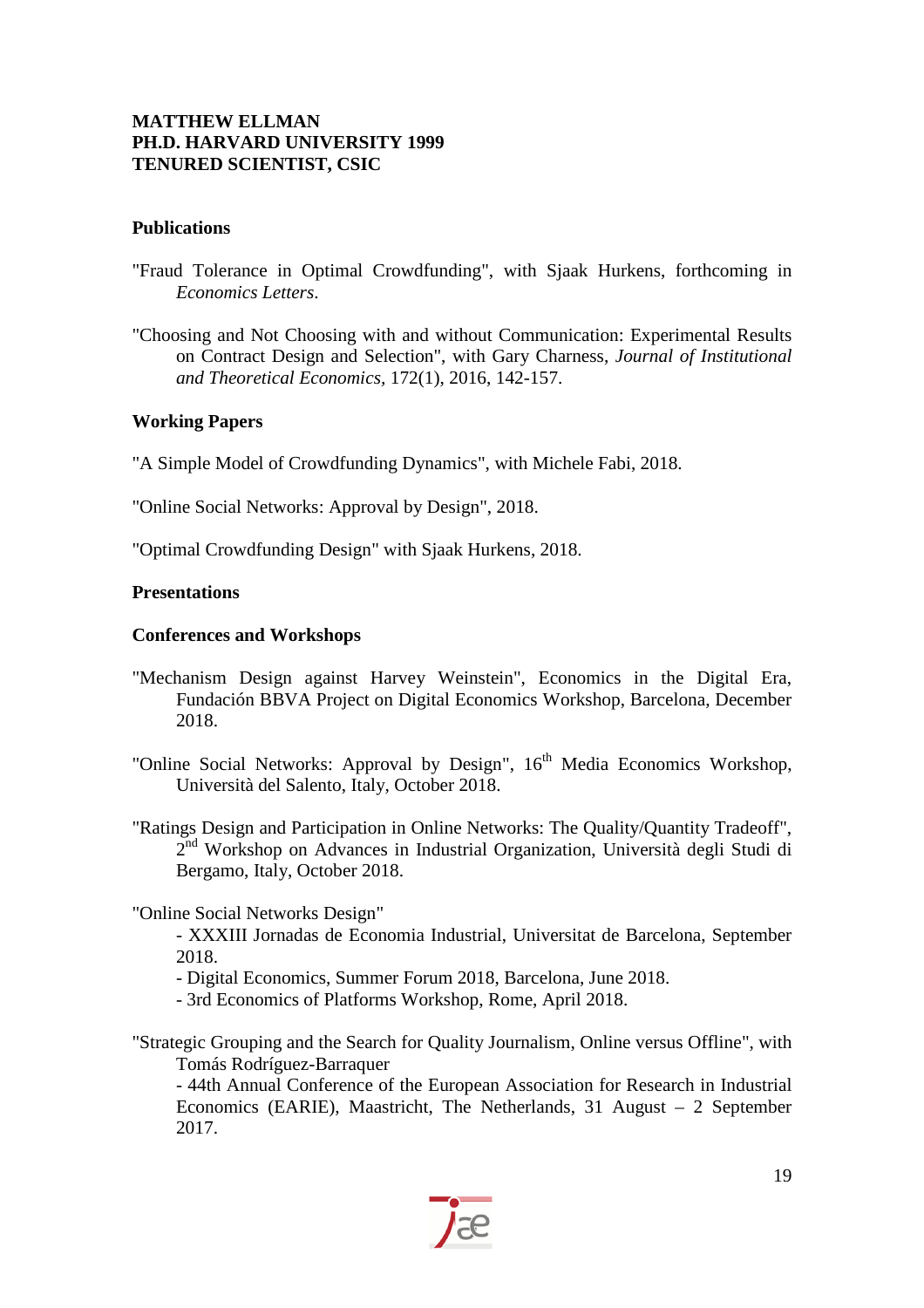**MATTHEW ELLMAN**
**PH.D. HARVARD UNIVERSITY 1999**
**TENURED SCIENTIST, CSIC**

**Publications**

"Fraud Tolerance in Optimal Crowdfunding", with Sjaak Hurkens, forthcoming in *Economics Letters*.

"Choosing and Not Choosing with and without Communication: Experimental Results on Contract Design and Selection", with Gary Charness, *Journal of Institutional and Theoretical Economics*, 172(1), 2016, 142-157.

**Working Papers**

"A Simple Model of Crowdfunding Dynamics", with Michele Fabi, 2018.

"Online Social Networks: Approval by Design", 2018.

"Optimal Crowdfunding Design" with Sjaak Hurkens, 2018.

**Presentations**

**Conferences and Workshops**

"Mechanism Design against Harvey Weinstein", Economics in the Digital Era, Fundación BBVA Project on Digital Economics Workshop, Barcelona, December 2018.

"Online Social Networks: Approval by Design", 16th Media Economics Workshop, Università del Salento, Italy, October 2018.

"Ratings Design and Participation in Online Networks: The Quality/Quantity Tradeoff", 2nd Workshop on Advances in Industrial Organization, Università degli Studi di Bergamo, Italy, October 2018.

"Online Social Networks Design"
- XXXIII Jornadas de Economia Industrial, Universitat de Barcelona, September 2018.
- Digital Economics, Summer Forum 2018, Barcelona, June 2018.
- 3rd Economics of Platforms Workshop, Rome, April 2018.

"Strategic Grouping and the Search for Quality Journalism, Online versus Offline", with Tomás Rodríguez-Barraquer
- 44th Annual Conference of the European Association for Research in Industrial Economics (EARIE), Maastricht, The Netherlands, 31 August – 2 September 2017.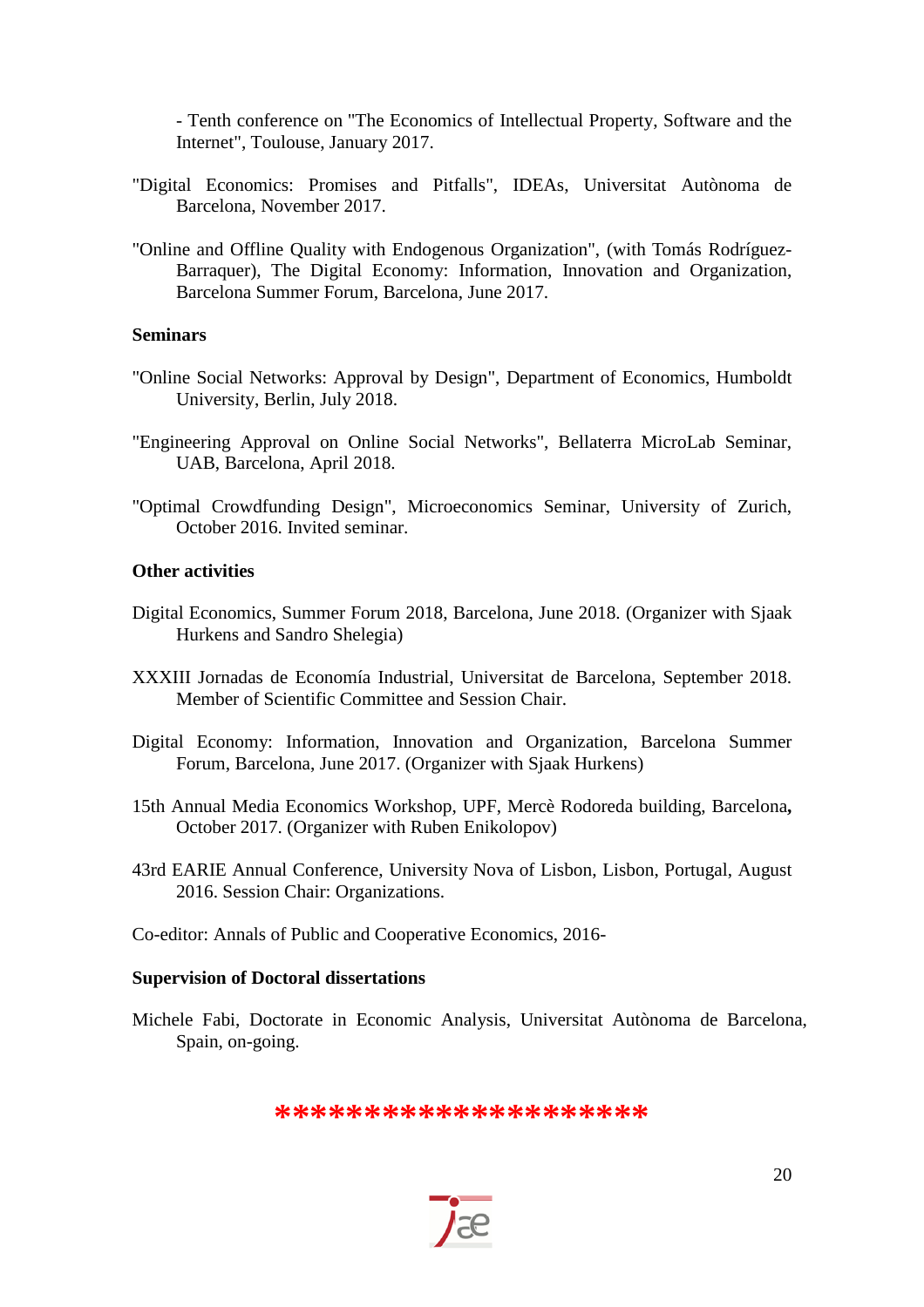- Tenth conference on "The Economics of Intellectual Property, Software and the Internet", Toulouse, January 2017.

"Digital Economics: Promises and Pitfalls", IDEAs, Universitat Autònoma de Barcelona, November 2017.

"Online and Offline Quality with Endogenous Organization", (with Tomás Rodríguez-Barraquer), The Digital Economy: Information, Innovation and Organization, Barcelona Summer Forum, Barcelona, June 2017.

**Seminars**

"Online Social Networks: Approval by Design", Department of Economics, Humboldt University, Berlin, July 2018.

"Engineering Approval on Online Social Networks", Bellaterra MicroLab Seminar, UAB, Barcelona, April 2018.

"Optimal Crowdfunding Design", Microeconomics Seminar, University of Zurich, October 2016. Invited seminar.

**Other activities**

Digital Economics, Summer Forum 2018, Barcelona, June 2018. (Organizer with Sjaak Hurkens and Sandro Shelegia)

XXXIII Jornadas de Economía Industrial, Universitat de Barcelona, September 2018. Member of Scientific Committee and Session Chair.

Digital Economy: Information, Innovation and Organization, Barcelona Summer Forum, Barcelona, June 2017. (Organizer with Sjaak Hurkens)

15th Annual Media Economics Workshop, UPF, Mercè Rodoreda building, Barcelona**,** October 2017. (Organizer with Ruben Enikolopov)

43rd EARIE Annual Conference, University Nova of Lisbon, Lisbon, Portugal, August 2016. Session Chair: Organizations.

Co-editor: Annals of Public and Cooperative Economics, 2016-

**Supervision of Doctoral dissertations**

Michele Fabi, Doctorate in Economic Analysis, Universitat Autònoma de Barcelona, Spain, on-going.

**********************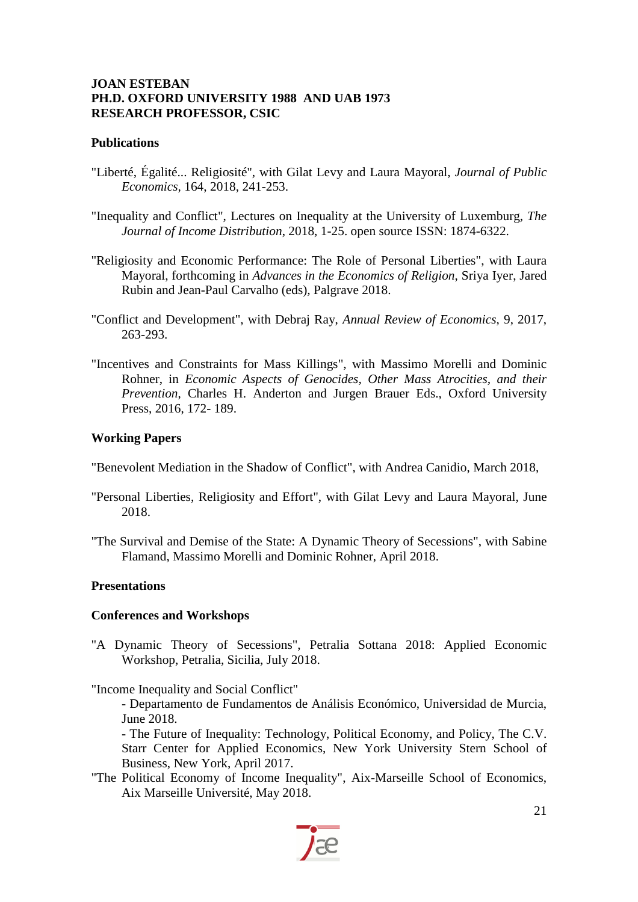**JOAN ESTEBAN**
**PH.D. OXFORD UNIVERSITY 1988 AND UAB 1973**
**RESEARCH PROFESSOR, CSIC**

**Publications**

"Liberté, Égalité... Religiosité", with Gilat Levy and Laura Mayoral, *Journal of Public Economics*, 164, 2018, 241-253.

"Inequality and Conflict", Lectures on Inequality at the University of Luxemburg, *The Journal of Income Distribution*, 2018, 1-25. open source ISSN: 1874-6322.

"Religiosity and Economic Performance: The Role of Personal Liberties", with Laura Mayoral, forthcoming in *Advances in the Economics of Religion*, Sriya Iyer, Jared Rubin and Jean-Paul Carvalho (eds), Palgrave 2018.

"Conflict and Development", with Debraj Ray, *Annual Review of Economics*, 9, 2017, 263-293.

"Incentives and Constraints for Mass Killings", with Massimo Morelli and Dominic Rohner, in *Economic Aspects of Genocides, Other Mass Atrocities, and their Prevention*, Charles H. Anderton and Jurgen Brauer Eds., Oxford University Press, 2016, 172- 189.

**Working Papers**

"Benevolent Mediation in the Shadow of Conflict", with Andrea Canidio, March 2018,

"Personal Liberties, Religiosity and Effort", with Gilat Levy and Laura Mayoral, June 2018.

"The Survival and Demise of the State: A Dynamic Theory of Secessions", with Sabine Flamand, Massimo Morelli and Dominic Rohner, April 2018.

**Presentations**

**Conferences and Workshops**

"A Dynamic Theory of Secessions", Petralia Sottana 2018: Applied Economic Workshop, Petralia, Sicilia, July 2018.

"Income Inequality and Social Conflict"
- Departamento de Fundamentos de Análisis Económico, Universidad de Murcia, June 2018.
- The Future of Inequality: Technology, Political Economy, and Policy, The C.V. Starr Center for Applied Economics, New York University Stern School of Business, New York, April 2017.

"The Political Economy of Income Inequality", Aix-Marseille School of Economics, Aix Marseille Université, May 2018.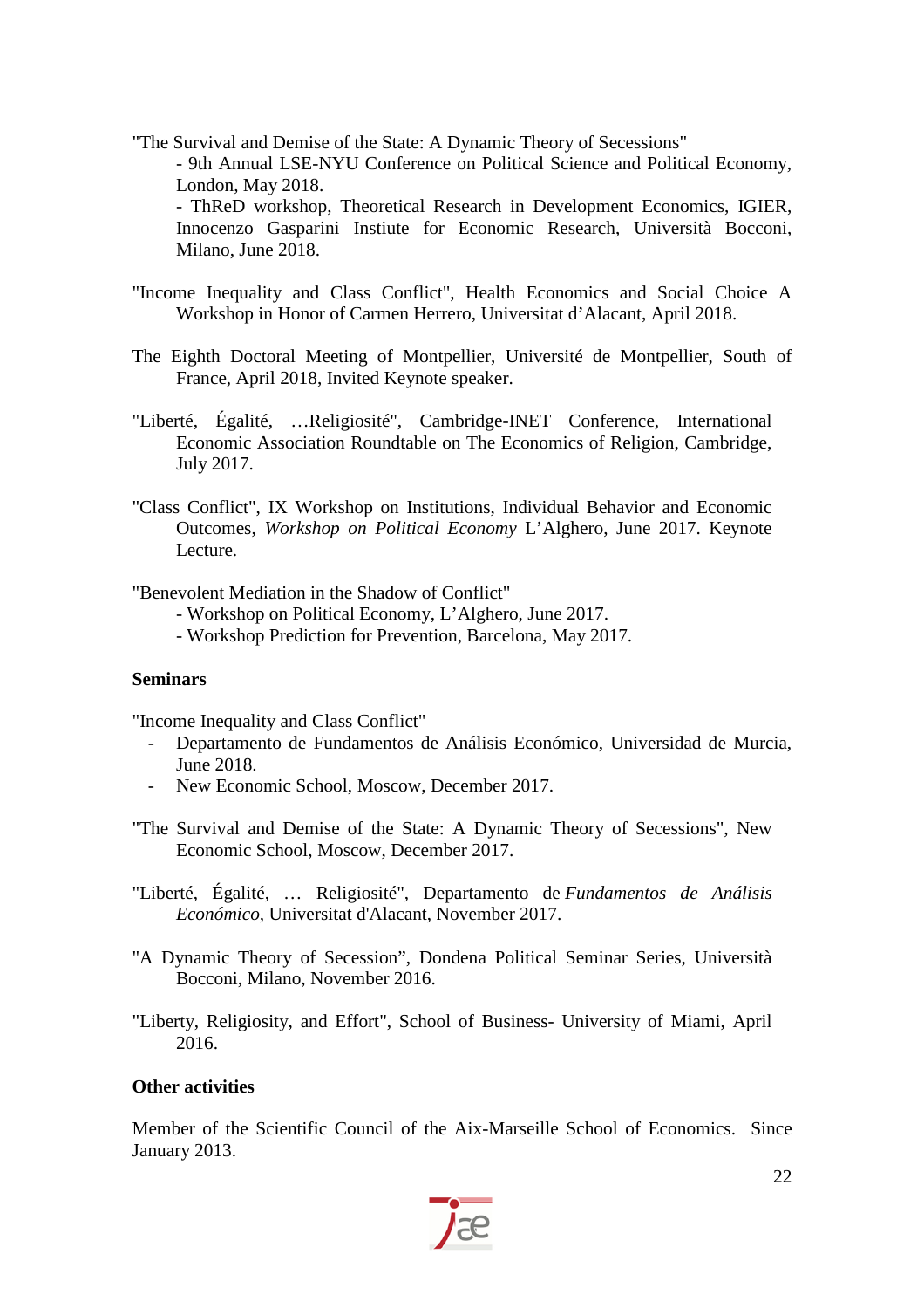"The Survival and Demise of the State: A Dynamic Theory of Secessions"

- 9th Annual LSE-NYU Conference on Political Science and Political Economy, London, May 2018.
- ThReD workshop, Theoretical Research in Development Economics, IGIER, Innocenzo Gasparini Institue for Economic Research, Università Bocconi, Milano, June 2018.

"Income Inequality and Class Conflict", Health Economics and Social Choice A Workshop in Honor of Carmen Herrero, Universitat d'Alacant, April 2018.

The Eighth Doctoral Meeting of Montpellier, Université de Montpellier, South of France, April 2018, Invited Keynote speaker.

"Liberté, Égalité, …Religiosité", Cambridge-INET Conference, International Economic Association Roundtable on The Economics of Religion, Cambridge, July 2017.

"Class Conflict", IX Workshop on Institutions, Individual Behavior and Economic Outcomes, *Workshop on Political Economy* L'Alghero, June 2017. Keynote Lecture.

"Benevolent Mediation in the Shadow of Conflict"

- Workshop on Political Economy, L'Alghero, June 2017.
- Workshop Prediction for Prevention, Barcelona, May 2017.

**Seminars**

"Income Inequality and Class Conflict"

- Departamento de Fundamentos de Análisis Económico, Universidad de Murcia, June 2018.
- New Economic School, Moscow, December 2017.

"The Survival and Demise of the State: A Dynamic Theory of Secessions", New Economic School, Moscow, December 2017.

"Liberté, Égalité, … Religiosité", Departamento de *Fundamentos de Análisis Económico*, Universitat d'Alacant, November 2017.

"A Dynamic Theory of Secession", Dondena Political Seminar Series, Università Bocconi, Milano, November 2016.

"Liberty, Religiosity, and Effort", School of Business- University of Miami, April 2016.

**Other activities**

Member of the Scientific Council of the Aix-Marseille School of Economics. Since January 2013.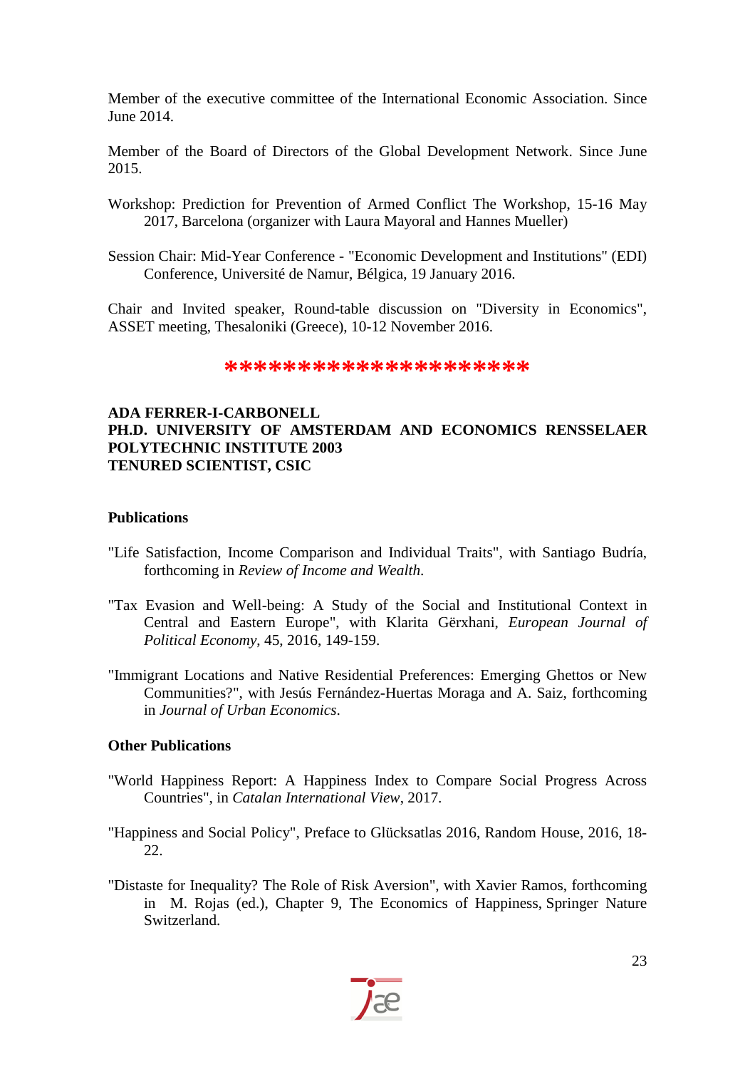Member of the executive committee of the International Economic Association. Since June 2014.

Member of the Board of Directors of the Global Development Network. Since June 2015.

Workshop: Prediction for Prevention of Armed Conflict The Workshop, 15-16 May 2017, Barcelona (organizer with Laura Mayoral and Hannes Mueller)

Session Chair: Mid-Year Conference - "Economic Development and Institutions" (EDI) Conference, Université de Namur, Bélgica, 19 January 2016.

Chair and Invited speaker, Round-table discussion on "Diversity in Economics", ASSET meeting, Thesaloniki (Greece), 10-12 November 2016.

**********************

**ADA FERRER-I-CARBONELL**
**PH.D. UNIVERSITY OF AMSTERDAM AND ECONOMICS RENSSELAER POLYTECHNIC INSTITUTE 2003**
**TENURED SCIENTIST, CSIC**

**Publications**

"Life Satisfaction, Income Comparison and Individual Traits", with Santiago Budría, forthcoming in *Review of Income and Wealth*.

"Tax Evasion and Well-being: A Study of the Social and Institutional Context in Central and Eastern Europe", with Klarita Gërxhani, *European Journal of Political Economy*, 45, 2016, 149-159.

"Immigrant Locations and Native Residential Preferences: Emerging Ghettos or New Communities?", with Jesús Fernández-Huertas Moraga and A. Saiz, forthcoming in *Journal of Urban Economics*.

**Other Publications**

"World Happiness Report: A Happiness Index to Compare Social Progress Across Countries", in *Catalan International View*, 2017.

"Happiness and Social Policy", Preface to Glücksatlas 2016, Random House, 2016, 18-22.

"Distaste for Inequality? The Role of Risk Aversion", with Xavier Ramos, forthcoming in M. Rojas (ed.), Chapter 9, The Economics of Happiness, Springer Nature Switzerland.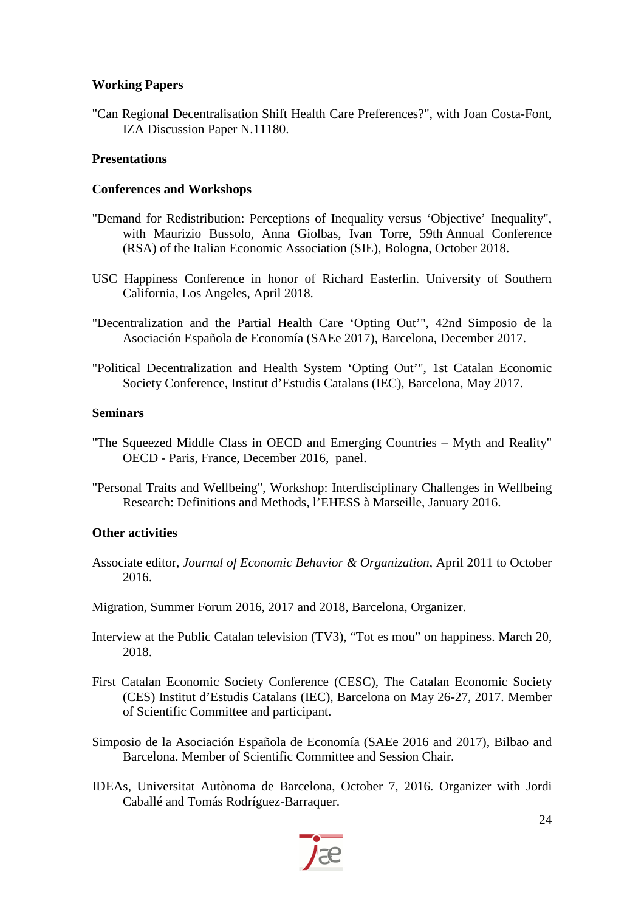**Working Papers**

"Can Regional Decentralisation Shift Health Care Preferences?", with Joan Costa-Font, IZA Discussion Paper N.11180.

**Presentations**

**Conferences and Workshops**

"Demand for Redistribution: Perceptions of Inequality versus 'Objective' Inequality", with Maurizio Bussolo, Anna Giolbas, Ivan Torre, 59th Annual Conference (RSA) of the Italian Economic Association (SIE), Bologna, October 2018.

USC Happiness Conference in honor of Richard Easterlin. University of Southern California, Los Angeles, April 2018.

"Decentralization and the Partial Health Care 'Opting Out'", 42nd Simposio de la Asociación Española de Economía (SAEe 2017), Barcelona, December 2017.

"Political Decentralization and Health System 'Opting Out'", 1st Catalan Economic Society Conference, Institut d'Estudis Catalans (IEC), Barcelona, May 2017.

**Seminars**

"The Squeezed Middle Class in OECD and Emerging Countries – Myth and Reality" OECD - Paris, France, December 2016, panel.

"Personal Traits and Wellbeing", Workshop: Interdisciplinary Challenges in Wellbeing Research: Definitions and Methods, l'EHESS à Marseille, January 2016.

**Other activities**

Associate editor, *Journal of Economic Behavior & Organization*, April 2011 to October 2016.

Migration, Summer Forum 2016, 2017 and 2018, Barcelona, Organizer.

Interview at the Public Catalan television (TV3), "Tot es mou" on happiness. March 20, 2018.

First Catalan Economic Society Conference (CESC), The Catalan Economic Society (CES) Institut d'Estudis Catalans (IEC), Barcelona on May 26-27, 2017. Member of Scientific Committee and participant.

Simposio de la Asociación Española de Economía (SAEe 2016 and 2017), Bilbao and Barcelona. Member of Scientific Committee and Session Chair.

IDEAs, Universitat Autònoma de Barcelona, October 7, 2016. Organizer with Jordi Caballé and Tomás Rodríguez-Barraquer.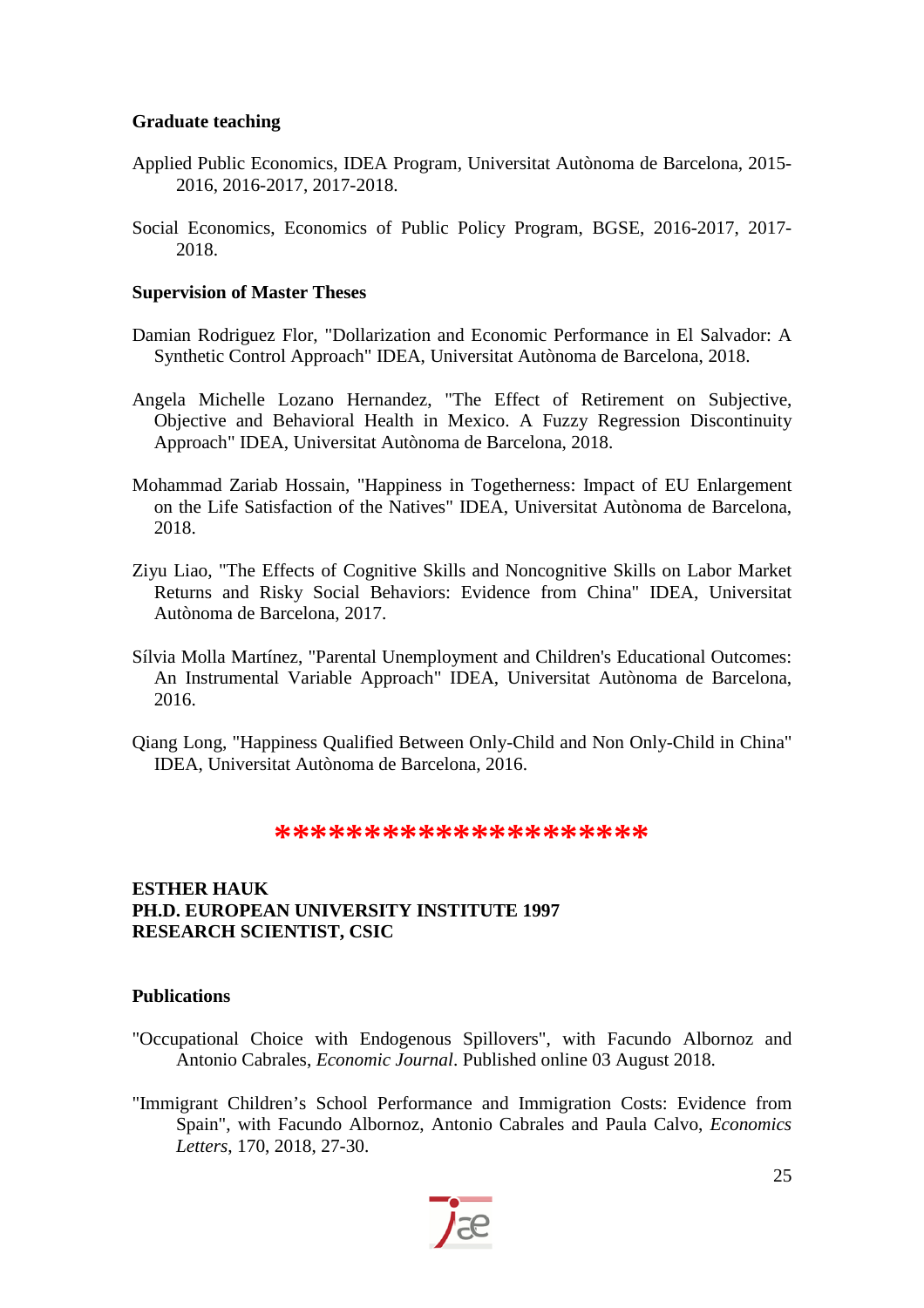**Graduate teaching**

Applied Public Economics, IDEA Program, Universitat Autònoma de Barcelona, 2015-2016, 2016-2017, 2017-2018.

Social Economics, Economics of Public Policy Program, BGSE, 2016-2017, 2017-2018.

**Supervision of Master Theses**

Damian Rodriguez Flor, "Dollarization and Economic Performance in El Salvador: A Synthetic Control Approach" IDEA, Universitat Autònoma de Barcelona, 2018.

Angela Michelle Lozano Hernandez, "The Effect of Retirement on Subjective, Objective and Behavioral Health in Mexico. A Fuzzy Regression Discontinuity Approach" IDEA, Universitat Autònoma de Barcelona, 2018.

Mohammad Zariab Hossain, "Happiness in Togetherness: Impact of EU Enlargement on the Life Satisfaction of the Natives" IDEA, Universitat Autònoma de Barcelona, 2018.

Ziyu Liao, "The Effects of Cognitive Skills and Noncognitive Skills on Labor Market Returns and Risky Social Behaviors: Evidence from China" IDEA, Universitat Autònoma de Barcelona, 2017.

Sílvia Molla Martínez, "Parental Unemployment and Children's Educational Outcomes: An Instrumental Variable Approach" IDEA, Universitat Autònoma de Barcelona, 2016.

Qiang Long, "Happiness Qualified Between Only-Child and Non Only-Child in China" IDEA, Universitat Autònoma de Barcelona, 2016.

*********************

**ESTHER HAUK**
**PH.D. EUROPEAN UNIVERSITY INSTITUTE 1997**
**RESEARCH SCIENTIST, CSIC**

**Publications**

"Occupational Choice with Endogenous Spillovers", with Facundo Albornoz and Antonio Cabrales, *Economic Journal*. Published online 03 August 2018.

"Immigrant Children's School Performance and Immigration Costs: Evidence from Spain", with Facundo Albornoz, Antonio Cabrales and Paula Calvo, *Economics Letters*, 170, 2018, 27-30.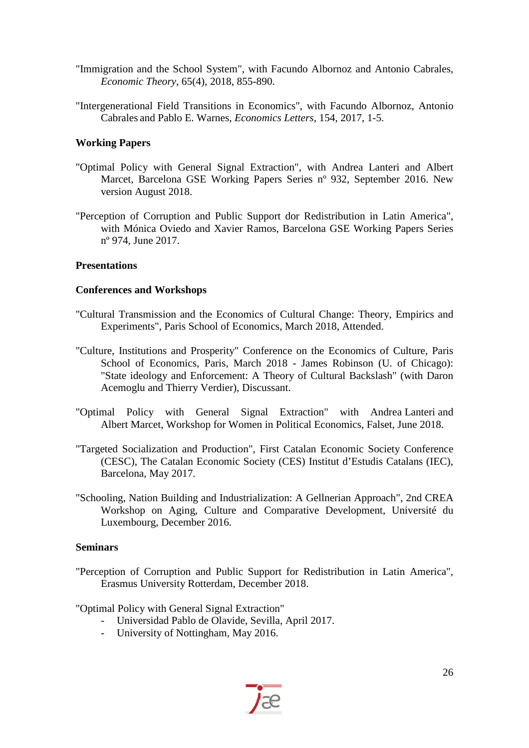"Immigration and the School System", with Facundo Albornoz and Antonio Cabrales, *Economic Theory*, 65(4), 2018, 855-890.

"Intergenerational Field Transitions in Economics", with Facundo Albornoz, Antonio Cabrales and Pablo E. Warnes, *Economics Letters*, 154, 2017, 1-5.

**Working Papers**

"Optimal Policy with General Signal Extraction", with Andrea Lanteri and Albert Marcet, Barcelona GSE Working Papers Series nº 932, September 2016. New version August 2018.

"Perception of Corruption and Public Support dor Redistribution in Latin America", with Mónica Oviedo and Xavier Ramos, Barcelona GSE Working Papers Series nº 974, June 2017.

**Presentations**

**Conferences and Workshops**

"Cultural Transmission and the Economics of Cultural Change: Theory, Empirics and Experiments", Paris School of Economics, March 2018, Attended.

"Culture, Institutions and Prosperity" Conference on the Economics of Culture, Paris School of Economics, Paris, March 2018 - James Robinson (U. of Chicago): "State ideology and Enforcement: A Theory of Cultural Backslash" (with Daron Acemoglu and Thierry Verdier), Discussant.

"Optimal Policy with General Signal Extraction" with Andrea Lanteri and Albert Marcet, Workshop for Women in Political Economics, Falset, June 2018.

"Targeted Socialization and Production", First Catalan Economic Society Conference (CESC), The Catalan Economic Society (CES) Institut d'Estudis Catalans (IEC), Barcelona, May 2017.

"Schooling, Nation Building and Industrialization: A Gellnerian Approach", 2nd CREA Workshop on Aging, Culture and Comparative Development, Université du Luxembourg, December 2016.

**Seminars**

"Perception of Corruption and Public Support for Redistribution in Latin America", Erasmus University Rotterdam, December 2018.

"Optimal Policy with General Signal Extraction"

- Universidad Pablo de Olavide, Sevilla, April 2017.
- University of Nottingham, May 2016.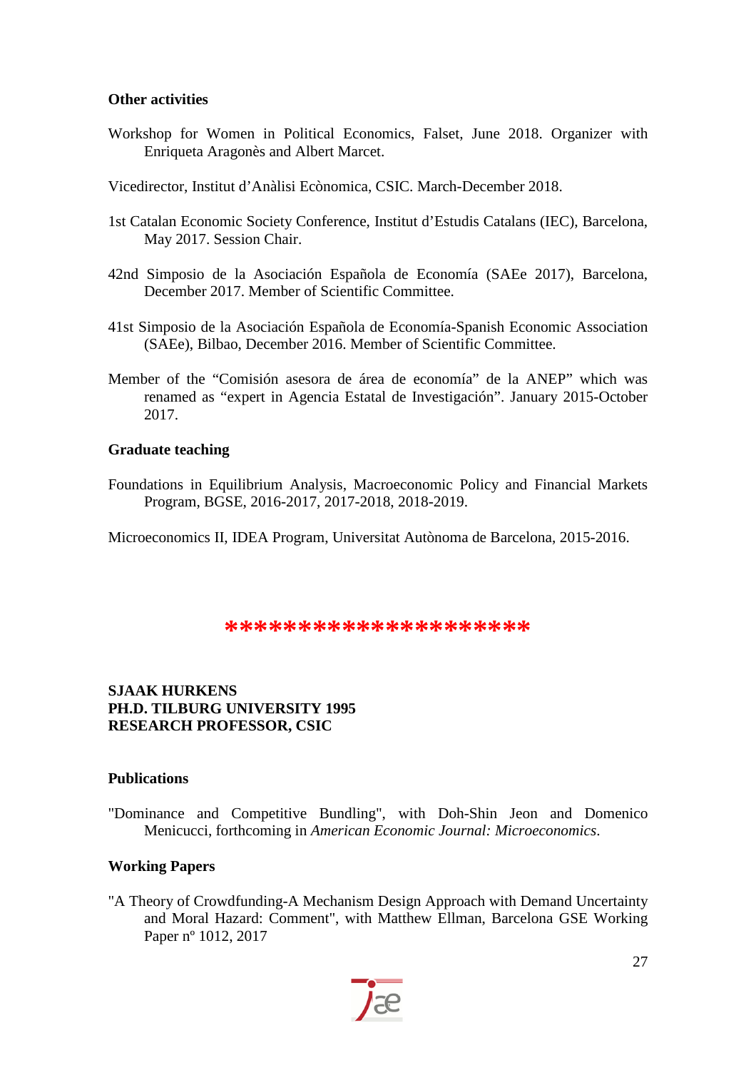**Other activities**

Workshop for Women in Political Economics, Falset, June 2018. Organizer with Enriqueta Aragonès and Albert Marcet.

Vicedirector, Institut d'Anàlisi Ecònomica, CSIC. March-December 2018.

1st Catalan Economic Society Conference, Institut d'Estudis Catalans (IEC), Barcelona, May 2017. Session Chair.

42nd Simposio de la Asociación Española de Economía (SAEe 2017), Barcelona, December 2017. Member of Scientific Committee.

41st Simposio de la Asociación Española de Economía-Spanish Economic Association (SAEe), Bilbao, December 2016. Member of Scientific Committee.

Member of the "Comisión asesora de área de economía" de la ANEP" which was renamed as "expert in Agencia Estatal de Investigación". January 2015-October 2017.

**Graduate teaching**

Foundations in Equilibrium Analysis, Macroeconomic Policy and Financial Markets Program, BGSE, 2016-2017, 2017-2018, 2018-2019.

Microeconomics II, IDEA Program, Universitat Autònoma de Barcelona, 2015-2016.

*********************

**SJAAK HURKENS**
**PH.D. TILBURG UNIVERSITY 1995**
**RESEARCH PROFESSOR, CSIC**

**Publications**

"Dominance and Competitive Bundling", with Doh-Shin Jeon and Domenico Menicucci, forthcoming in *American Economic Journal: Microeconomics*.

**Working Papers**

"A Theory of Crowdfunding-A Mechanism Design Approach with Demand Uncertainty and Moral Hazard: Comment", with Matthew Ellman, Barcelona GSE Working Paper nº 1012, 2017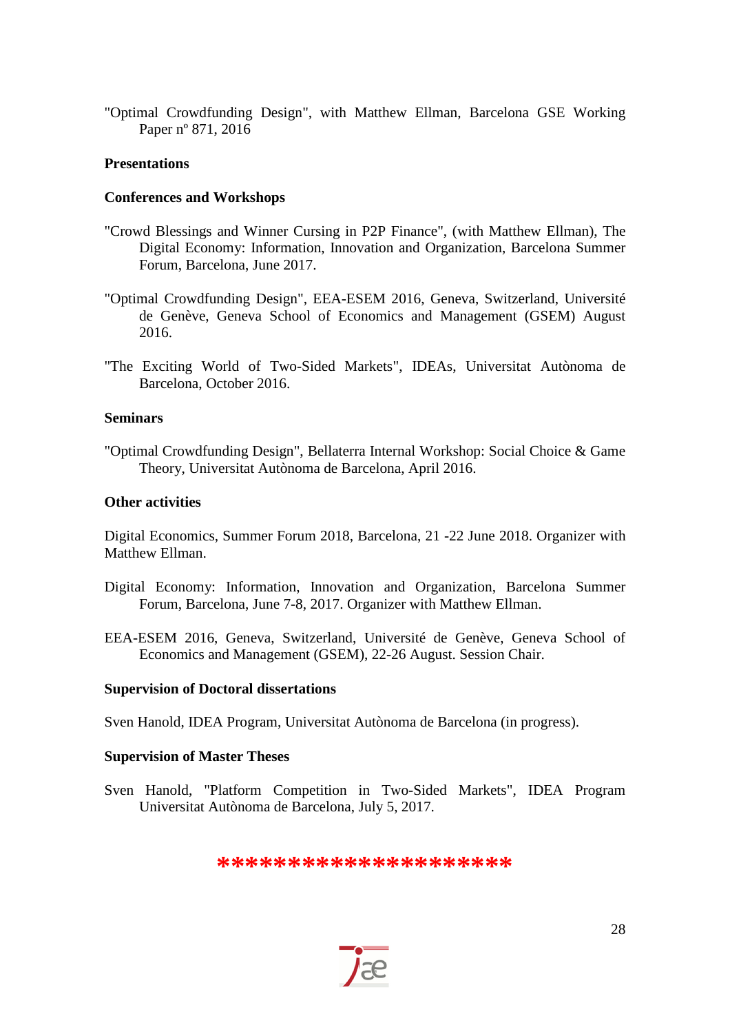"Optimal Crowdfunding Design", with Matthew Ellman, Barcelona GSE Working Paper nº 871, 2016

**Presentations**

**Conferences and Workshops**

"Crowd Blessings and Winner Cursing in P2P Finance", (with Matthew Ellman), The Digital Economy: Information, Innovation and Organization, Barcelona Summer Forum, Barcelona, June 2017.

"Optimal Crowdfunding Design", EEA-ESEM 2016, Geneva, Switzerland, Université de Genève, Geneva School of Economics and Management (GSEM) August 2016.

"The Exciting World of Two-Sided Markets", IDEAs, Universitat Autònoma de Barcelona, October 2016.

**Seminars**

"Optimal Crowdfunding Design", Bellaterra Internal Workshop: Social Choice & Game Theory, Universitat Autònoma de Barcelona, April 2016.

**Other activities**

Digital Economics, Summer Forum 2018, Barcelona, 21 -22 June 2018. Organizer with Matthew Ellman.

Digital Economy: Information, Innovation and Organization, Barcelona Summer Forum, Barcelona, June 7-8, 2017. Organizer with Matthew Ellman.

EEA-ESEM 2016, Geneva, Switzerland, Université de Genève, Geneva School of Economics and Management (GSEM), 22-26 August. Session Chair.

**Supervision of Doctoral dissertations**

Sven Hanold, IDEA Program, Universitat Autònoma de Barcelona (in progress).

**Supervision of Master Theses**

Sven Hanold, "Platform Competition in Two-Sided Markets", IDEA Program Universitat Autònoma de Barcelona, July 5, 2017.

**********************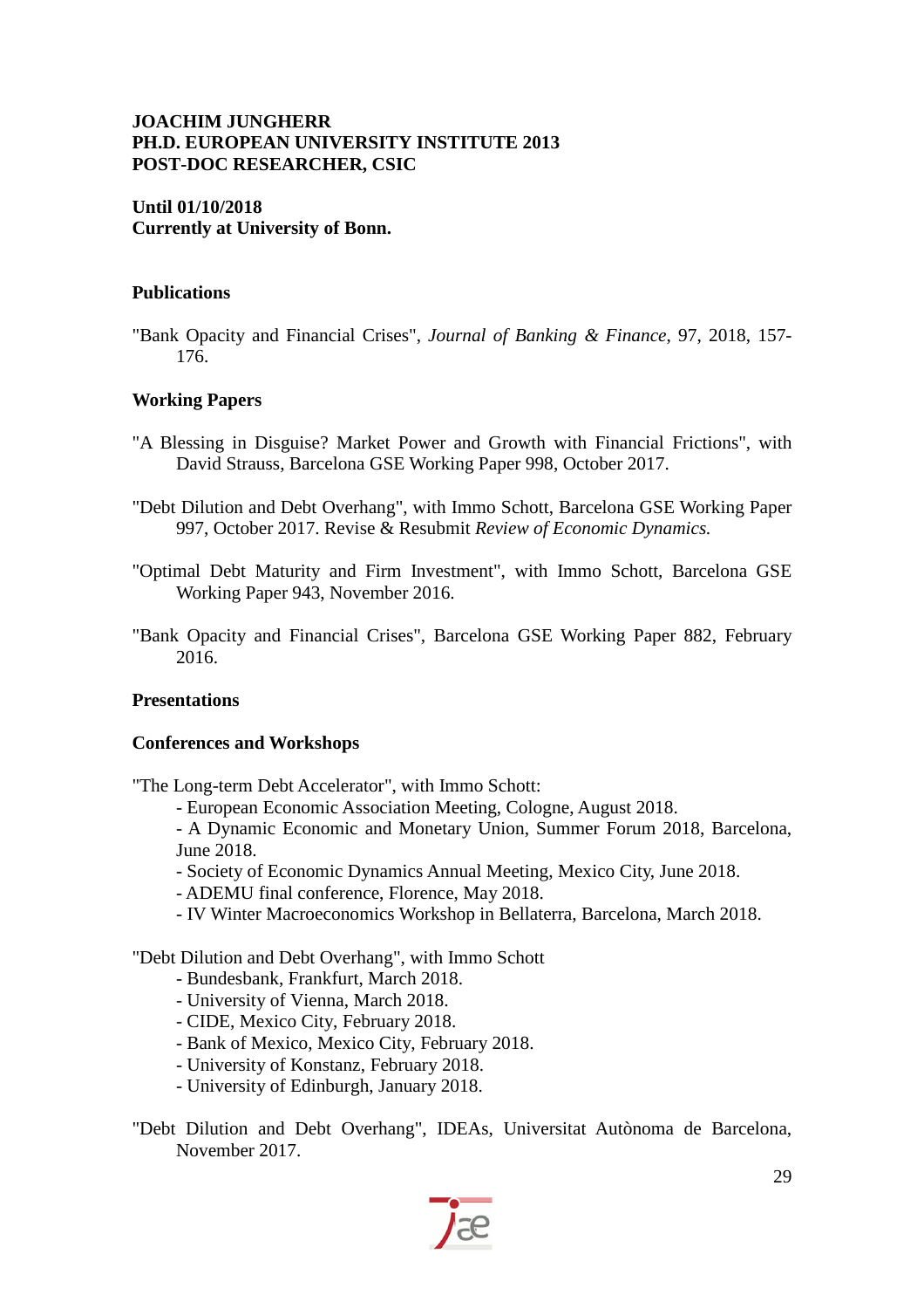**JOACHIM JUNGHERR**
**PH.D. EUROPEAN UNIVERSITY INSTITUTE 2013**
**POST-DOC RESEARCHER, CSIC**

**Until 01/10/2018**
**Currently at University of Bonn.**

### Publications

"Bank Opacity and Financial Crises", *Journal of Banking & Finance*, 97, 2018, 157-176.

### Working Papers

"A Blessing in Disguise? Market Power and Growth with Financial Frictions", with David Strauss, Barcelona GSE Working Paper 998, October 2017.

"Debt Dilution and Debt Overhang", with Immo Schott, Barcelona GSE Working Paper 997, October 2017. Revise & Resubmit *Review of Economic Dynamics.*

"Optimal Debt Maturity and Firm Investment", with Immo Schott, Barcelona GSE Working Paper 943, November 2016.

"Bank Opacity and Financial Crises", Barcelona GSE Working Paper 882, February 2016.

### Presentations

### Conferences and Workshops

"The Long-term Debt Accelerator", with Immo Schott:

- European Economic Association Meeting, Cologne, August 2018.
- A Dynamic Economic and Monetary Union, Summer Forum 2018, Barcelona, June 2018.
- Society of Economic Dynamics Annual Meeting, Mexico City, June 2018.
- ADEMU final conference, Florence, May 2018.
- IV Winter Macroeconomics Workshop in Bellaterra, Barcelona, March 2018.

"Debt Dilution and Debt Overhang", with Immo Schott

- Bundesbank, Frankfurt, March 2018.
- University of Vienna, March 2018.
- CIDE, Mexico City, February 2018.
- Bank of Mexico, Mexico City, February 2018.
- University of Konstanz, February 2018.
- University of Edinburgh, January 2018.

"Debt Dilution and Debt Overhang", IDEAs, Universitat Autònoma de Barcelona, November 2017.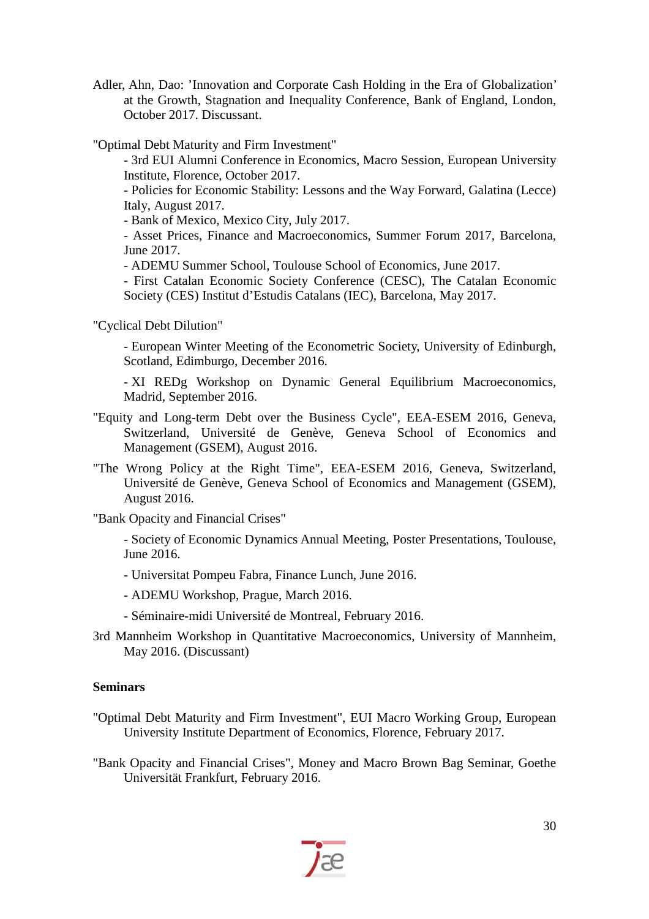Adler, Ahn, Dao: 'Innovation and Corporate Cash Holding in the Era of Globalization' at the Growth, Stagnation and Inequality Conference, Bank of England, London, October 2017. Discussant.

"Optimal Debt Maturity and Firm Investment"

- 3rd EUI Alumni Conference in Economics, Macro Session, European University Institute, Florence, October 2017.
- Policies for Economic Stability: Lessons and the Way Forward, Galatina (Lecce) Italy, August 2017.
- Bank of Mexico, Mexico City, July 2017.
- Asset Prices, Finance and Macroeconomics, Summer Forum 2017, Barcelona, June 2017.
- ADEMU Summer School, Toulouse School of Economics, June 2017.
- First Catalan Economic Society Conference (CESC), The Catalan Economic Society (CES) Institut d'Estudis Catalans (IEC), Barcelona, May 2017.

"Cyclical Debt Dilution"

- European Winter Meeting of the Econometric Society, University of Edinburgh, Scotland, Edimburgo, December 2016.
- XI REDg Workshop on Dynamic General Equilibrium Macroeconomics, Madrid, September 2016.

"Equity and Long-term Debt over the Business Cycle", EEA-ESEM 2016, Geneva, Switzerland, Université de Genève, Geneva School of Economics and Management (GSEM), August 2016.

"The Wrong Policy at the Right Time", EEA-ESEM 2016, Geneva, Switzerland, Université de Genève, Geneva School of Economics and Management (GSEM), August 2016.

"Bank Opacity and Financial Crises"

- Society of Economic Dynamics Annual Meeting, Poster Presentations, Toulouse, June 2016.
- Universitat Pompeu Fabra, Finance Lunch, June 2016.
- ADEMU Workshop, Prague, March 2016.
- Séminaire-midi Université de Montreal, February 2016.

3rd Mannheim Workshop in Quantitative Macroeconomics, University of Mannheim, May 2016. (Discussant)

**Seminars**

"Optimal Debt Maturity and Firm Investment", EUI Macro Working Group, European University Institute Department of Economics, Florence, February 2017.

"Bank Opacity and Financial Crises", Money and Macro Brown Bag Seminar, Goethe Universität Frankfurt, February 2016.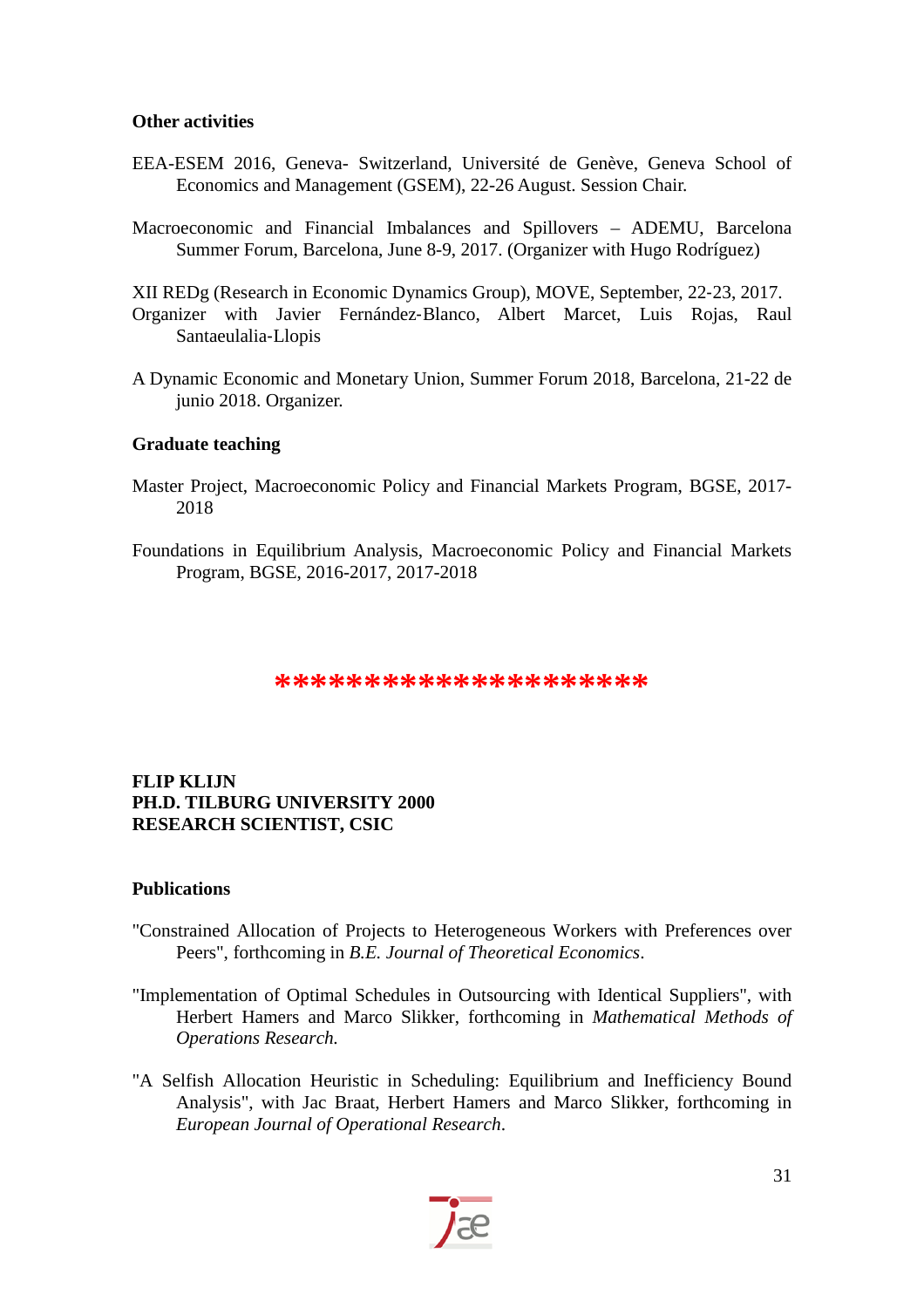**Other activities**

EEA-ESEM 2016, Geneva- Switzerland, Université de Genève, Geneva School of Economics and Management (GSEM), 22-26 August. Session Chair.

Macroeconomic and Financial Imbalances and Spillovers – ADEMU, Barcelona Summer Forum, Barcelona, June 8-9, 2017. (Organizer with Hugo Rodríguez)

XII REDg (Research in Economic Dynamics Group), MOVE, September, 22-23, 2017. Organizer with Javier Fernández-Blanco, Albert Marcet, Luis Rojas, Raul Santaeulalia-Llopis

A Dynamic Economic and Monetary Union, Summer Forum 2018, Barcelona, 21-22 de junio 2018. Organizer.

**Graduate teaching**

Master Project, Macroeconomic Policy and Financial Markets Program, BGSE, 2017-2018

Foundations in Equilibrium Analysis, Macroeconomic Policy and Financial Markets Program, BGSE, 2016-2017, 2017-2018

*********************

**FLIP KLIJN**
**PH.D. TILBURG UNIVERSITY 2000**
**RESEARCH SCIENTIST, CSIC**

**Publications**

"Constrained Allocation of Projects to Heterogeneous Workers with Preferences over Peers", forthcoming in *B.E. Journal of Theoretical Economics*.

"Implementation of Optimal Schedules in Outsourcing with Identical Suppliers", with Herbert Hamers and Marco Slikker, forthcoming in *Mathematical Methods of Operations Research.*

"A Selfish Allocation Heuristic in Scheduling: Equilibrium and Inefficiency Bound Analysis", with Jac Braat, Herbert Hamers and Marco Slikker, forthcoming in *European Journal of Operational Research*.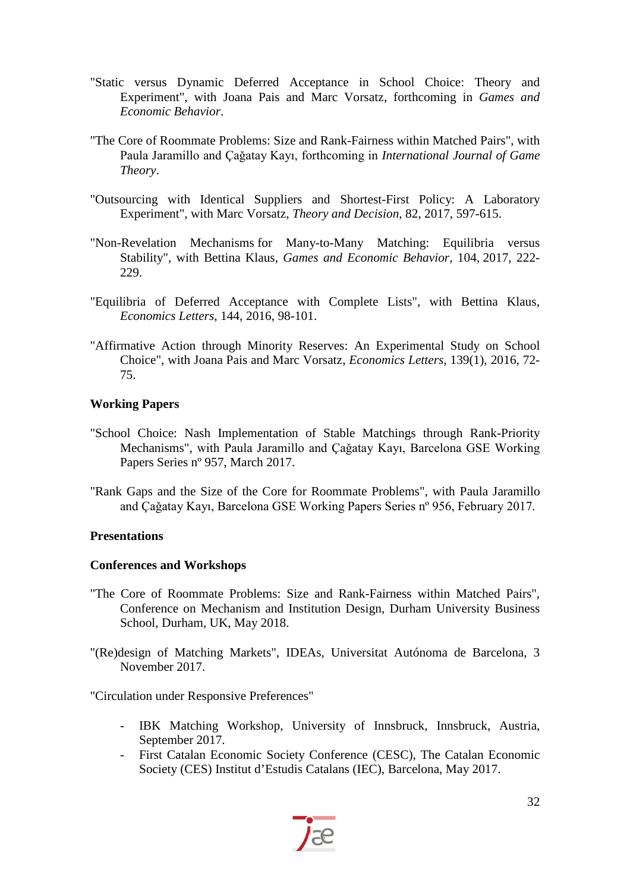"Static versus Dynamic Deferred Acceptance in School Choice: Theory and Experiment", with Joana Pais and Marc Vorsatz, forthcoming in *Games and Economic Behavior*.

"The Core of Roommate Problems: Size and Rank-Fairness within Matched Pairs", with Paula Jaramillo and Çağatay Kayı, forthcoming in *International Journal of Game Theory*.

"Outsourcing with Identical Suppliers and Shortest-First Policy: A Laboratory Experiment", with Marc Vorsatz, *Theory and Decision*, 82, 2017, 597-615.

"Non-Revelation Mechanisms for Many-to-Many Matching: Equilibria versus Stability", with Bettina Klaus, *Games and Economic Behavior*, 104, 2017, 222-229.

"Equilibria of Deferred Acceptance with Complete Lists", with Bettina Klaus, *Economics Letters*, 144, 2016, 98-101.

"Affirmative Action through Minority Reserves: An Experimental Study on School Choice", with Joana Pais and Marc Vorsatz, *Economics Letters*, 139(1), 2016, 72-75.

**Working Papers**

"School Choice: Nash Implementation of Stable Matchings through Rank-Priority Mechanisms", with Paula Jaramillo and Çağatay Kayı, Barcelona GSE Working Papers Series nº 957, March 2017.

"Rank Gaps and the Size of the Core for Roommate Problems", with Paula Jaramillo and Çağatay Kayı, Barcelona GSE Working Papers Series nº 956, February 2017.

**Presentations**

**Conferences and Workshops**

"The Core of Roommate Problems: Size and Rank-Fairness within Matched Pairs", Conference on Mechanism and Institution Design, Durham University Business School, Durham, UK, May 2018.

"(Re)design of Matching Markets", IDEAs, Universitat Autónoma de Barcelona, 3 November 2017.

"Circulation under Responsive Preferences"

- IBK Matching Workshop, University of Innsbruck, Innsbruck, Austria, September 2017.
- First Catalan Economic Society Conference (CESC), The Catalan Economic Society (CES) Institut d'Estudis Catalans (IEC), Barcelona, May 2017.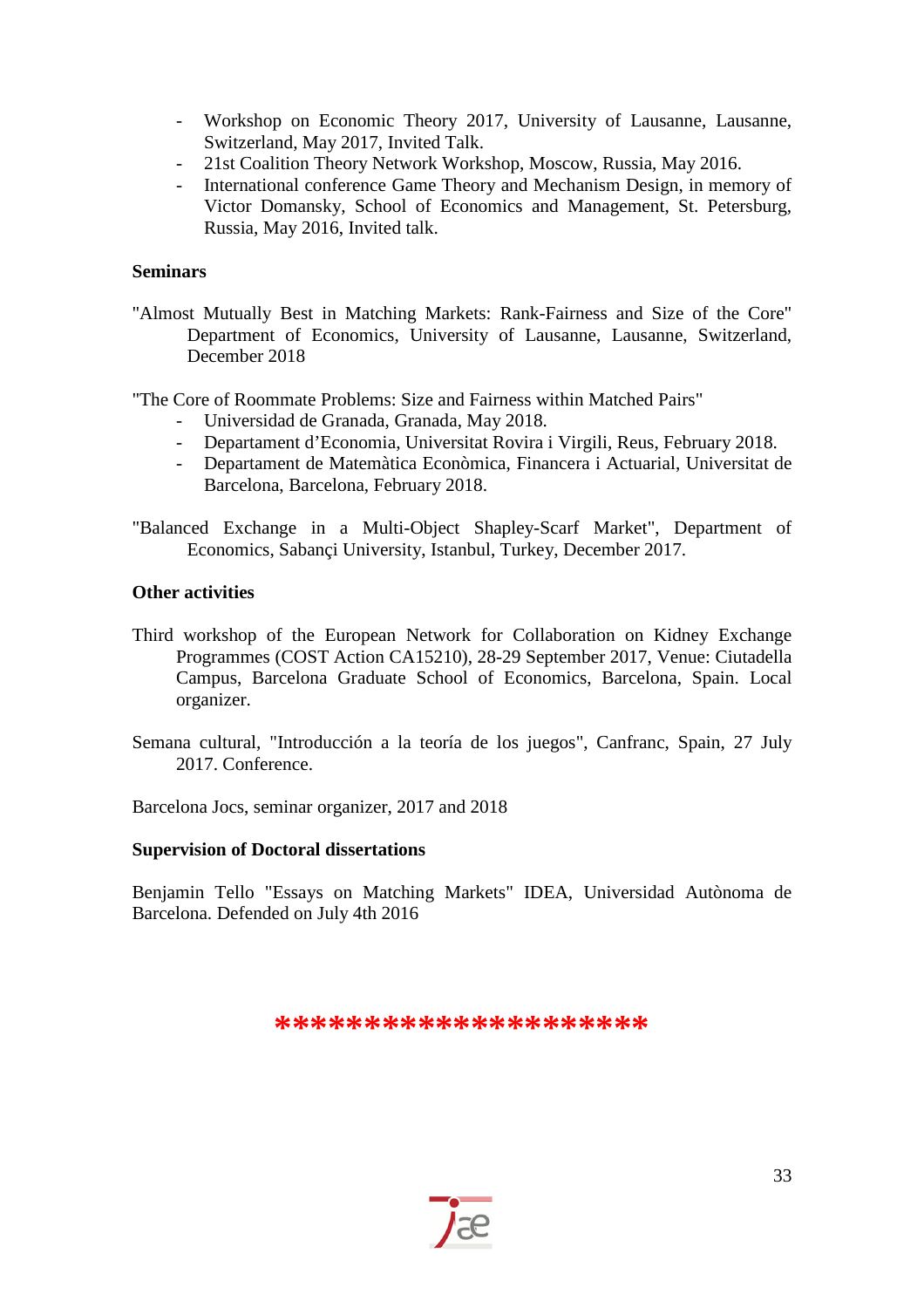- Workshop on Economic Theory 2017, University of Lausanne, Lausanne, Switzerland, May 2017, Invited Talk.
- 21st Coalition Theory Network Workshop, Moscow, Russia, May 2016.
- International conference Game Theory and Mechanism Design, in memory of Victor Domansky, School of Economics and Management, St. Petersburg, Russia, May 2016, Invited talk.

**Seminars**

"Almost Mutually Best in Matching Markets: Rank-Fairness and Size of the Core" Department of Economics, University of Lausanne, Lausanne, Switzerland, December 2018

"The Core of Roommate Problems: Size and Fairness within Matched Pairs"

- Universidad de Granada, Granada, May 2018.
- Departament d'Economia, Universitat Rovira i Virgili, Reus, February 2018.
- Departament de Matemàtica Econòmica, Financera i Actuarial, Universitat de Barcelona, Barcelona, February 2018.

"Balanced Exchange in a Multi-Object Shapley-Scarf Market", Department of Economics, Sabançi University, Istanbul, Turkey, December 2017.

**Other activities**

Third workshop of the European Network for Collaboration on Kidney Exchange Programmes (COST Action CA15210), 28-29 September 2017, Venue: Ciutadella Campus, Barcelona Graduate School of Economics, Barcelona, Spain. Local organizer.

Semana cultural, "Introducción a la teoría de los juegos", Canfranc, Spain, 27 July 2017. Conference.

Barcelona Jocs, seminar organizer, 2017 and 2018

**Supervision of Doctoral dissertations**

Benjamin Tello "Essays on Matching Markets" IDEA, Universidad Autònoma de Barcelona. Defended on July 4th 2016

*********************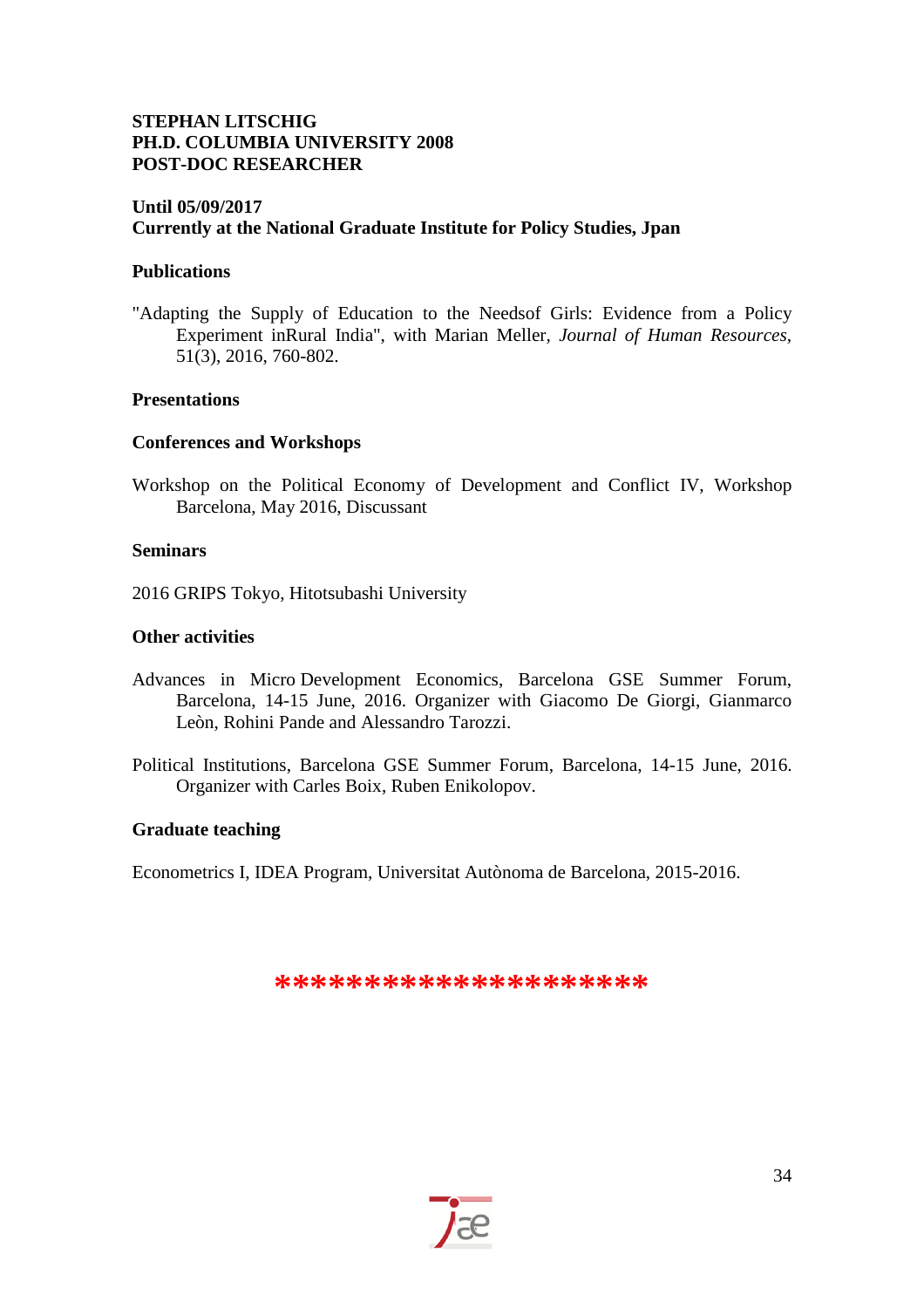**STEPHAN LITSCHIG**
**PH.D. COLUMBIA UNIVERSITY 2008**
**POST-DOC RESEARCHER**

**Until 05/09/2017**
**Currently at the National Graduate Institute for Policy Studies, Jpan**

**Publications**

"Adapting the Supply of Education to the Needsof Girls: Evidence from a Policy Experiment inRural India", with Marian Meller, *Journal of Human Resources*, 51(3), 2016, 760-802.

**Presentations**

**Conferences and Workshops**

Workshop on the Political Economy of Development and Conflict IV, Workshop Barcelona, May 2016, Discussant

**Seminars**

2016 GRIPS Tokyo, Hitotsubashi University

**Other activities**

Advances in Micro Development Economics, Barcelona GSE Summer Forum, Barcelona, 14-15 June, 2016. Organizer with Giacomo De Giorgi, Gianmarco Leòn, Rohini Pande and Alessandro Tarozzi.

Political Institutions, Barcelona GSE Summer Forum, Barcelona, 14-15 June, 2016. Organizer with Carles Boix, Ruben Enikolopov.

**Graduate teaching**

Econometrics I, IDEA Program, Universitat Autònoma de Barcelona, 2015-2016.

*********************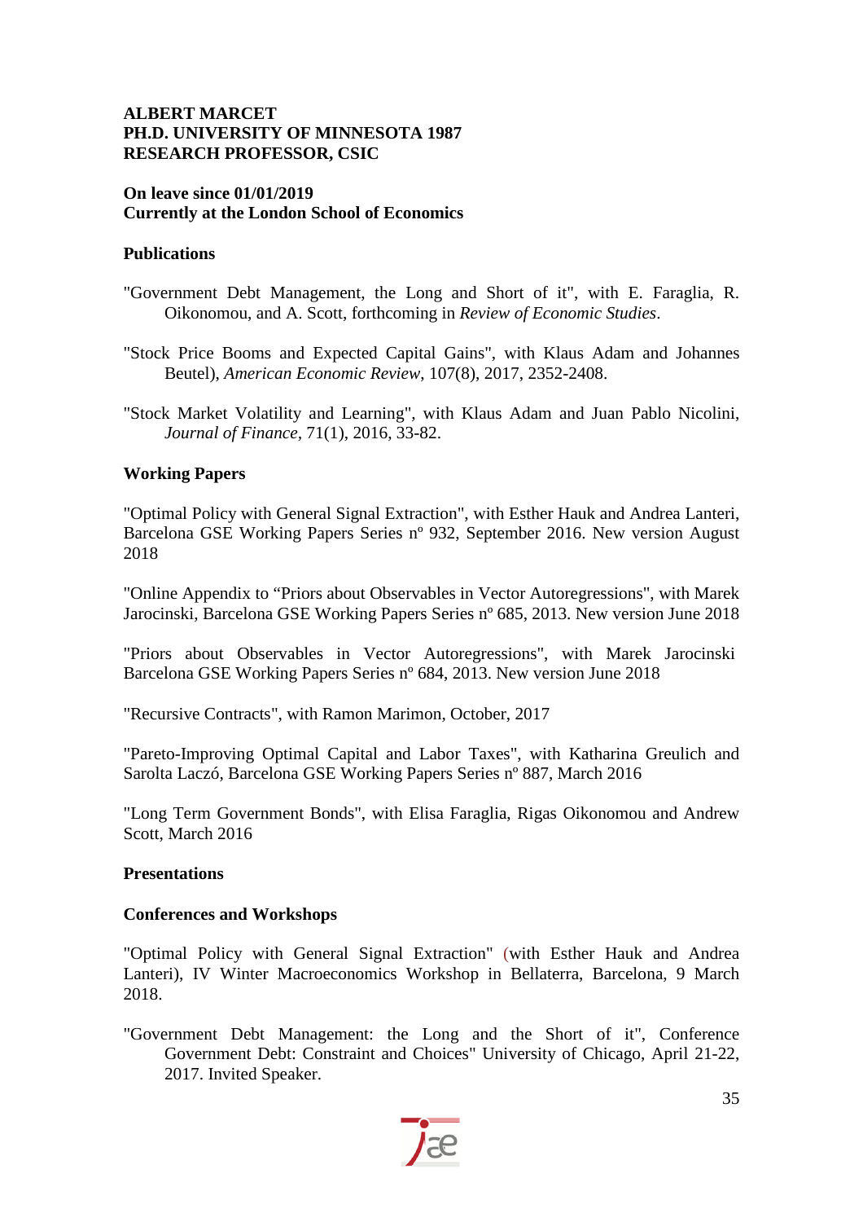**ALBERT MARCET**
**PH.D. UNIVERSITY OF MINNESOTA 1987**
**RESEARCH PROFESSOR, CSIC**

**On leave since 01/01/2019**
**Currently at the London School of Economics**

**Publications**

"Government Debt Management, the Long and Short of it", with E. Faraglia, R. Oikonomou, and A. Scott, forthcoming in *Review of Economic Studies*.

"Stock Price Booms and Expected Capital Gains", with Klaus Adam and Johannes Beutel), *American Economic Review*, 107(8), 2017, 2352-2408.

"Stock Market Volatility and Learning", with Klaus Adam and Juan Pablo Nicolini, *Journal of Finance*, 71(1), 2016, 33-82.

**Working Papers**

"Optimal Policy with General Signal Extraction", with Esther Hauk and Andrea Lanteri, Barcelona GSE Working Papers Series nº 932, September 2016. New version August 2018

"Online Appendix to "Priors about Observables in Vector Autoregressions", with Marek Jarocinski, Barcelona GSE Working Papers Series nº 685, 2013. New version June 2018

"Priors about Observables in Vector Autoregressions", with Marek Jarocinski Barcelona GSE Working Papers Series nº 684, 2013. New version June 2018

"Recursive Contracts", with Ramon Marimon, October, 2017

"Pareto-Improving Optimal Capital and Labor Taxes", with Katharina Greulich and Sarolta Laczó, Barcelona GSE Working Papers Series nº 887, March 2016

"Long Term Government Bonds", with Elisa Faraglia, Rigas Oikonomou and Andrew Scott, March 2016

**Presentations**

**Conferences and Workshops**

"Optimal Policy with General Signal Extraction" (with Esther Hauk and Andrea Lanteri), IV Winter Macroeconomics Workshop in Bellaterra, Barcelona, 9 March 2018.

"Government Debt Management: the Long and the Short of it", Conference Government Debt: Constraint and Choices" University of Chicago, April 21-22, 2017. Invited Speaker.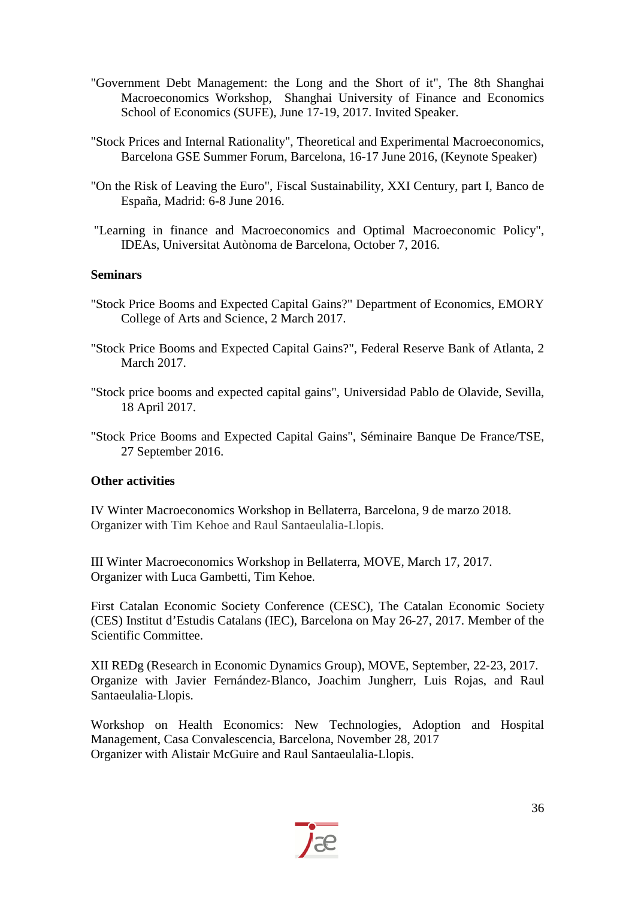"Government Debt Management: the Long and the Short of it", The 8th Shanghai Macroeconomics Workshop, Shanghai University of Finance and Economics School of Economics (SUFE), June 17-19, 2017. Invited Speaker.

"Stock Prices and Internal Rationality", Theoretical and Experimental Macroeconomics, Barcelona GSE Summer Forum, Barcelona, 16-17 June 2016, (Keynote Speaker)

"On the Risk of Leaving the Euro", Fiscal Sustainability, XXI Century, part I, Banco de España, Madrid: 6-8 June 2016.

"Learning in finance and Macroeconomics and Optimal Macroeconomic Policy", IDEAs, Universitat Autònoma de Barcelona, October 7, 2016.

**Seminars**

"Stock Price Booms and Expected Capital Gains?" Department of Economics, EMORY College of Arts and Science, 2 March 2017.

"Stock Price Booms and Expected Capital Gains?", Federal Reserve Bank of Atlanta, 2 March 2017.

"Stock price booms and expected capital gains", Universidad Pablo de Olavide, Sevilla, 18 April 2017.

"Stock Price Booms and Expected Capital Gains", Séminaire Banque De France/TSE, 27 September 2016.

**Other activities**

IV Winter Macroeconomics Workshop in Bellaterra, Barcelona, 9 de marzo 2018.
Organizer with Tim Kehoe and Raul Santaeulalia-Llopis.

III Winter Macroeconomics Workshop in Bellaterra, MOVE, March 17, 2017.
Organizer with Luca Gambetti, Tim Kehoe.

First Catalan Economic Society Conference (CESC), The Catalan Economic Society (CES) Institut d'Estudis Catalans (IEC), Barcelona on May 26-27, 2017. Member of the Scientific Committee.

XII REDg (Research in Economic Dynamics Group), MOVE, September, 22-23, 2017.
Organize with Javier Fernández-Blanco, Joachim Jungherr, Luis Rojas, and Raul Santaeulalia-Llopis.

Workshop on Health Economics: New Technologies, Adoption and Hospital Management, Casa Convalescencia, Barcelona, November 28, 2017
Organizer with Alistair McGuire and Raul Santaeulalia-Llopis.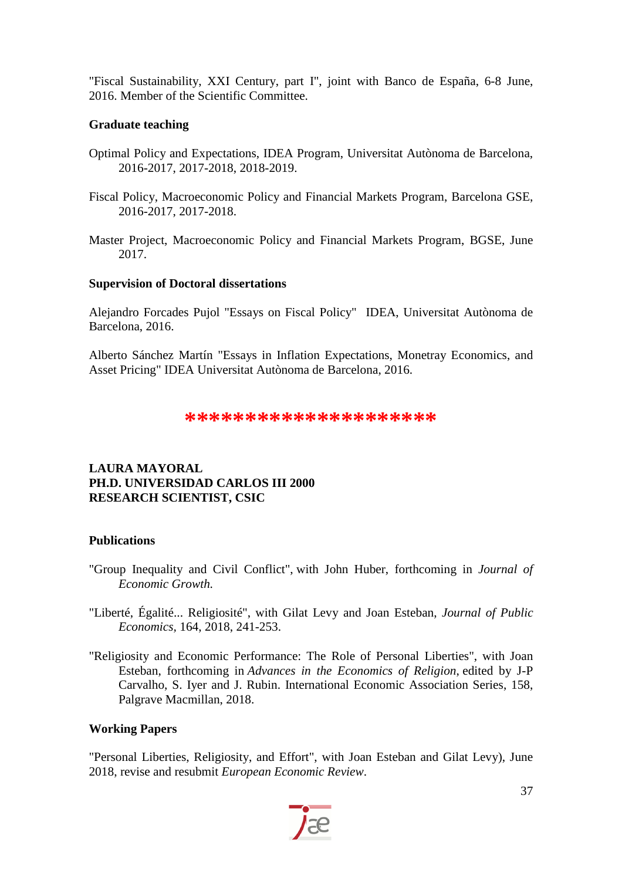"Fiscal Sustainability, XXI Century, part I", joint with Banco de España, 6-8 June, 2016. Member of the Scientific Committee.

**Graduate teaching**

Optimal Policy and Expectations, IDEA Program, Universitat Autònoma de Barcelona, 2016-2017, 2017-2018, 2018-2019.

Fiscal Policy, Macroeconomic Policy and Financial Markets Program, Barcelona GSE, 2016-2017, 2017-2018.

Master Project, Macroeconomic Policy and Financial Markets Program, BGSE, June 2017.

**Supervision of Doctoral dissertations**

Alejandro Forcades Pujol "Essays on Fiscal Policy" IDEA, Universitat Autònoma de Barcelona, 2016.

Alberto Sánchez Martín "Essays in Inflation Expectations, Monetray Economics, and Asset Pricing" IDEA Universitat Autònoma de Barcelona, 2016.

*********************

**LAURA MAYORAL**
**PH.D. UNIVERSIDAD CARLOS III 2000**
**RESEARCH SCIENTIST, CSIC**

**Publications**

"Group Inequality and Civil Conflict", with John Huber, forthcoming in *Journal of Economic Growth.*

"Liberté, Égalité... Religiosité", with Gilat Levy and Joan Esteban, *Journal of Public Economics*, 164, 2018, 241-253.

"Religiosity and Economic Performance: The Role of Personal Liberties", with Joan Esteban, forthcoming in *Advances in the Economics of Religion*, edited by J-P Carvalho, S. Iyer and J. Rubin. International Economic Association Series, 158, Palgrave Macmillan, 2018.

**Working Papers**

"Personal Liberties, Religiosity, and Effort", with Joan Esteban and Gilat Levy), June 2018, revise and resubmit *European Economic Review*.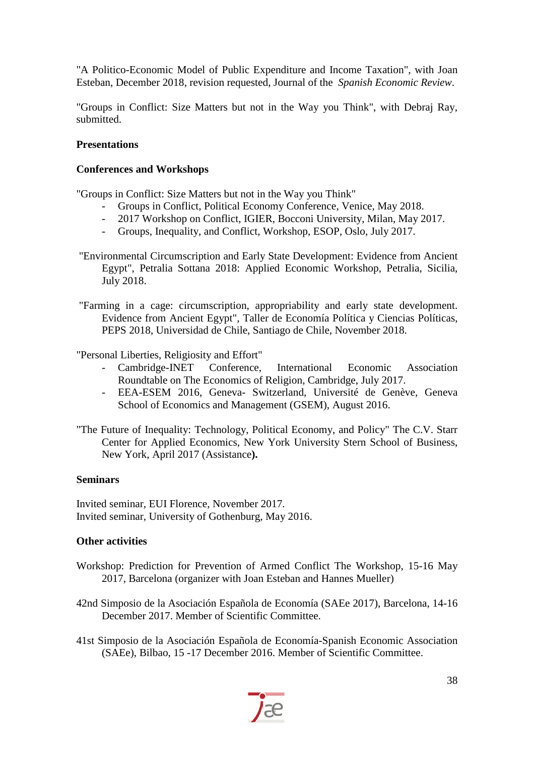"A Politico-Economic Model of Public Expenditure and Income Taxation", with Joan Esteban, December 2018, revision requested, Journal of the *Spanish Economic Review*.

"Groups in Conflict: Size Matters but not in the Way you Think", with Debraj Ray, submitted.

**Presentations**

**Conferences and Workshops**

"Groups in Conflict: Size Matters but not in the Way you Think"

- Groups in Conflict, Political Economy Conference, Venice, May 2018.
- 2017 Workshop on Conflict, IGIER, Bocconi University, Milan, May 2017.
- Groups, Inequality, and Conflict, Workshop, ESOP, Oslo, July 2017.

"Environmental Circumscription and Early State Development: Evidence from Ancient Egypt", Petralia Sottana 2018: Applied Economic Workshop, Petralia, Sicilia, July 2018.

"Farming in a cage: circumscription, appropriability and early state development. Evidence from Ancient Egypt", Taller de Economía Política y Ciencias Políticas, PEPS 2018, Universidad de Chile, Santiago de Chile, November 2018.

"Personal Liberties, Religiosity and Effort"

- Cambridge-INET Conference, International Economic Association Roundtable on The Economics of Religion, Cambridge, July 2017.
- EEA-ESEM 2016, Geneva- Switzerland, Université de Genève, Geneva School of Economics and Management (GSEM), August 2016.

"The Future of Inequality: Technology, Political Economy, and Policy" The C.V. Starr Center for Applied Economics, New York University Stern School of Business, New York, April 2017 (Assistance**).**

**Seminars**

Invited seminar, EUI Florence, November 2017.
Invited seminar, University of Gothenburg, May 2016.

**Other activities**

Workshop: Prediction for Prevention of Armed Conflict The Workshop, 15-16 May 2017, Barcelona (organizer with Joan Esteban and Hannes Mueller)

42nd Simposio de la Asociación Española de Economía (SAEe 2017), Barcelona, 14-16 December 2017. Member of Scientific Committee.

41st Simposio de la Asociación Española de Economía-Spanish Economic Association (SAEe), Bilbao, 15 -17 December 2016. Member of Scientific Committee.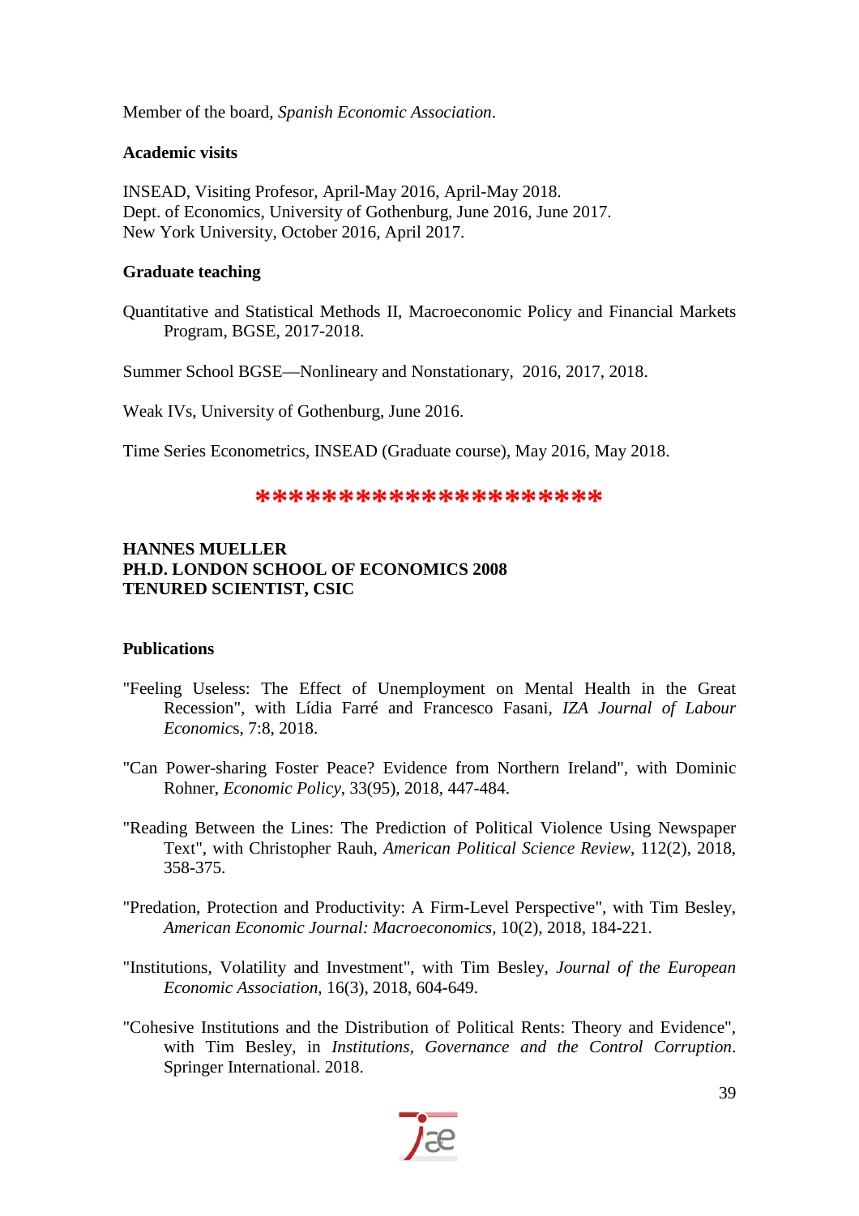Member of the board, *Spanish Economic Association*.

**Academic visits**

INSEAD, Visiting Profesor, April-May 2016, April-May 2018.
Dept. of Economics, University of Gothenburg, June 2016, June 2017.
New York University, October 2016, April 2017.

**Graduate teaching**

Quantitative and Statistical Methods II, Macroeconomic Policy and Financial Markets Program, BGSE, 2017-2018.

Summer School BGSE—Nonlineary and Nonstationary, 2016, 2017, 2018.

Weak IVs, University of Gothenburg, June 2016.

Time Series Econometrics, INSEAD (Graduate course), May 2016, May 2018.

**********************

**HANNES MUELLER**
**PH.D. LONDON SCHOOL OF ECONOMICS 2008**
**TENURED SCIENTIST, CSIC**

**Publications**

"Feeling Useless: The Effect of Unemployment on Mental Health in the Great Recession", with Lídia Farré and Francesco Fasani, *IZA Journal of Labour Economic*s, 7:8, 2018.

"Can Power-sharing Foster Peace? Evidence from Northern Ireland", with Dominic Rohner, *Economic Policy*, 33(95), 2018, 447-484.

"Reading Between the Lines: The Prediction of Political Violence Using Newspaper Text", with Christopher Rauh, *American Political Science Review*, 112(2), 2018, 358-375.

"Predation, Protection and Productivity: A Firm-Level Perspective", with Tim Besley, *American Economic Journal: Macroeconomics*, 10(2), 2018, 184-221.

"Institutions, Volatility and Investment", with Tim Besley, *Journal of the European Economic Association*, 16(3), 2018, 604-649.

"Cohesive Institutions and the Distribution of Political Rents: Theory and Evidence", with Tim Besley, in *Institutions, Governance and the Control Corruption*. Springer International. 2018.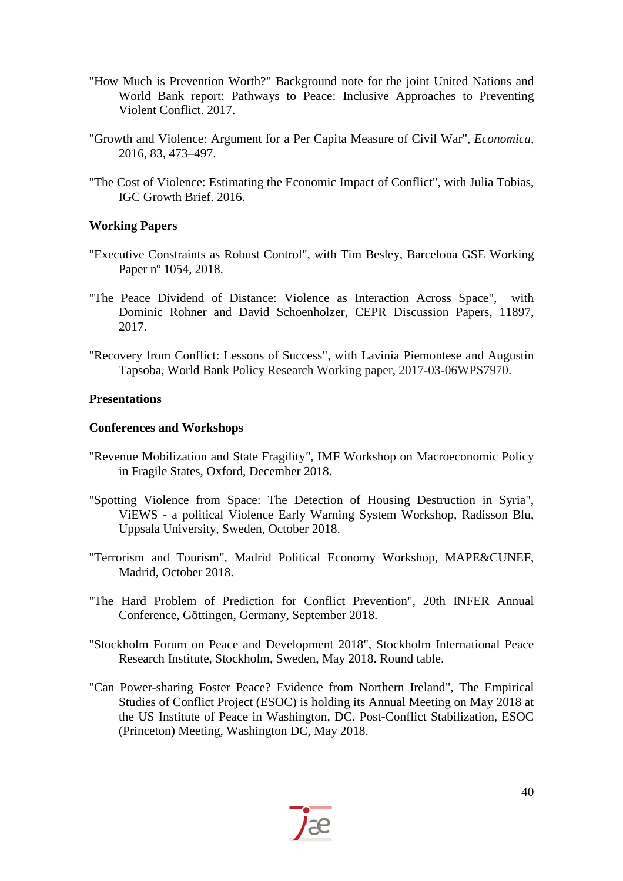"How Much is Prevention Worth?" Background note for the joint United Nations and World Bank report: Pathways to Peace: Inclusive Approaches to Preventing Violent Conflict. 2017.

"Growth and Violence: Argument for a Per Capita Measure of Civil War", *Economica*, 2016, 83, 473–497.

"The Cost of Violence: Estimating the Economic Impact of Conflict", with Julia Tobias, IGC Growth Brief. 2016.

**Working Papers**

"Executive Constraints as Robust Control", with Tim Besley, Barcelona GSE Working Paper nº 1054, 2018.

"The Peace Dividend of Distance: Violence as Interaction Across Space", with Dominic Rohner and David Schoenholzer, CEPR Discussion Papers, 11897, 2017.

"Recovery from Conflict: Lessons of Success", with Lavinia Piemontese and Augustin Tapsoba, World Bank Policy Research Working paper, 2017-03-06WPS7970.

**Presentations**

**Conferences and Workshops**

"Revenue Mobilization and State Fragility", IMF Workshop on Macroeconomic Policy in Fragile States, Oxford, December 2018.

"Spotting Violence from Space: The Detection of Housing Destruction in Syria", ViEWS - a political Violence Early Warning System Workshop, Radisson Blu, Uppsala University, Sweden, October 2018.

"Terrorism and Tourism", Madrid Political Economy Workshop, MAPE&CUNEF, Madrid, October 2018.

"The Hard Problem of Prediction for Conflict Prevention", 20th INFER Annual Conference, Göttingen, Germany, September 2018.

"Stockholm Forum on Peace and Development 2018", Stockholm International Peace Research Institute, Stockholm, Sweden, May 2018. Round table.

"Can Power-sharing Foster Peace? Evidence from Northern Ireland", The Empirical Studies of Conflict Project (ESOC) is holding its Annual Meeting on May 2018 at the US Institute of Peace in Washington, DC. Post-Conflict Stabilization, ESOC (Princeton) Meeting, Washington DC, May 2018.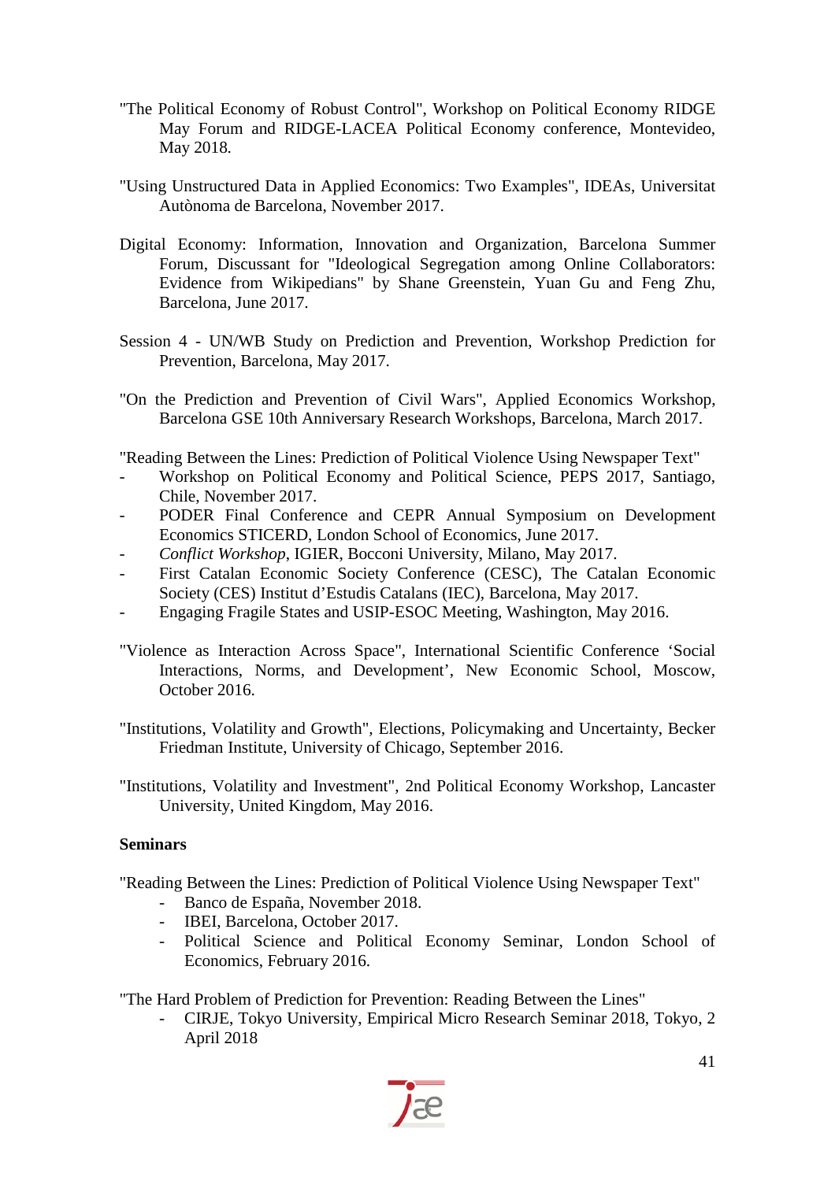"The Political Economy of Robust Control", Workshop on Political Economy RIDGE May Forum and RIDGE-LACEA Political Economy conference, Montevideo, May 2018.

"Using Unstructured Data in Applied Economics: Two Examples", IDEAs, Universitat Autònoma de Barcelona, November 2017.

Digital Economy: Information, Innovation and Organization, Barcelona Summer Forum, Discussant for "Ideological Segregation among Online Collaborators: Evidence from Wikipedians" by Shane Greenstein, Yuan Gu and Feng Zhu, Barcelona, June 2017.

Session 4 - UN/WB Study on Prediction and Prevention, Workshop Prediction for Prevention, Barcelona, May 2017.

"On the Prediction and Prevention of Civil Wars", Applied Economics Workshop, Barcelona GSE 10th Anniversary Research Workshops, Barcelona, March 2017.

"Reading Between the Lines: Prediction of Political Violence Using Newspaper Text"

- Workshop on Political Economy and Political Science, PEPS 2017, Santiago, Chile, November 2017.
- PODER Final Conference and CEPR Annual Symposium on Development Economics STICERD, London School of Economics, June 2017.
- *Conflict Workshop*, IGIER, Bocconi University, Milano, May 2017.
- First Catalan Economic Society Conference (CESC), The Catalan Economic Society (CES) Institut d'Estudis Catalans (IEC), Barcelona, May 2017.
- Engaging Fragile States and USIP-ESOC Meeting, Washington, May 2016.

"Violence as Interaction Across Space", International Scientific Conference 'Social Interactions, Norms, and Development', New Economic School, Moscow, October 2016.

"Institutions, Volatility and Growth", Elections, Policymaking and Uncertainty, Becker Friedman Institute, University of Chicago, September 2016.

"Institutions, Volatility and Investment", 2nd Political Economy Workshop, Lancaster University, United Kingdom, May 2016.

**Seminars**

"Reading Between the Lines: Prediction of Political Violence Using Newspaper Text"

- Banco de España, November 2018.
- IBEI, Barcelona, October 2017.
- Political Science and Political Economy Seminar, London School of Economics, February 2016.

"The Hard Problem of Prediction for Prevention: Reading Between the Lines"

- CIRJE, Tokyo University, Empirical Micro Research Seminar 2018, Tokyo, 2 April 2018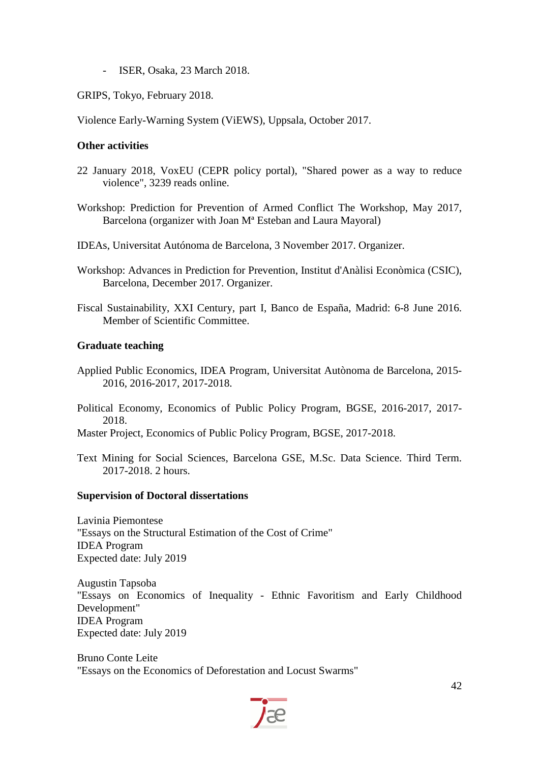- ISER, Osaka, 23 March 2018.

GRIPS, Tokyo, February 2018.

Violence Early-Warning System (ViEWS), Uppsala, October 2017.

**Other activities**

22 January 2018, VoxEU (CEPR policy portal), "Shared power as a way to reduce violence", 3239 reads online.

Workshop: Prediction for Prevention of Armed Conflict The Workshop, May 2017, Barcelona (organizer with Joan Mª Esteban and Laura Mayoral)

IDEAs, Universitat Autónoma de Barcelona, 3 November 2017. Organizer.

Workshop: Advances in Prediction for Prevention, Institut d'Anàlisi Econòmica (CSIC), Barcelona, December 2017. Organizer.

Fiscal Sustainability, XXI Century, part I, Banco de España, Madrid: 6-8 June 2016. Member of Scientific Committee.

**Graduate teaching**

Applied Public Economics, IDEA Program, Universitat Autònoma de Barcelona, 2015-2016, 2016-2017, 2017-2018.

Political Economy, Economics of Public Policy Program, BGSE, 2016-2017, 2017-2018.

Master Project, Economics of Public Policy Program, BGSE, 2017-2018.

Text Mining for Social Sciences, Barcelona GSE, M.Sc. Data Science. Third Term. 2017-2018. 2 hours.

**Supervision of Doctoral dissertations**

Lavinia Piemontese
"Essays on the Structural Estimation of the Cost of Crime"
IDEA Program
Expected date: July 2019

Augustin Tapsoba
"Essays on Economics of Inequality - Ethnic Favoritism and Early Childhood Development"
IDEA Program
Expected date: July 2019

Bruno Conte Leite
"Essays on the Economics of Deforestation and Locust Swarms"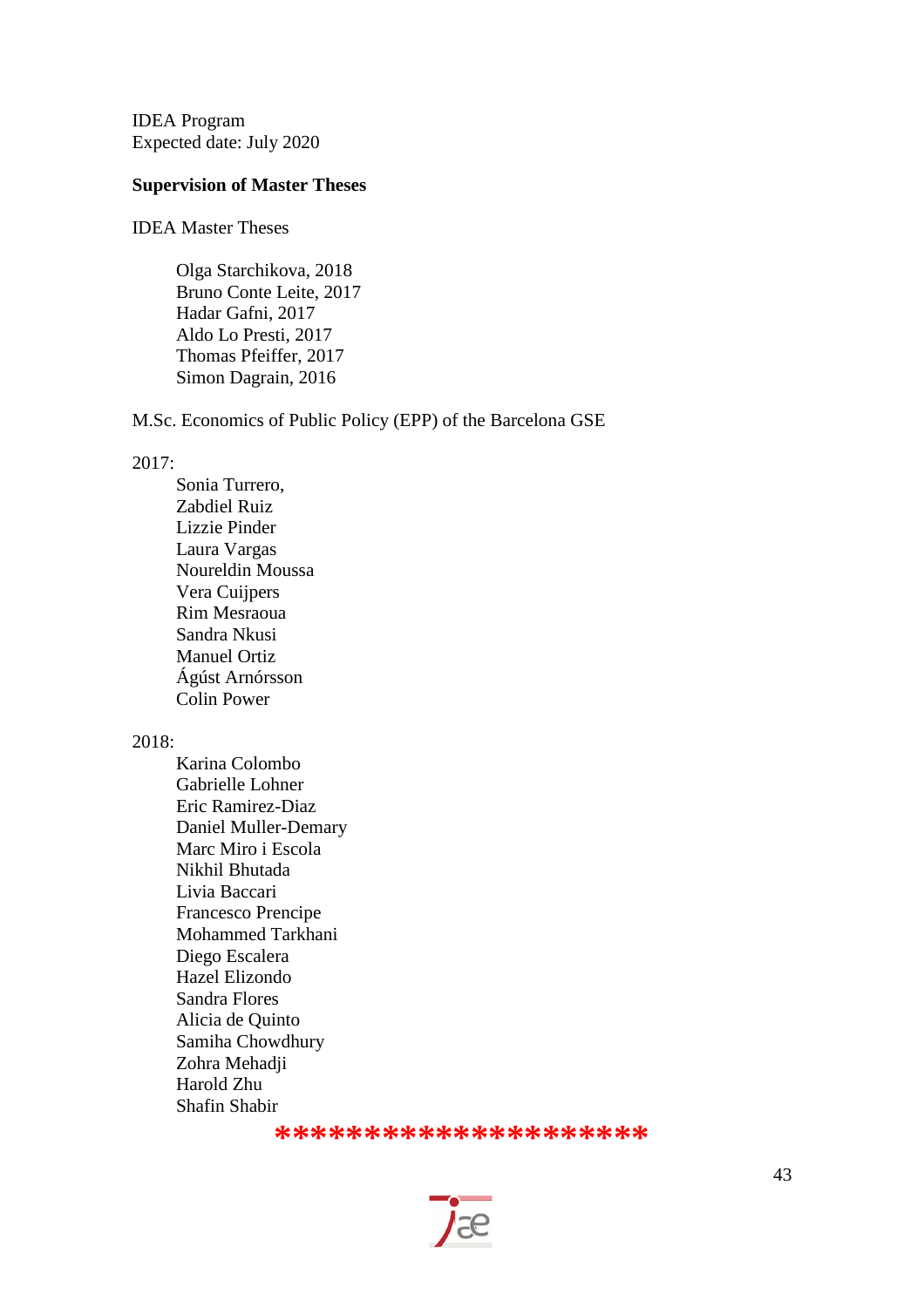IDEA Program
Expected date: July 2020

**Supervision of Master Theses**

IDEA Master Theses

Olga Starchikova, 2018
Bruno Conte Leite, 2017
Hadar Gafni, 2017
Aldo Lo Presti, 2017
Thomas Pfeiffer, 2017
Simon Dagrain, 2016

M.Sc. Economics of Public Policy (EPP) of the Barcelona GSE

2017:

Sonia Turrero,
Zabdiel Ruiz
Lizzie Pinder
Laura Vargas
Noureldin Moussa
Vera Cuijpers
Rim Mesraoua
Sandra Nkusi
Manuel Ortiz
Ágúst Arnórsson
Colin Power

2018:

Karina Colombo
Gabrielle Lohner
Eric Ramirez-Diaz
Daniel Muller-Demary
Marc Miro i Escola
Nikhil Bhutada
Livia Baccari
Francesco Prencipe
Mohammed Tarkhani
Diego Escalera
Hazel Elizondo
Sandra Flores
Alicia de Quinto
Samiha Chowdhury
Zohra Mehadji
Harold Zhu
Shafin Shabir

**********************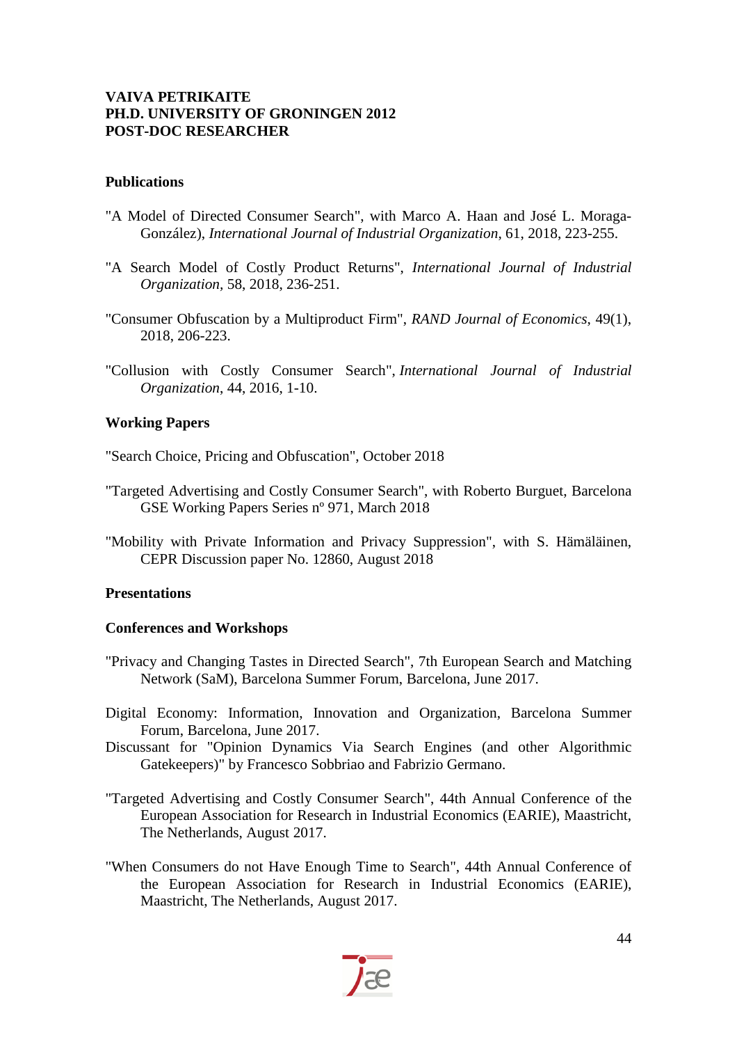**VAIVA PETRIKAITE**
**PH.D. UNIVERSITY OF GRONINGEN 2012**
**POST-DOC RESEARCHER**

**Publications**

"A Model of Directed Consumer Search", with Marco A. Haan and José L. Moraga-González), *International Journal of Industrial Organization*, 61, 2018, 223-255.

"A Search Model of Costly Product Returns", *International Journal of Industrial Organization*, 58, 2018, 236-251.

"Consumer Obfuscation by a Multiproduct Firm", *RAND Journal of Economics*, 49(1), 2018, 206-223.

"Collusion with Costly Consumer Search", *International Journal of Industrial Organization*, 44, 2016, 1-10.

**Working Papers**

"Search Choice, Pricing and Obfuscation", October 2018

"Targeted Advertising and Costly Consumer Search", with Roberto Burguet, Barcelona GSE Working Papers Series nº 971, March 2018

"Mobility with Private Information and Privacy Suppression", with S. Hämäläinen, CEPR Discussion paper No. 12860, August 2018

**Presentations**

**Conferences and Workshops**

"Privacy and Changing Tastes in Directed Search", 7th European Search and Matching Network (SaM), Barcelona Summer Forum, Barcelona, June 2017.

Digital Economy: Information, Innovation and Organization, Barcelona Summer Forum, Barcelona, June 2017.
Discussant for "Opinion Dynamics Via Search Engines (and other Algorithmic Gatekeepers)" by Francesco Sobbriao and Fabrizio Germano.

"Targeted Advertising and Costly Consumer Search", 44th Annual Conference of the European Association for Research in Industrial Economics (EARIE), Maastricht, The Netherlands, August 2017.

"When Consumers do not Have Enough Time to Search", 44th Annual Conference of the European Association for Research in Industrial Economics (EARIE), Maastricht, The Netherlands, August 2017.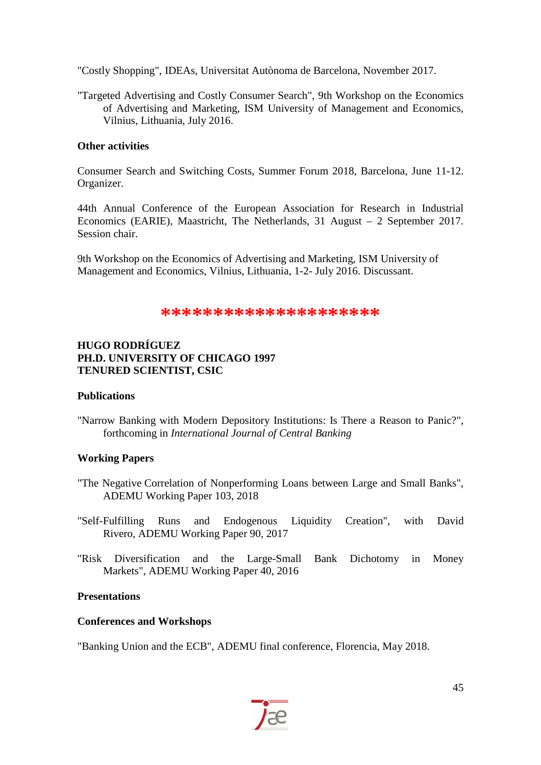"Costly Shopping", IDEAs, Universitat Autònoma de Barcelona, November 2017.

"Targeted Advertising and Costly Consumer Search", 9th Workshop on the Economics of Advertising and Marketing, ISM University of Management and Economics, Vilnius, Lithuania, July 2016.

**Other activities**

Consumer Search and Switching Costs, Summer Forum 2018, Barcelona, June 11-12. Organizer.

44th Annual Conference of the European Association for Research in Industrial Economics (EARIE), Maastricht, The Netherlands, 31 August – 2 September 2017. Session chair.

9th Workshop on the Economics of Advertising and Marketing, ISM University of Management and Economics, Vilnius, Lithuania, 1-2- July 2016. Discussant.

*********************

**HUGO RODRÍGUEZ**
**PH.D. UNIVERSITY OF CHICAGO 1997**
**TENURED SCIENTIST, CSIC**

**Publications**

"Narrow Banking with Modern Depository Institutions: Is There a Reason to Panic?", forthcoming in *International Journal of Central Banking*

**Working Papers**

"The Negative Correlation of Nonperforming Loans between Large and Small Banks", ADEMU Working Paper 103, 2018

"Self-Fulfilling Runs and Endogenous Liquidity Creation", with David Rivero, ADEMU Working Paper 90, 2017

"Risk Diversification and the Large-Small Bank Dichotomy in Money Markets", ADEMU Working Paper 40, 2016

**Presentations**

**Conferences and Workshops**

"Banking Union and the ECB", ADEMU final conference, Florencia, May 2018.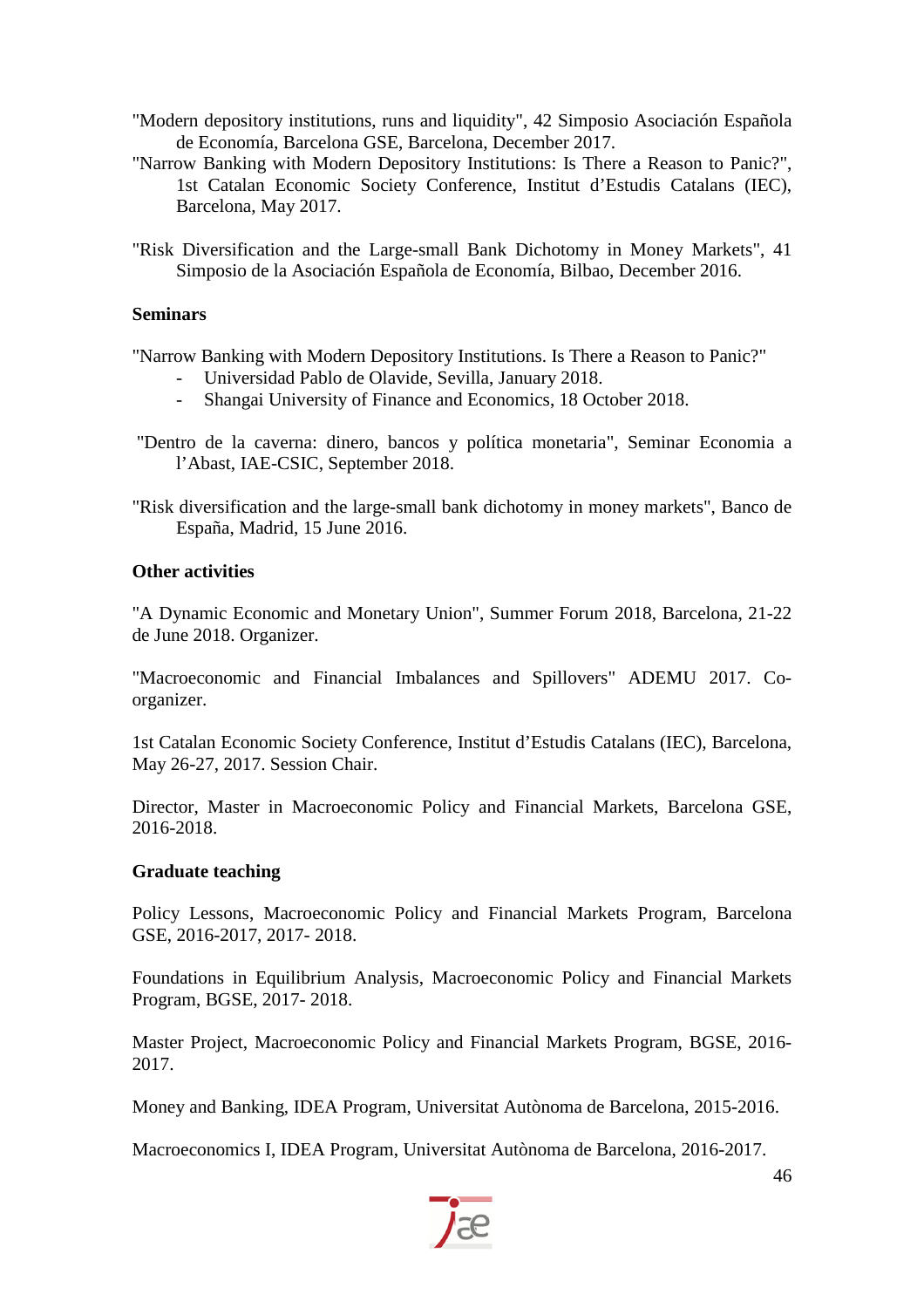"Modern depository institutions, runs and liquidity", 42 Simposio Asociación Española de Economía, Barcelona GSE, Barcelona, December 2017.

"Narrow Banking with Modern Depository Institutions: Is There a Reason to Panic?", 1st Catalan Economic Society Conference, Institut d'Estudis Catalans (IEC), Barcelona, May 2017.

"Risk Diversification and the Large-small Bank Dichotomy in Money Markets", 41 Simposio de la Asociación Española de Economía, Bilbao, December 2016.

**Seminars**

"Narrow Banking with Modern Depository Institutions. Is There a Reason to Panic?"

- Universidad Pablo de Olavide, Sevilla, January 2018.
- Shangai University of Finance and Economics, 18 October 2018.

"Dentro de la caverna: dinero, bancos y política monetaria", Seminar Economia a l'Abast, IAE-CSIC, September 2018.

"Risk diversification and the large-small bank dichotomy in money markets", Banco de España, Madrid, 15 June 2016.

**Other activities**

"A Dynamic Economic and Monetary Union", Summer Forum 2018, Barcelona, 21-22 de June 2018. Organizer.

"Macroeconomic and Financial Imbalances and Spillovers" ADEMU 2017. Co-organizer.

1st Catalan Economic Society Conference, Institut d'Estudis Catalans (IEC), Barcelona, May 26-27, 2017. Session Chair.

Director, Master in Macroeconomic Policy and Financial Markets, Barcelona GSE, 2016-2018.

**Graduate teaching**

Policy Lessons, Macroeconomic Policy and Financial Markets Program, Barcelona GSE, 2016-2017, 2017- 2018.

Foundations in Equilibrium Analysis, Macroeconomic Policy and Financial Markets Program, BGSE, 2017- 2018.

Master Project, Macroeconomic Policy and Financial Markets Program, BGSE, 2016-2017.

Money and Banking, IDEA Program, Universitat Autònoma de Barcelona, 2015-2016.

Macroeconomics I, IDEA Program, Universitat Autònoma de Barcelona, 2016-2017.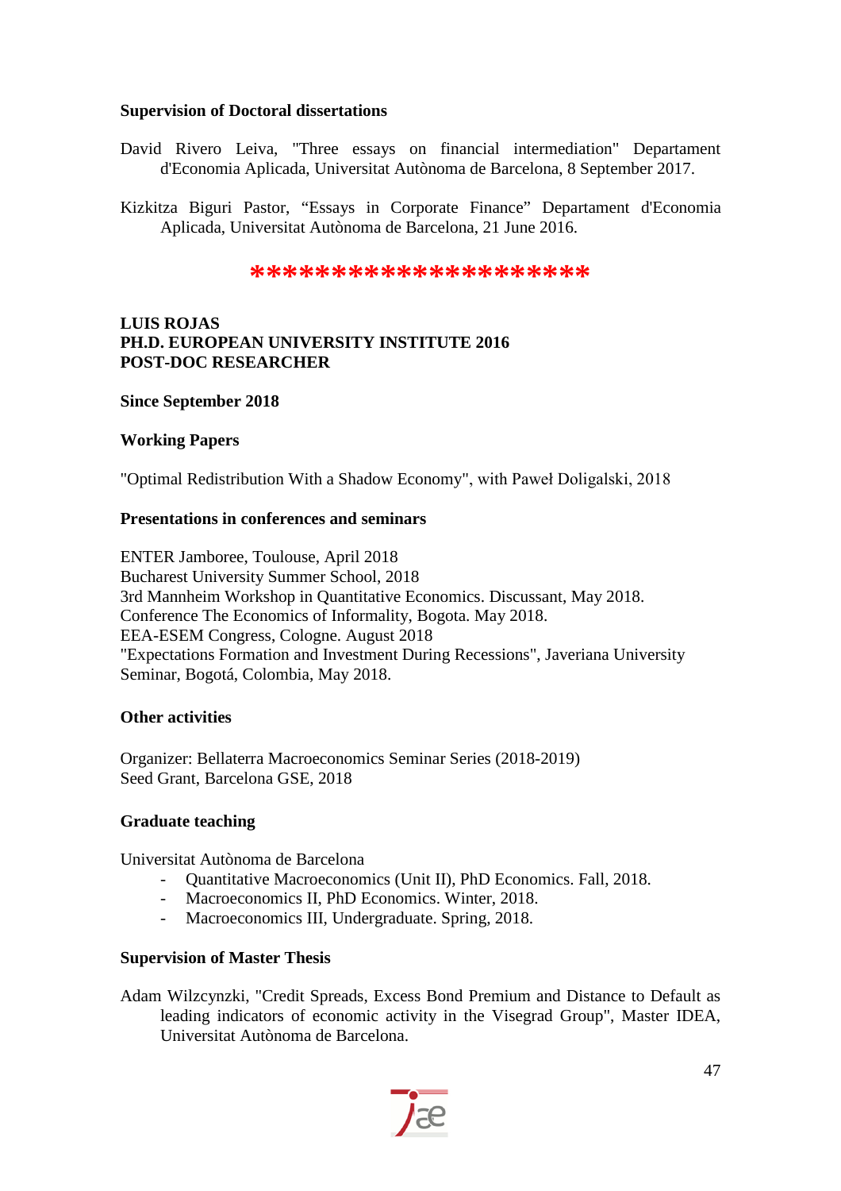**Supervision of Doctoral dissertations**

David Rivero Leiva, "Three essays on financial intermediation" Departament d'Economia Aplicada, Universitat Autònoma de Barcelona, 8 September 2017.

Kizkitza Biguri Pastor, "Essays in Corporate Finance" Departament d'Economia Aplicada, Universitat Autònoma de Barcelona, 21 June 2016.

*********************

**LUIS ROJAS**
**PH.D. EUROPEAN UNIVERSITY INSTITUTE 2016**
**POST-DOC RESEARCHER**

**Since September 2018**

**Working Papers**

"Optimal Redistribution With a Shadow Economy", with Paweł Doligalski, 2018

**Presentations in conferences and seminars**

ENTER Jamboree, Toulouse, April 2018
Bucharest University Summer School, 2018
3rd Mannheim Workshop in Quantitative Economics. Discussant, May 2018.
Conference The Economics of Informality, Bogota. May 2018.
EEA-ESEM Congress, Cologne. August 2018
"Expectations Formation and Investment During Recessions", Javeriana University Seminar, Bogotá, Colombia, May 2018.

**Other activities**

Organizer: Bellaterra Macroeconomics Seminar Series (2018-2019)
Seed Grant, Barcelona GSE, 2018

**Graduate teaching**

Universitat Autònoma de Barcelona

- Quantitative Macroeconomics (Unit II), PhD Economics. Fall, 2018.
- Macroeconomics II, PhD Economics. Winter, 2018.
- Macroeconomics III, Undergraduate. Spring, 2018.

**Supervision of Master Thesis**

Adam Wilzcynzki, "Credit Spreads, Excess Bond Premium and Distance to Default as leading indicators of economic activity in the Visegrad Group", Master IDEA, Universitat Autònoma de Barcelona.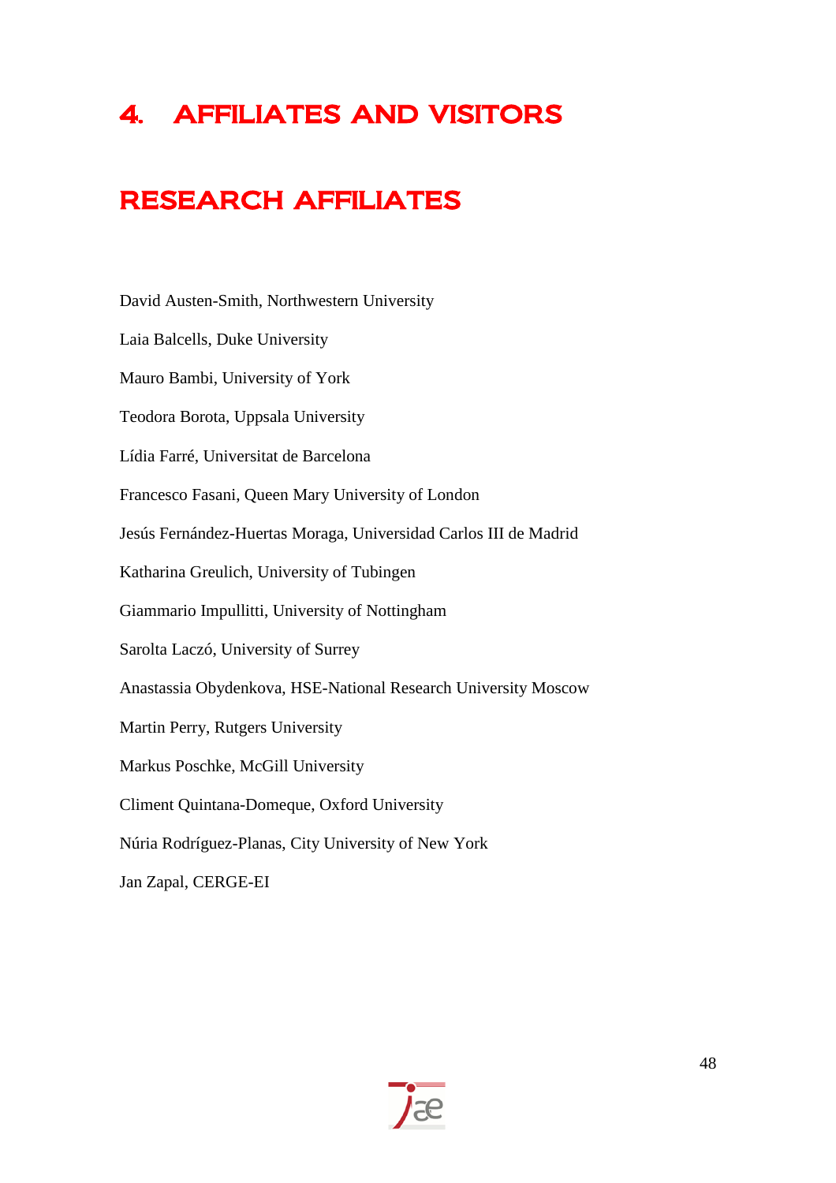# 4. AFFILIATES AND VISITORS

## RESEARCH AFFILIATES

David Austen-Smith, Northwestern University

Laia Balcells, Duke University

Mauro Bambi, University of York

Teodora Borota, Uppsala University

Lídia Farré, Universitat de Barcelona

Francesco Fasani, Queen Mary University of London

Jesús Fernández-Huertas Moraga, Universidad Carlos III de Madrid

Katharina Greulich, University of Tubingen

Giammario Impullitti, University of Nottingham

Sarolta Laczó, University of Surrey

Anastassia Obydenkova, HSE-National Research University Moscow

Martin Perry, Rutgers University

Markus Poschke, McGill University

Climent Quintana-Domeque, Oxford University

Núria Rodríguez-Planas, City University of New York

Jan Zapal, CERGE-EI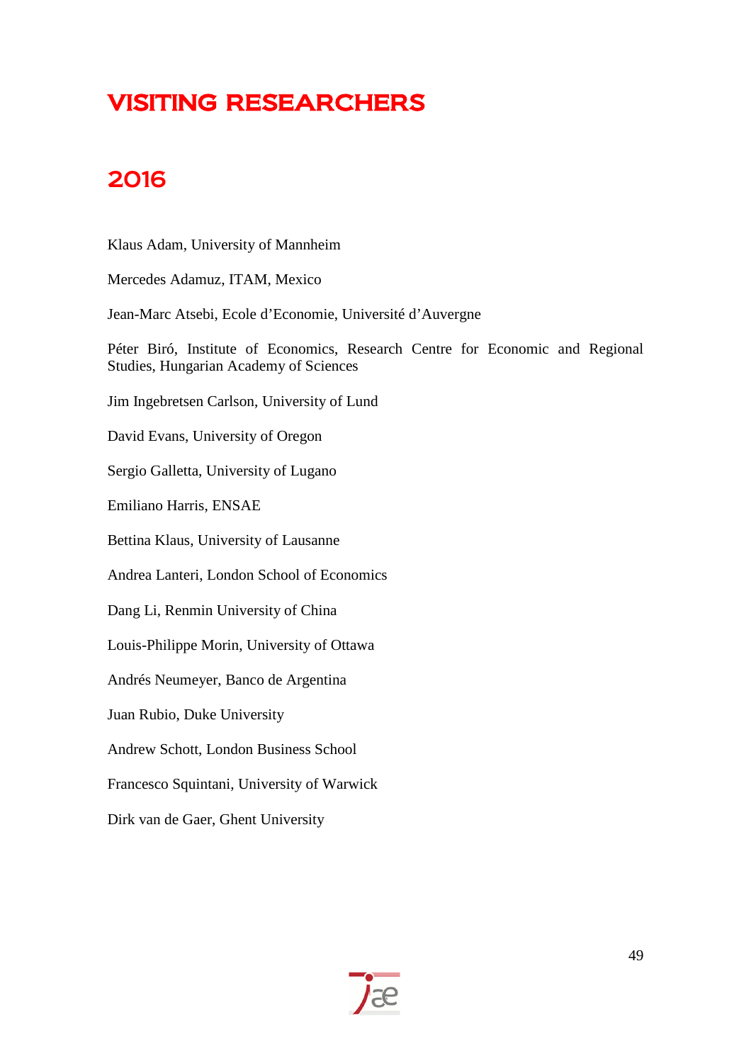# VISITING RESEARCHERS

## 2016

Klaus Adam, University of Mannheim

Mercedes Adamuz, ITAM, Mexico

Jean-Marc Atsebi, Ecole d'Economie, Université d'Auvergne

Péter Biró, Institute of Economics, Research Centre for Economic and Regional Studies, Hungarian Academy of Sciences

Jim Ingebretsen Carlson, University of Lund

David Evans, University of Oregon

Sergio Galletta, University of Lugano

Emiliano Harris, ENSAE

Bettina Klaus, University of Lausanne

Andrea Lanteri, London School of Economics

Dang Li, Renmin University of China

Louis-Philippe Morin, University of Ottawa

Andrés Neumeyer, Banco de Argentina

Juan Rubio, Duke University

Andrew Schott, London Business School

Francesco Squintani, University of Warwick

Dirk van de Gaer, Ghent University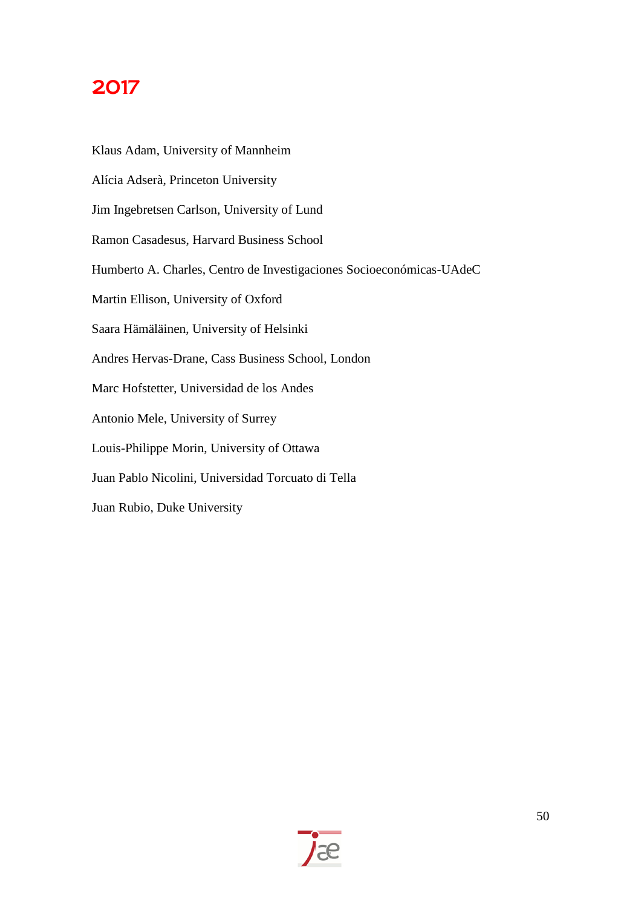## 2017

Klaus Adam, University of Mannheim

Alícia Adserà, Princeton University

Jim Ingebretsen Carlson, University of Lund

Ramon Casadesus, Harvard Business School

Humberto A. Charles, Centro de Investigaciones Socioeconómicas-UAdeC

Martin Ellison, University of Oxford

Saara Hämäläinen, University of Helsinki

Andres Hervas-Drane, Cass Business School, London

Marc Hofstetter, Universidad de los Andes

Antonio Mele, University of Surrey

Louis-Philippe Morin, University of Ottawa

Juan Pablo Nicolini, Universidad Torcuato di Tella

Juan Rubio, Duke University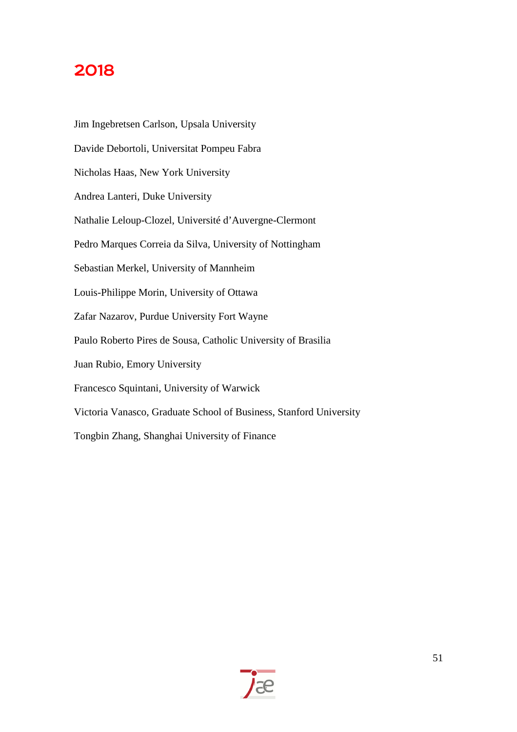## 2018

Jim Ingebretsen Carlson, Upsala University

Davide Debortoli, Universitat Pompeu Fabra

Nicholas Haas, New York University

Andrea Lanteri, Duke University

Nathalie Leloup-Clozel, Université d'Auvergne-Clermont

Pedro Marques Correia da Silva, University of Nottingham

Sebastian Merkel, University of Mannheim

Louis-Philippe Morin, University of Ottawa

Zafar Nazarov, Purdue University Fort Wayne

Paulo Roberto Pires de Sousa, Catholic University of Brasilia

Juan Rubio, Emory University

Francesco Squintani, University of Warwick

Victoria Vanasco, Graduate School of Business, Stanford University

Tongbin Zhang, Shanghai University of Finance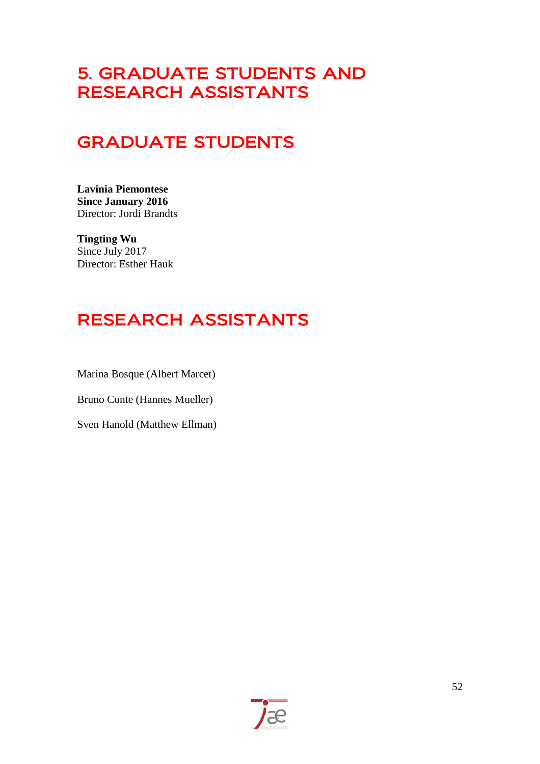# 5. GRADUATE STUDENTS AND RESEARCH ASSISTANTS

## GRADUATE STUDENTS

**Lavinia Piemontese**
**Since January 2016**
Director: Jordi Brandts

**Tingting Wu**
Since July 2017
Director: Esther Hauk

## RESEARCH ASSISTANTS

Marina Bosque (Albert Marcet)

Bruno Conte (Hannes Mueller)

Sven Hanold (Matthew Ellman)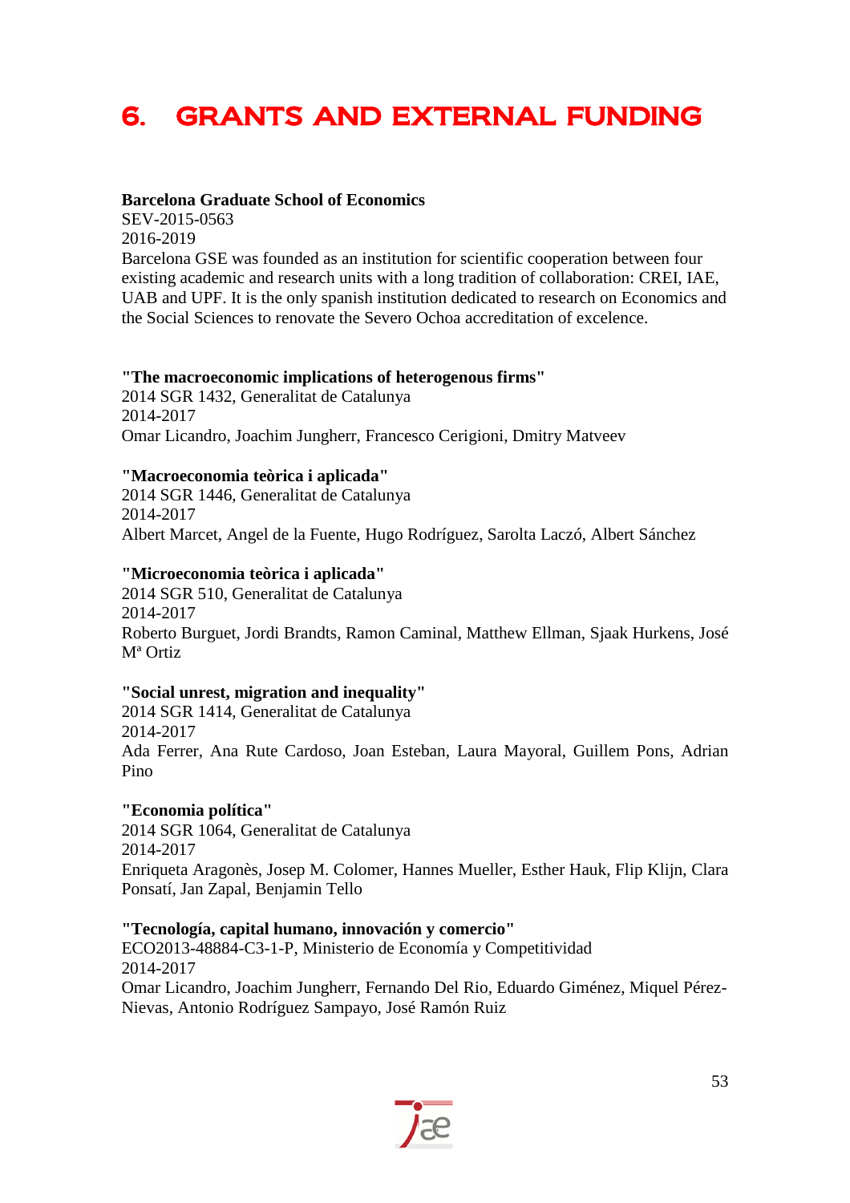# 6. GRANTS AND EXTERNAL FUNDING

**Barcelona Graduate School of Economics**
SEV-2015-0563
2016-2019
Barcelona GSE was founded as an institution for scientific cooperation between four existing academic and research units with a long tradition of collaboration: CREI, IAE, UAB and UPF. It is the only spanish institution dedicated to research on Economics and the Social Sciences to renovate the Severo Ochoa accreditation of excelence.

**"The macroeconomic implications of heterogenous firms"**
2014 SGR 1432, Generalitat de Catalunya
2014-2017
Omar Licandro, Joachim Jungherr, Francesco Cerigioni, Dmitry Matveev

**"Macroeconomia teòrica i aplicada"**
2014 SGR 1446, Generalitat de Catalunya
2014-2017
Albert Marcet, Angel de la Fuente, Hugo Rodríguez, Sarolta Laczó, Albert Sánchez

**"Microeconomia teòrica i aplicada"**
2014 SGR 510, Generalitat de Catalunya
2014-2017
Roberto Burguet, Jordi Brandts, Ramon Caminal, Matthew Ellman, Sjaak Hurkens, José Mª Ortiz

**"Social unrest, migration and inequality"**
2014 SGR 1414, Generalitat de Catalunya
2014-2017
Ada Ferrer, Ana Rute Cardoso, Joan Esteban, Laura Mayoral, Guillem Pons, Adrian Pino

**"Economia política"**
2014 SGR 1064, Generalitat de Catalunya
2014-2017
Enriqueta Aragonès, Josep M. Colomer, Hannes Mueller, Esther Hauk, Flip Klijn, Clara Ponsatí, Jan Zapal, Benjamin Tello

**"Tecnología, capital humano, innovación y comercio"**
ECO2013-48884-C3-1-P, Ministerio de Economía y Competitividad
2014-2017
Omar Licandro, Joachim Jungherr, Fernando Del Rio, Eduardo Giménez, Miquel Pérez-Nievas, Antonio Rodríguez Sampayo, José Ramón Ruiz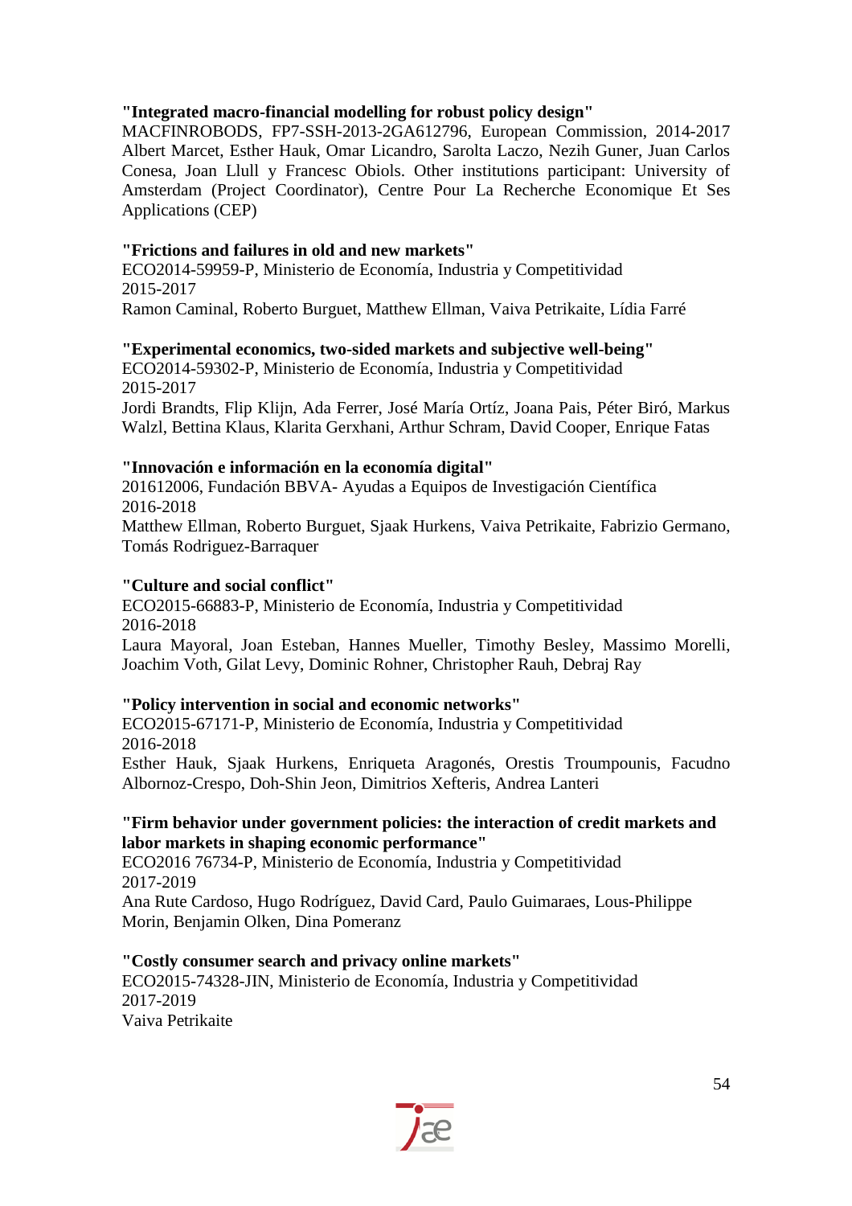**"Integrated macro-financial modelling for robust policy design"**
MACFINROBODS, FP7-SSH-2013-2GA612796, European Commission, 2014-2017
Albert Marcet, Esther Hauk, Omar Licandro, Sarolta Laczo, Nezih Guner, Juan Carlos Conesa, Joan Llull y Francesc Obiols. Other institutions participant: University of Amsterdam (Project Coordinator), Centre Pour La Recherche Economique Et Ses Applications (CEP)

**"Frictions and failures in old and new markets"**
ECO2014-59959-P, Ministerio de Economía, Industria y Competitividad
2015-2017
Ramon Caminal, Roberto Burguet, Matthew Ellman, Vaiva Petrikaite, Lídia Farré

**"Experimental economics, two-sided markets and subjective well-being"**
ECO2014-59302-P, Ministerio de Economía, Industria y Competitividad
2015-2017
Jordi Brandts, Flip Klijn, Ada Ferrer, José María Ortíz, Joana Pais, Péter Biró, Markus Walzl, Bettina Klaus, Klarita Gerxhani, Arthur Schram, David Cooper, Enrique Fatas

**"Innovación e información en la economía digital"**
201612006, Fundación BBVA- Ayudas a Equipos de Investigación Científica
2016-2018
Matthew Ellman, Roberto Burguet, Sjaak Hurkens, Vaiva Petrikaite, Fabrizio Germano, Tomás Rodriguez-Barraquer

**"Culture and social conflict"**
ECO2015-66883-P, Ministerio de Economía, Industria y Competitividad
2016-2018
Laura Mayoral, Joan Esteban, Hannes Mueller, Timothy Besley, Massimo Morelli, Joachim Voth, Gilat Levy, Dominic Rohner, Christopher Rauh, Debraj Ray

**"Policy intervention in social and economic networks"**
ECO2015-67171-P, Ministerio de Economía, Industria y Competitividad
2016-2018
Esther Hauk, Sjaak Hurkens, Enriqueta Aragonés, Orestis Troumpounis, Facudno Albornoz-Crespo, Doh-Shin Jeon, Dimitrios Xefteris, Andrea Lanteri

**"Firm behavior under government policies: the interaction of credit markets and labor markets in shaping economic performance"**
ECO2016 76734-P, Ministerio de Economía, Industria y Competitividad
2017-2019
Ana Rute Cardoso, Hugo Rodríguez, David Card, Paulo Guimaraes, Lous-Philippe Morin, Benjamin Olken, Dina Pomeranz

**"Costly consumer search and privacy online markets"**
ECO2015-74328-JIN, Ministerio de Economía, Industria y Competitividad
2017-2019
Vaiva Petrikaite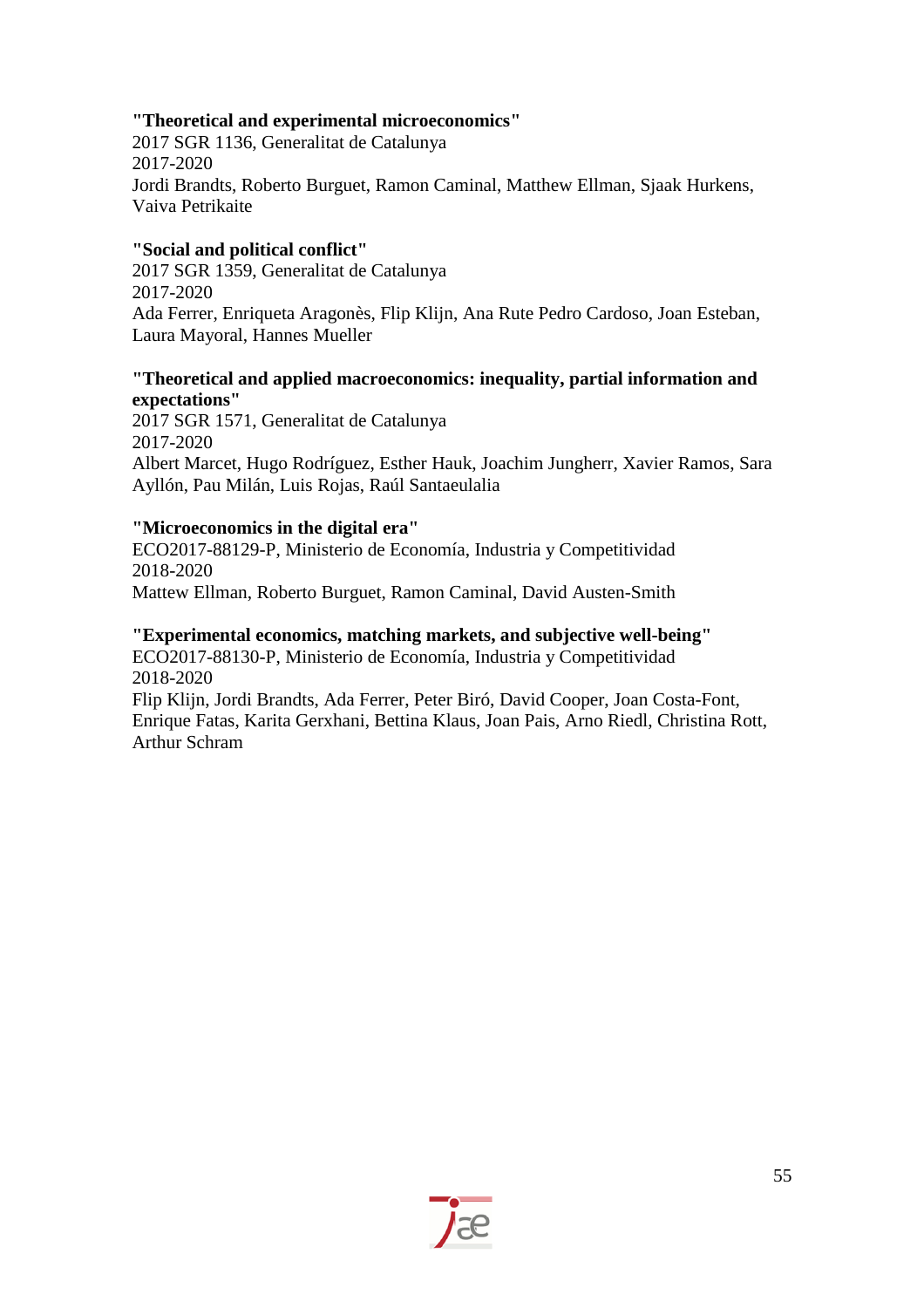**"Theoretical and experimental microeconomics"**
2017 SGR 1136, Generalitat de Catalunya
2017-2020
Jordi Brandts, Roberto Burguet, Ramon Caminal, Matthew Ellman, Sjaak Hurkens, Vaiva Petrikaite

**"Social and political conflict"**
2017 SGR 1359, Generalitat de Catalunya
2017-2020
Ada Ferrer, Enriqueta Aragonès, Flip Klijn, Ana Rute Pedro Cardoso, Joan Esteban, Laura Mayoral, Hannes Mueller

**"Theoretical and applied macroeconomics: inequality, partial information and expectations"**
2017 SGR 1571, Generalitat de Catalunya
2017-2020
Albert Marcet, Hugo Rodríguez, Esther Hauk, Joachim Jungherr, Xavier Ramos, Sara Ayllón, Pau Milán, Luis Rojas, Raúl Santaeulalia

**"Microeconomics in the digital era"**
ECO2017-88129-P, Ministerio de Economía, Industria y Competitividad
2018-2020
Mattew Ellman, Roberto Burguet, Ramon Caminal, David Austen-Smith

**"Experimental economics, matching markets, and subjective well-being"**
ECO2017-88130-P, Ministerio de Economía, Industria y Competitividad
2018-2020
Flip Klijn, Jordi Brandts, Ada Ferrer, Peter Biró, David Cooper, Joan Costa-Font, Enrique Fatas, Karita Gerxhani, Bettina Klaus, Joan Pais, Arno Riedl, Christina Rott, Arthur Schram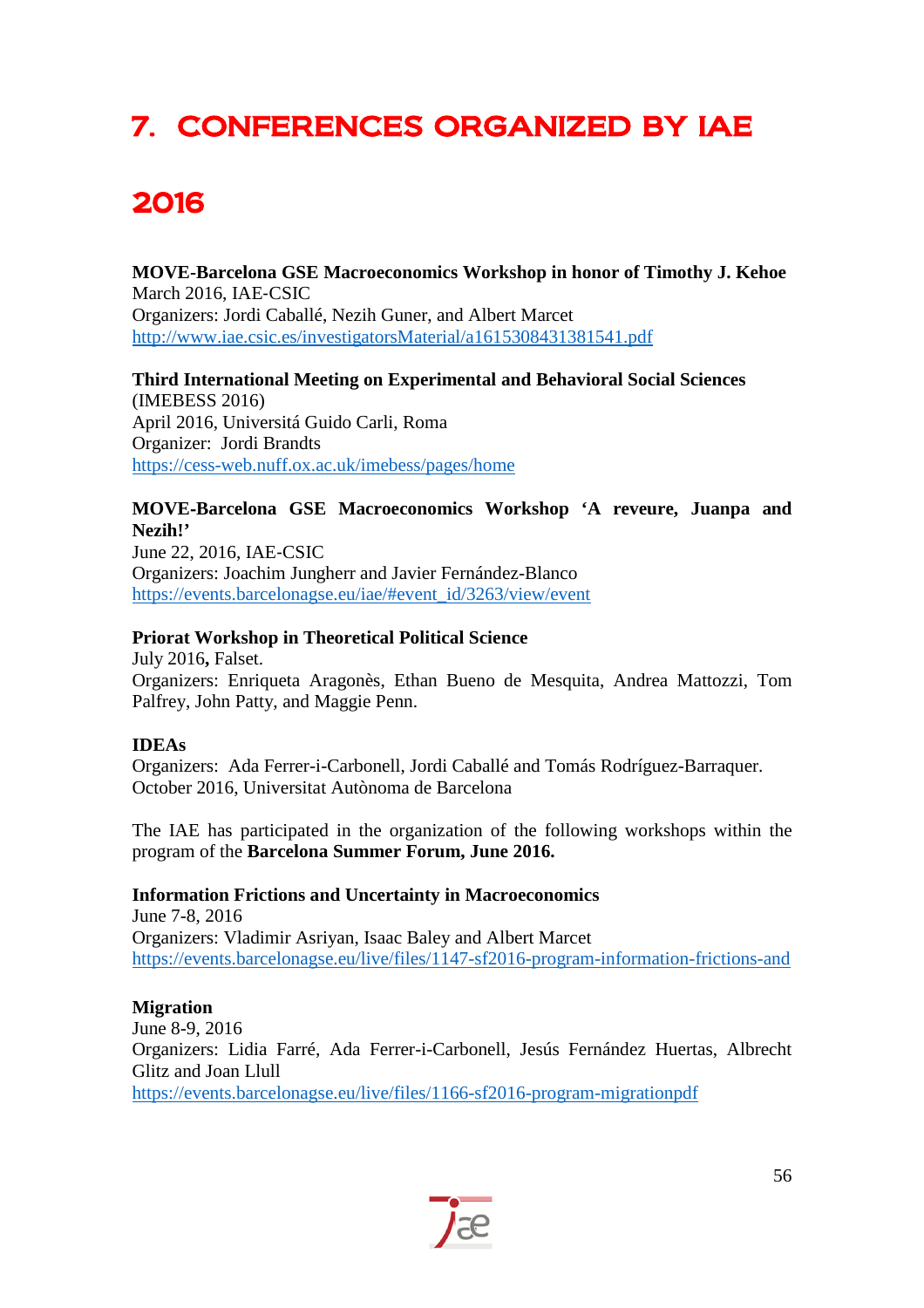# 7. CONFERENCES ORGANIZED BY IAE

## 2016

**MOVE-Barcelona GSE Macroeconomics Workshop in honor of Timothy J. Kehoe**
March 2016, IAE-CSIC
Organizers: Jordi Caballé, Nezih Guner, and Albert Marcet
http://www.iae.csic.es/investigatorsMaterial/a1615308431381541.pdf

**Third International Meeting on Experimental and Behavioral Social Sciences** (IMEBESS 2016)
April 2016, Universitá Guido Carli, Roma
Organizer: Jordi Brandts
https://cess-web.nuff.ox.ac.uk/imebess/pages/home

**MOVE-Barcelona GSE Macroeconomics Workshop 'A reveure, Juanpa and Nezih!'**
June 22, 2016, IAE-CSIC
Organizers: Joachim Jungherr and Javier Fernández-Blanco
https://events.barcelonagse.eu/iae/#event_id/3263/view/event

**Priorat Workshop in Theoretical Political Science**
July 2016**,** Falset.
Organizers: Enriqueta Aragonès, Ethan Bueno de Mesquita, Andrea Mattozzi, Tom Palfrey, John Patty, and Maggie Penn.

**IDEAs**
Organizers: Ada Ferrer-i-Carbonell, Jordi Caballé and Tomás Rodríguez-Barraquer.
October 2016, Universitat Autònoma de Barcelona

The IAE has participated in the organization of the following workshops within the program of the **Barcelona Summer Forum, June 2016.**

**Information Frictions and Uncertainty in Macroeconomics**
June 7-8, 2016
Organizers: Vladimir Asriyan, Isaac Baley and Albert Marcet
https://events.barcelonagse.eu/live/files/1147-sf2016-program-information-frictions-and

**Migration**
June 8-9, 2016
Organizers: Lidia Farré, Ada Ferrer-i-Carbonell, Jesús Fernández Huertas, Albrecht Glitz and Joan Llull
https://events.barcelonagse.eu/live/files/1166-sf2016-program-migrationpdf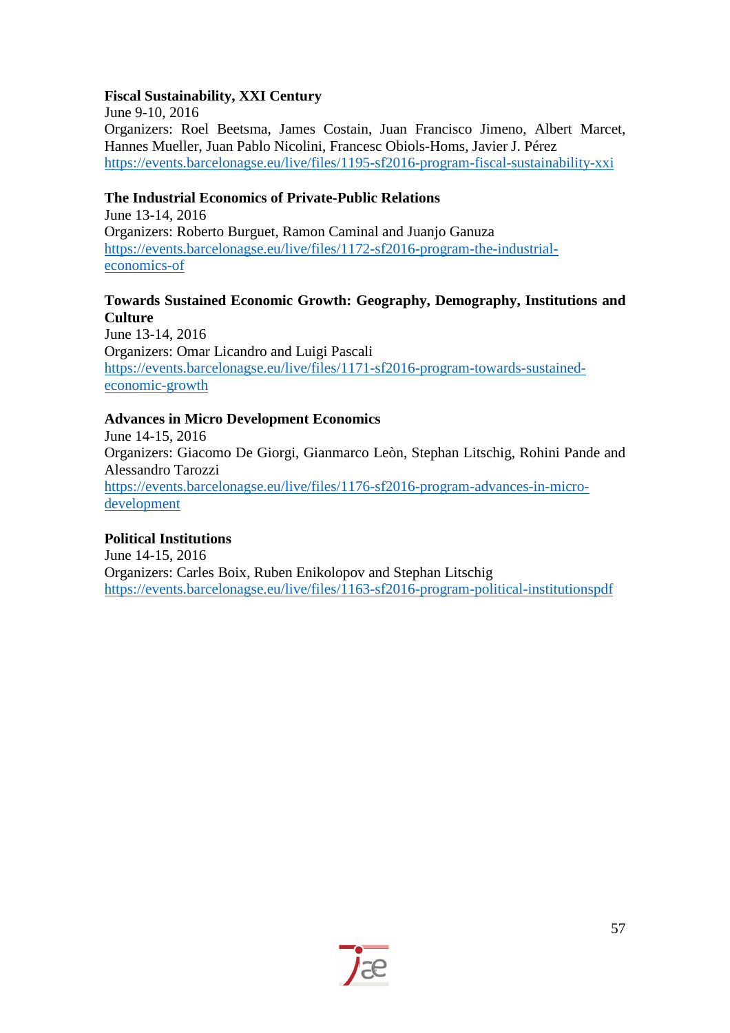**Fiscal Sustainability, XXI Century**
June 9-10, 2016
Organizers: Roel Beetsma, James Costain, Juan Francisco Jimeno, Albert Marcet, Hannes Mueller, Juan Pablo Nicolini, Francesc Obiols-Homs, Javier J. Pérez
https://events.barcelonagse.eu/live/files/1195-sf2016-program-fiscal-sustainability-xxi

**The Industrial Economics of Private-Public Relations**
June 13-14, 2016
Organizers: Roberto Burguet, Ramon Caminal and Juanjo Ganuza
https://events.barcelonagse.eu/live/files/1172-sf2016-program-the-industrial-economics-of

**Towards Sustained Economic Growth: Geography, Demography, Institutions and Culture**
June 13-14, 2016
Organizers: Omar Licandro and Luigi Pascali
https://events.barcelonagse.eu/live/files/1171-sf2016-program-towards-sustained-economic-growth

**Advances in Micro Development Economics**
June 14-15, 2016
Organizers: Giacomo De Giorgi, Gianmarco Leòn, Stephan Litschig, Rohini Pande and Alessandro Tarozzi
https://events.barcelonagse.eu/live/files/1176-sf2016-program-advances-in-micro-development

**Political Institutions**
June 14-15, 2016
Organizers: Carles Boix, Ruben Enikolopov and Stephan Litschig
https://events.barcelonagse.eu/live/files/1163-sf2016-program-political-institutionspdf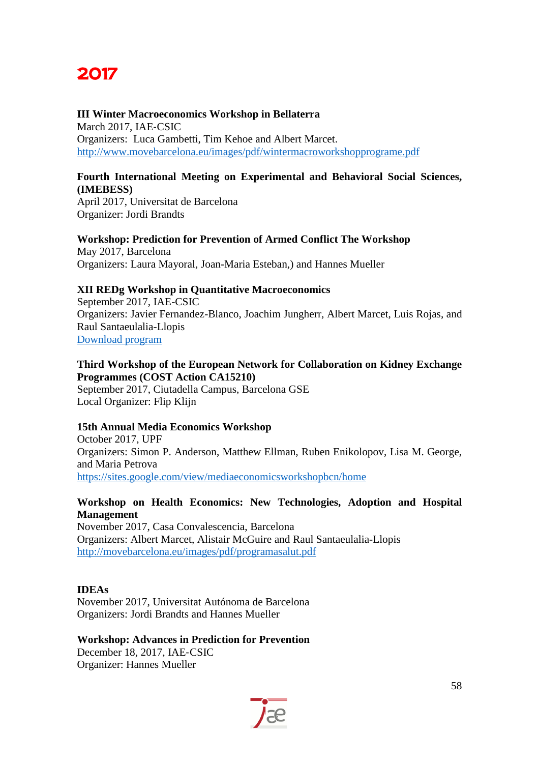# 2017

**III Winter Macroeconomics Workshop in Bellaterra**
March 2017, IAE-CSIC
Organizers: Luca Gambetti, Tim Kehoe and Albert Marcet.
http://www.movebarcelona.eu/images/pdf/wintermacroworkshopprograme.pdf

**Fourth International Meeting on Experimental and Behavioral Social Sciences, (IMEBESS)**
April 2017, Universitat de Barcelona
Organizer: Jordi Brandts

**Workshop: Prediction for Prevention of Armed Conflict The Workshop**
May 2017, Barcelona
Organizers: Laura Mayoral, Joan-Maria Esteban,) and Hannes Mueller

**XII REDg Workshop in Quantitative Macroeconomics**
September 2017, IAE-CSIC
Organizers: Javier Fernandez-Blanco, Joachim Jungherr, Albert Marcet, Luis Rojas, and Raul Santaeulalia-Llopis
Download program

**Third Workshop of the European Network for Collaboration on Kidney Exchange Programmes (COST Action CA15210)**
September 2017, Ciutadella Campus, Barcelona GSE
Local Organizer: Flip Klijn

**15th Annual Media Economics Workshop**
October 2017, UPF
Organizers: Simon P. Anderson, Matthew Ellman, Ruben Enikolopov, Lisa M. George, and Maria Petrova
https://sites.google.com/view/mediaeconomicsworkshopbcn/home

**Workshop on Health Economics: New Technologies, Adoption and Hospital Management**
November 2017, Casa Convalescencia, Barcelona
Organizers: Albert Marcet, Alistair McGuire and Raul Santaeulalia-Llopis
http://movebarcelona.eu/images/pdf/programasalut.pdf

**IDEAs**
November 2017, Universitat Autónoma de Barcelona
Organizers: Jordi Brandts and Hannes Mueller

**Workshop: Advances in Prediction for Prevention**
December 18, 2017, IAE-CSIC
Organizer: Hannes Mueller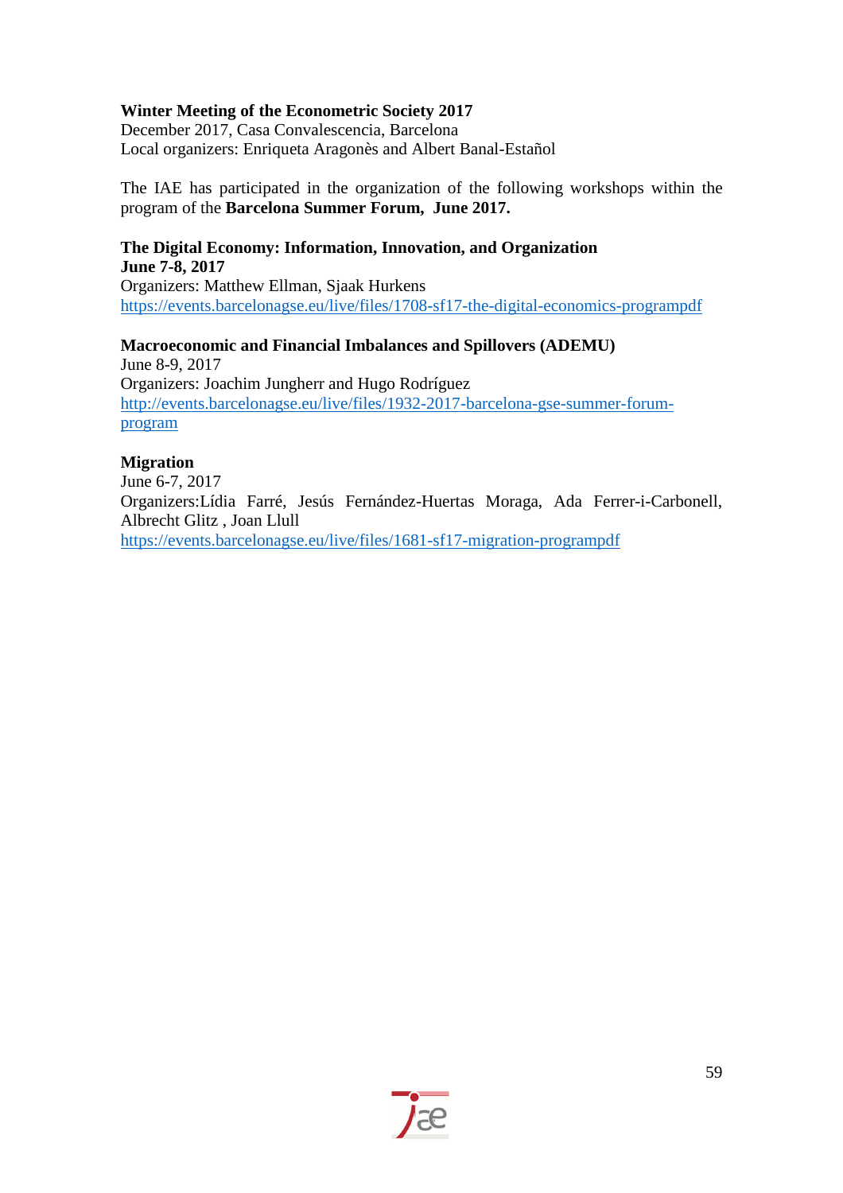**Winter Meeting of the Econometric Society 2017**
December 2017, Casa Convalescencia, Barcelona
Local organizers: Enriqueta Aragonès and Albert Banal-Estañol

The IAE has participated in the organization of the following workshops within the program of the **Barcelona Summer Forum, June 2017.**

**The Digital Economy: Information, Innovation, and Organization**
**June 7-8, 2017**
Organizers: Matthew Ellman, Sjaak Hurkens
https://events.barcelonagse.eu/live/files/1708-sf17-the-digital-economics-programpdf

**Macroeconomic and Financial Imbalances and Spillovers (ADEMU)**
June 8-9, 2017
Organizers: Joachim Jungherr and Hugo Rodríguez
http://events.barcelonagse.eu/live/files/1932-2017-barcelona-gse-summer-forum-program

**Migration**
June 6-7, 2017
Organizers:Lídia Farré, Jesús Fernández-Huertas Moraga, Ada Ferrer-i-Carbonell, Albrecht Glitz , Joan Llull
https://events.barcelonagse.eu/live/files/1681-sf17-migration-programpdf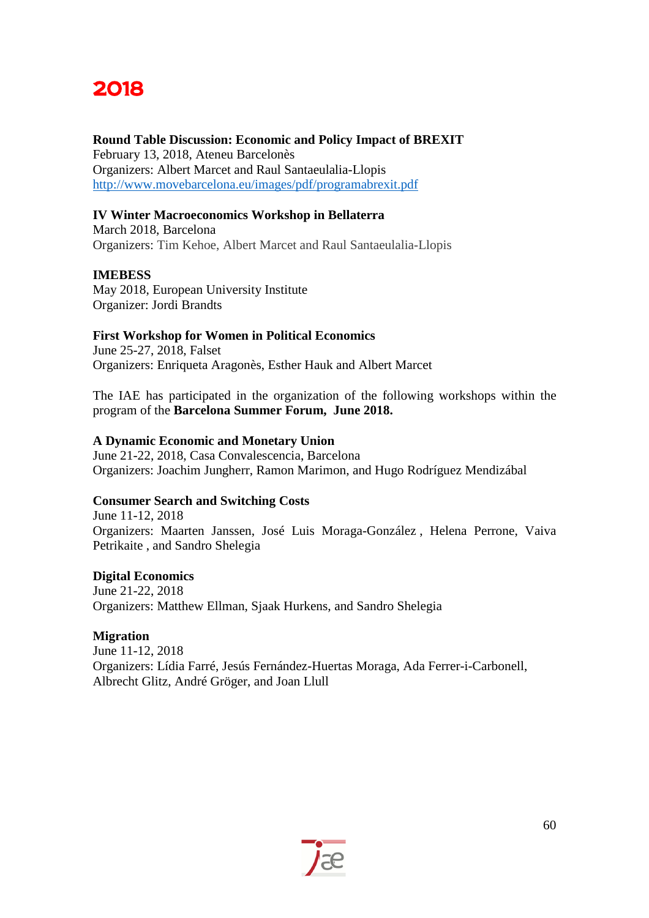# 2018

**Round Table Discussion: Economic and Policy Impact of BREXIT**
February 13, 2018, Ateneu Barcelonès
Organizers: Albert Marcet and Raul Santaeulalia-Llopis
http://www.movebarcelona.eu/images/pdf/programabrexit.pdf

**IV Winter Macroeconomics Workshop in Bellaterra**
March 2018, Barcelona
Organizers: Tim Kehoe, Albert Marcet and Raul Santaeulalia-Llopis

**IMEBESS**
May 2018, European University Institute
Organizer: Jordi Brandts

**First Workshop for Women in Political Economics**
June 25-27, 2018, Falset
Organizers: Enriqueta Aragonès, Esther Hauk and Albert Marcet

The IAE has participated in the organization of the following workshops within the program of the **Barcelona Summer Forum, June 2018.**

**A Dynamic Economic and Monetary Union**
June 21-22, 2018, Casa Convalescencia, Barcelona
Organizers: Joachim Jungherr, Ramon Marimon, and Hugo Rodríguez Mendizábal

**Consumer Search and Switching Costs**
June 11-12, 2018
Organizers: Maarten Janssen, José Luis Moraga-González , Helena Perrone, Vaiva Petrikaite , and Sandro Shelegia

**Digital Economics**
June 21-22, 2018
Organizers: Matthew Ellman, Sjaak Hurkens, and Sandro Shelegia

**Migration**
June 11-12, 2018
Organizers: Lídia Farré, Jesús Fernández-Huertas Moraga, Ada Ferrer-i-Carbonell, Albrecht Glitz, André Gröger, and Joan Llull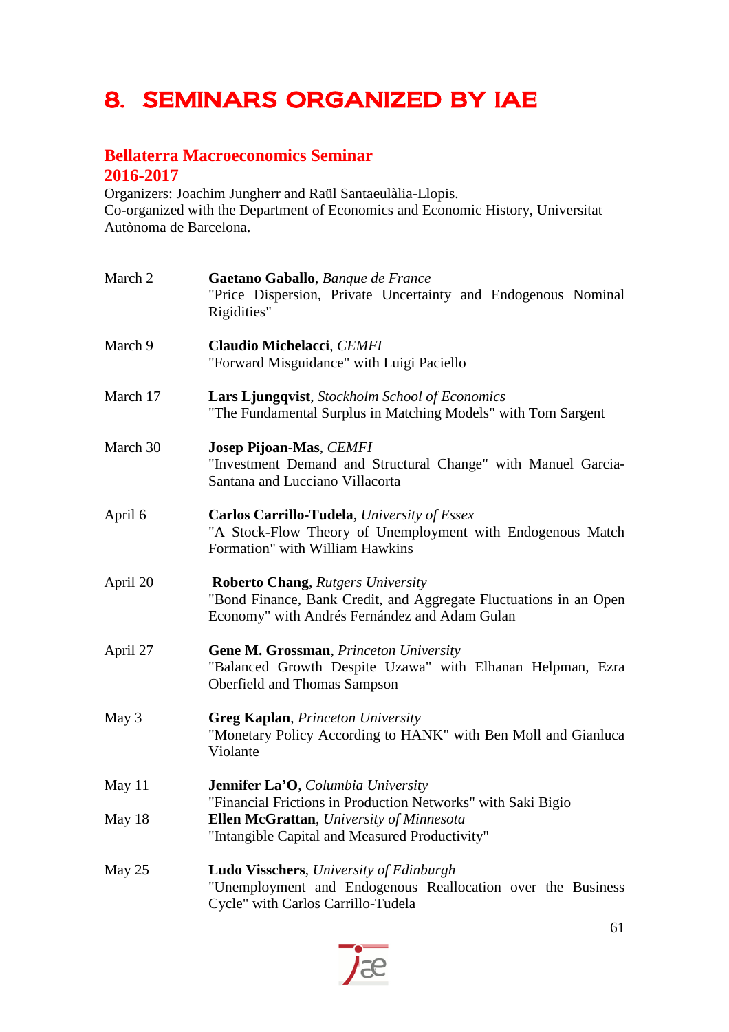# 8. SEMINARS ORGANIZED BY IAE

## Bellaterra Macroeconomics Seminar 2016-2017

Organizers: Joachim Jungherr and Raül Santaeulàlia-Llopis.
Co-organized with the Department of Economics and Economic History, Universitat Autònoma de Barcelona.

| | |
|---|---|
| March 2 | **Gaetano Gaballo**, *Banque de France*<br>"Price Dispersion, Private Uncertainty and Endogenous Nominal Rigidities" |
| March 9 | **Claudio Michelacci**, *CEMFI*<br>"Forward Misguidance" with Luigi Paciello |
| March 17 | **Lars Ljungqvist**, *Stockholm School of Economics*<br>"The Fundamental Surplus in Matching Models" with Tom Sargent |
| March 30 | **Josep Pijoan-Mas**, *CEMFI*<br>"Investment Demand and Structural Change" with Manuel Garcia-Santana and Lucciano Villacorta |
| April 6 | **Carlos Carrillo-Tudela**, *University of Essex*<br>"A Stock-Flow Theory of Unemployment with Endogenous Match Formation" with William Hawkins |
| April 20 | **Roberto Chang**, *Rutgers University*<br>"Bond Finance, Bank Credit, and Aggregate Fluctuations in an Open Economy" with Andrés Fernández and Adam Gulan |
| April 27 | **Gene M. Grossman**, *Princeton University*<br>"Balanced Growth Despite Uzawa" with Elhanan Helpman, Ezra Oberfield and Thomas Sampson |
| May 3 | **Greg Kaplan**, *Princeton University*<br>"Monetary Policy According to HANK" with Ben Moll and Gianluca Violante |
| May 11 | **Jennifer La'O**, *Columbia University*<br>"Financial Frictions in Production Networks" with Saki Bigio |
| May 18 | **Ellen McGrattan**, *University of Minnesota*<br>"Intangible Capital and Measured Productivity" |
| May 25 | **Ludo Visschers**, *University of Edinburgh*<br>"Unemployment and Endogenous Reallocation over the Business Cycle" with Carlos Carrillo-Tudela |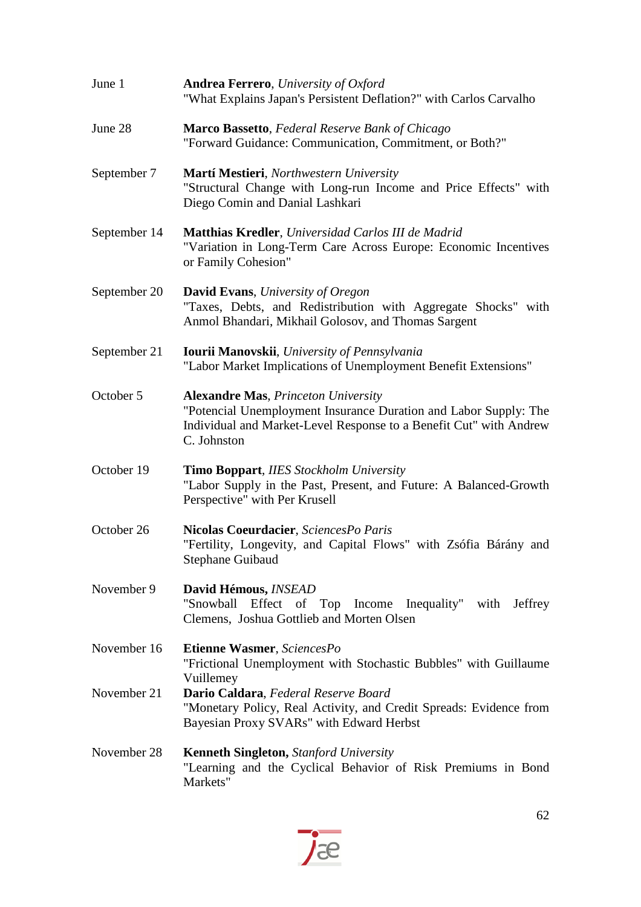June 1 **Andrea Ferrero**, *University of Oxford*
"What Explains Japan's Persistent Deflation?" with Carlos Carvalho

June 28 **Marco Bassetto**, *Federal Reserve Bank of Chicago*
"Forward Guidance: Communication, Commitment, or Both?"

September 7 **Martí Mestieri**, *Northwestern University*
"Structural Change with Long-run Income and Price Effects" with Diego Comin and Danial Lashkari

September 14 **Matthias Kredler**, *Universidad Carlos III de Madrid*
"Variation in Long-Term Care Across Europe: Economic Incentives or Family Cohesion"

September 20 **David Evans**, *University of Oregon*
"Taxes, Debts, and Redistribution with Aggregate Shocks" with Anmol Bhandari, Mikhail Golosov, and Thomas Sargent

September 21 **Iourii Manovskii**, *University of Pennsylvania*
"Labor Market Implications of Unemployment Benefit Extensions"

October 5 **Alexandre Mas**, *Princeton University*
"Potencial Unemployment Insurance Duration and Labor Supply: The Individual and Market-Level Response to a Benefit Cut" with Andrew C. Johnston

October 19 **Timo Boppart**, *IIES Stockholm University*
"Labor Supply in the Past, Present, and Future: A Balanced-Growth Perspective" with Per Krusell

October 26 **Nicolas Coeurdacier**, *SciencesPo Paris*
"Fertility, Longevity, and Capital Flows" with Zsófia Bárány and Stephane Guibaud

November 9 **David Hémous,** *INSEAD*
"Snowball Effect of Top Income Inequality" with Jeffrey Clemens, Joshua Gottlieb and Morten Olsen

November 16 **Etienne Wasmer**, *SciencesPo*
"Frictional Unemployment with Stochastic Bubbles" with Guillaume Vuillemey

November 21 **Dario Caldara**, *Federal Reserve Board*
"Monetary Policy, Real Activity, and Credit Spreads: Evidence from Bayesian Proxy SVARs" with Edward Herbst

November 28 **Kenneth Singleton,** *Stanford University*
"Learning and the Cyclical Behavior of Risk Premiums in Bond Markets"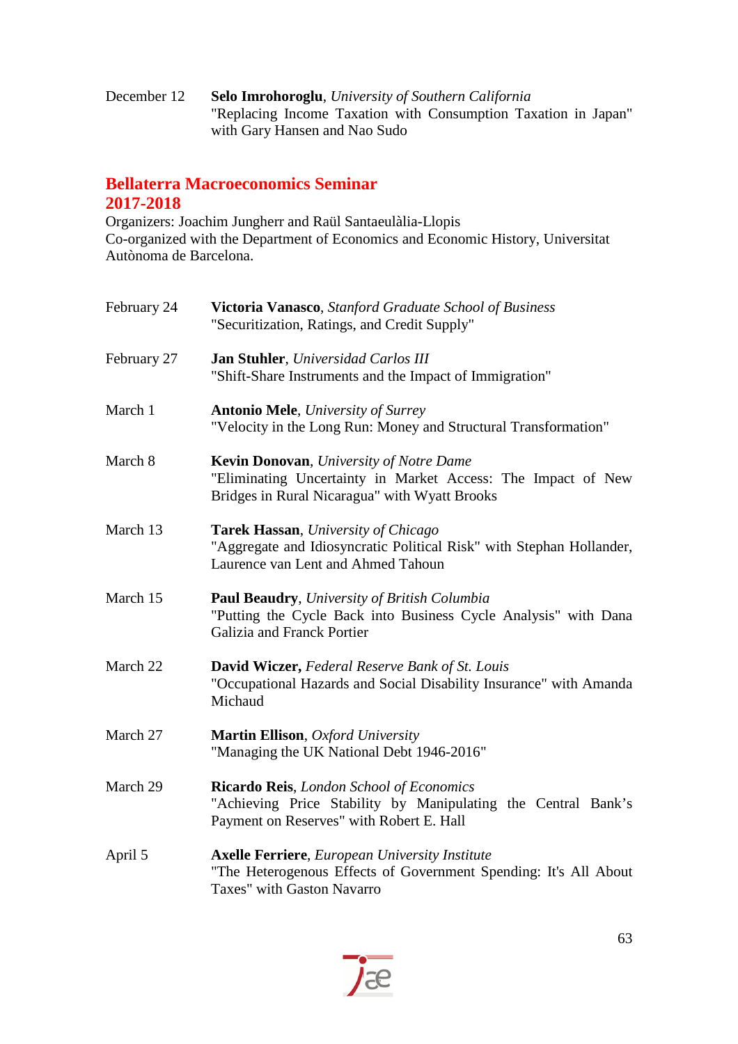December 12 **Selo Imrohoroglu**, *University of Southern California*
"Replacing Income Taxation with Consumption Taxation in Japan" with Gary Hansen and Nao Sudo

## Bellaterra Macroeconomics Seminar 2017-2018

Organizers: Joachim Jungherr and Raül Santaeulàlia-Llopis
Co-organized with the Department of Economics and Economic History, Universitat Autònoma de Barcelona.

February 24 **Victoria Vanasco**, *Stanford Graduate School of Business*
"Securitization, Ratings, and Credit Supply"

February 27 **Jan Stuhler**, *Universidad Carlos III*
"Shift-Share Instruments and the Impact of Immigration"

March 1 **Antonio Mele**, *University of Surrey*
"Velocity in the Long Run: Money and Structural Transformation"

March 8 **Kevin Donovan**, *University of Notre Dame*
"Eliminating Uncertainty in Market Access: The Impact of New Bridges in Rural Nicaragua" with Wyatt Brooks

March 13 **Tarek Hassan**, *University of Chicago*
"Aggregate and Idiosyncratic Political Risk" with Stephan Hollander, Laurence van Lent and Ahmed Tahoun

March 15 **Paul Beaudry**, *University of British Columbia*
"Putting the Cycle Back into Business Cycle Analysis" with Dana Galizia and Franck Portier

March 22 **David Wiczer,** *Federal Reserve Bank of St. Louis*
"Occupational Hazards and Social Disability Insurance" with Amanda Michaud

March 27 **Martin Ellison**, *Oxford University*
"Managing the UK National Debt 1946-2016"

March 29 **Ricardo Reis**, *London School of Economics*
"Achieving Price Stability by Manipulating the Central Bank's Payment on Reserves" with Robert E. Hall

April 5 **Axelle Ferriere**, *European University Institute*
"The Heterogenous Effects of Government Spending: It's All About Taxes" with Gaston Navarro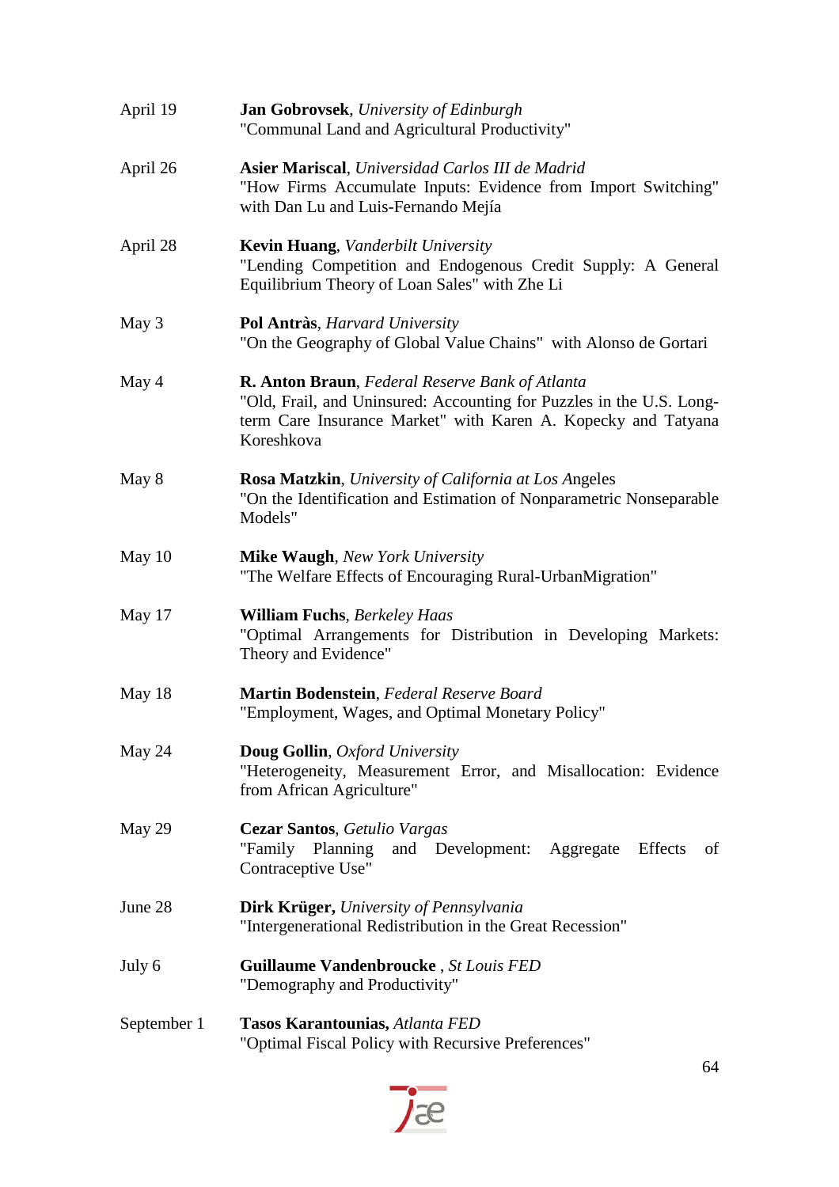| | |
|---|---|
| April 19 | **Jan Gobrovsek**, *University of Edinburgh*<br>"Communal Land and Agricultural Productivity" |
| April 26 | **Asier Mariscal**, *Universidad Carlos III de Madrid*<br>"How Firms Accumulate Inputs: Evidence from Import Switching" with Dan Lu and Luis-Fernando Mejía |
| April 28 | **Kevin Huang**, *Vanderbilt University*<br>"Lending Competition and Endogenous Credit Supply: A General Equilibrium Theory of Loan Sales" with Zhe Li |
| May 3 | **Pol Antràs**, *Harvard University*<br>"On the Geography of Global Value Chains" with Alonso de Gortari |
| May 4 | **R. Anton Braun**, *Federal Reserve Bank of Atlanta*<br>"Old, Frail, and Uninsured: Accounting for Puzzles in the U.S. Long-term Care Insurance Market" with Karen A. Kopecky and Tatyana Koreshkova |
| May 8 | **Rosa Matzkin**, *University of California at Los A*ngeles<br>"On the Identification and Estimation of Nonparametric Nonseparable Models" |
| May 10 | **Mike Waugh**, *New York University*<br>"The Welfare Effects of Encouraging Rural-UrbanMigration" |
| May 17 | **William Fuchs**, *Berkeley Haas*<br>"Optimal Arrangements for Distribution in Developing Markets: Theory and Evidence" |
| May 18 | **Martin Bodenstein**, *Federal Reserve Board*<br>"Employment, Wages, and Optimal Monetary Policy" |
| May 24 | **Doug Gollin**, *Oxford University*<br>"Heterogeneity, Measurement Error, and Misallocation: Evidence from African Agriculture" |
| May 29 | **Cezar Santos**, *Getulio Vargas*<br>"Family Planning and Development: Aggregate Effects of Contraceptive Use" |
| June 28 | **Dirk Krüger,** *University of Pennsylvania*<br>"Intergenerational Redistribution in the Great Recession" |
| July 6 | **Guillaume Vandenbroucke** , *St Louis FED*<br>"Demography and Productivity" |
| September 1 | **Tasos Karantounias,** *Atlanta FED*<br>"Optimal Fiscal Policy with Recursive Preferences" |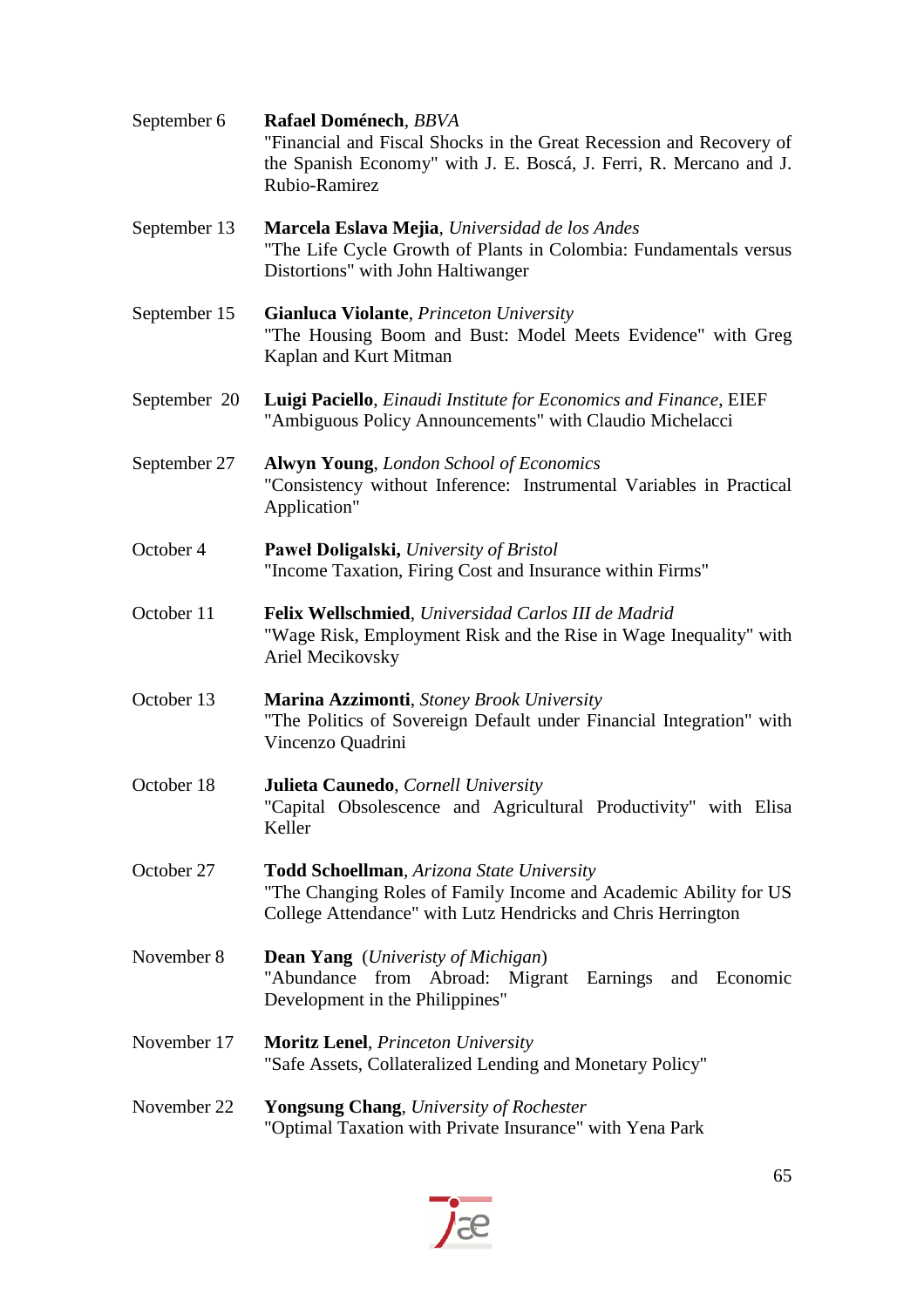September 6 **Rafael Doménech**, *BBVA*
"Financial and Fiscal Shocks in the Great Recession and Recovery of the Spanish Economy" with J. E. Boscá, J. Ferri, R. Mercano and J. Rubio-Ramirez

September 13 **Marcela Eslava Mejia**, *Universidad de los Andes*
"The Life Cycle Growth of Plants in Colombia: Fundamentals versus Distortions" with John Haltiwanger

September 15 **Gianluca Violante**, *Princeton University*
"The Housing Boom and Bust: Model Meets Evidence" with Greg Kaplan and Kurt Mitman

September 20 **Luigi Paciello**, *Einaudi Institute for Economics and Finance*, EIEF
"Ambiguous Policy Announcements" with Claudio Michelacci

September 27 **Alwyn Young**, *London School of Economics*
"Consistency without Inference: Instrumental Variables in Practical Application"

October 4 **Paweł Doligalski,** *University of Bristol*
"Income Taxation, Firing Cost and Insurance within Firms"

October 11 **Felix Wellschmied**, *Universidad Carlos III de Madrid*
"Wage Risk, Employment Risk and the Rise in Wage Inequality" with Ariel Mecikovsky

October 13 **Marina Azzimonti**, *Stoney Brook University*
"The Politics of Sovereign Default under Financial Integration" with Vincenzo Quadrini

October 18 **Julieta Caunedo**, *Cornell University*
"Capital Obsolescence and Agricultural Productivity" with Elisa Keller

October 27 **Todd Schoellman**, *Arizona State University*
"The Changing Roles of Family Income and Academic Ability for US College Attendance" with Lutz Hendricks and Chris Herrington

November 8 **Dean Yang** (*Univeristy of Michigan*)
"Abundance from Abroad: Migrant Earnings and Economic Development in the Philippines"

November 17 **Moritz Lenel**, *Princeton University*
"Safe Assets, Collateralized Lending and Monetary Policy"

November 22 **Yongsung Chang**, *University of Rochester*
"Optimal Taxation with Private Insurance" with Yena Park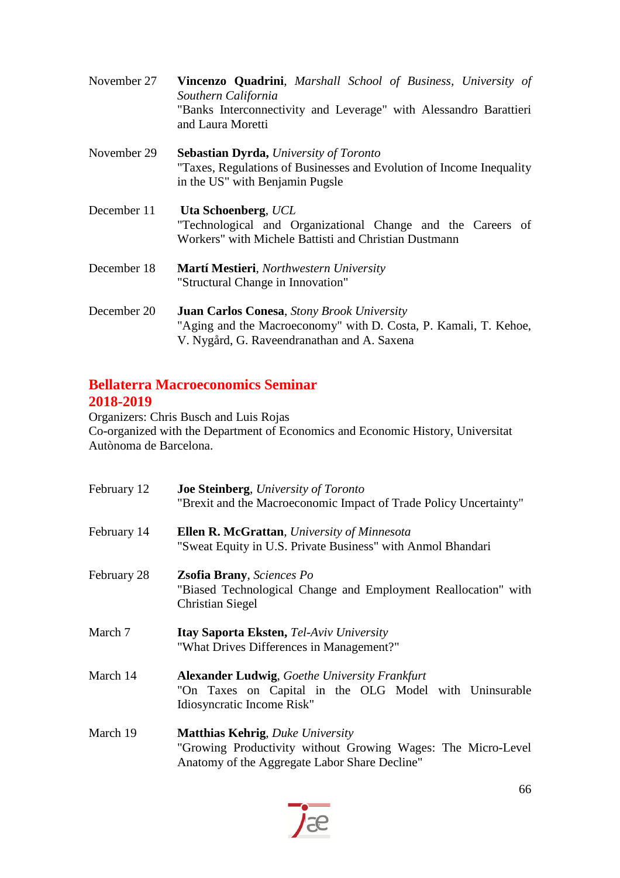| | |
|---|---|
| November 27 | **Vincenzo Quadrini**, *Marshall School of Business, University of Southern California*<br>"Banks Interconnectivity and Leverage" with Alessandro Barattieri and Laura Moretti |
| November 29 | **Sebastian Dyrda,** *University of Toronto*<br>"Taxes, Regulations of Businesses and Evolution of Income Inequality in the US" with Benjamin Pugsle |
| December 11 | **Uta Schoenberg**, *UCL*<br>"Technological and Organizational Change and the Careers of Workers" with Michele Battisti and Christian Dustmann |
| December 18 | **Martí Mestieri**, *Northwestern University*<br>"Structural Change in Innovation" |
| December 20 | **Juan Carlos Conesa**, *Stony Brook University*<br>"Aging and the Macroeconomy" with D. Costa, P. Kamali, T. Kehoe, V. Nygård, G. Raveendranathan and A. Saxena |

## Bellaterra Macroeconomics Seminar 2018-2019

Organizers: Chris Busch and Luis Rojas
Co-organized with the Department of Economics and Economic History, Universitat Autònoma de Barcelona.

| | |
|---|---|
| February 12 | **Joe Steinberg**, *University of Toronto*<br>"Brexit and the Macroeconomic Impact of Trade Policy Uncertainty" |
| February 14 | **Ellen R. McGrattan**, *University of Minnesota*<br>"Sweat Equity in U.S. Private Business" with Anmol Bhandari |
| February 28 | **Zsofia Brany**, *Sciences Po*<br>"Biased Technological Change and Employment Reallocation" with Christian Siegel |
| March 7 | **Itay Saporta Eksten,** *Tel-Aviv University*<br>"What Drives Differences in Management?" |
| March 14 | **Alexander Ludwig**, *Goethe University Frankfurt*<br>"On Taxes on Capital in the OLG Model with Uninsurable Idiosyncratic Income Risk" |
| March 19 | **Matthias Kehrig**, *Duke University*<br>"Growing Productivity without Growing Wages: The Micro-Level Anatomy of the Aggregate Labor Share Decline" |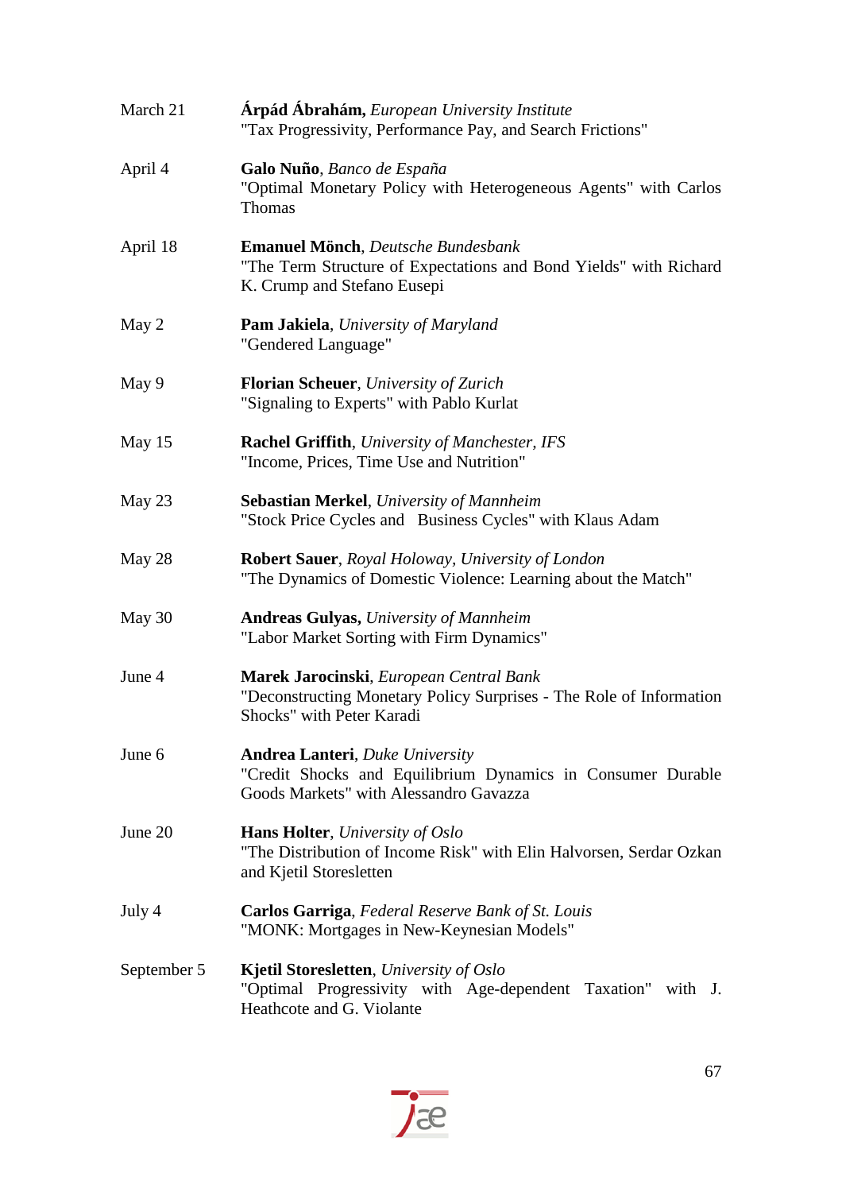March 21 — **Árpád Ábrahám,** *European University Institute*
"Tax Progressivity, Performance Pay, and Search Frictions"

April 4 — **Galo Nuño**, *Banco de España*
"Optimal Monetary Policy with Heterogeneous Agents" with Carlos Thomas

April 18 — **Emanuel Mönch**, *Deutsche Bundesbank*
"The Term Structure of Expectations and Bond Yields" with Richard K. Crump and Stefano Eusepi

May 2 — **Pam Jakiela**, *University of Maryland*
"Gendered Language"

May 9 — **Florian Scheuer**, *University of Zurich*
"Signaling to Experts" with Pablo Kurlat

May 15 — **Rachel Griffith**, *University of Manchester, IFS*
"Income, Prices, Time Use and Nutrition"

May 23 — **Sebastian Merkel**, *University of Mannheim*
"Stock Price Cycles and Business Cycles" with Klaus Adam

May 28 — **Robert Sauer**, *Royal Holoway, University of London*
"The Dynamics of Domestic Violence: Learning about the Match"

May 30 — **Andreas Gulyas,** *University of Mannheim*
"Labor Market Sorting with Firm Dynamics"

June 4 — **Marek Jarocinski**, *European Central Bank*
"Deconstructing Monetary Policy Surprises - The Role of Information Shocks" with Peter Karadi

June 6 — **Andrea Lanteri**, *Duke University*
"Credit Shocks and Equilibrium Dynamics in Consumer Durable Goods Markets" with Alessandro Gavazza

June 20 — **Hans Holter**, *University of Oslo*
"The Distribution of Income Risk" with Elin Halvorsen, Serdar Ozkan and Kjetil Storesletten

July 4 — **Carlos Garriga**, *Federal Reserve Bank of St. Louis*
"MONK: Mortgages in New-Keynesian Models"

September 5 — **Kjetil Storesletten**, *University of Oslo*
"Optimal Progressivity with Age-dependent Taxation" with J. Heathcote and G. Violante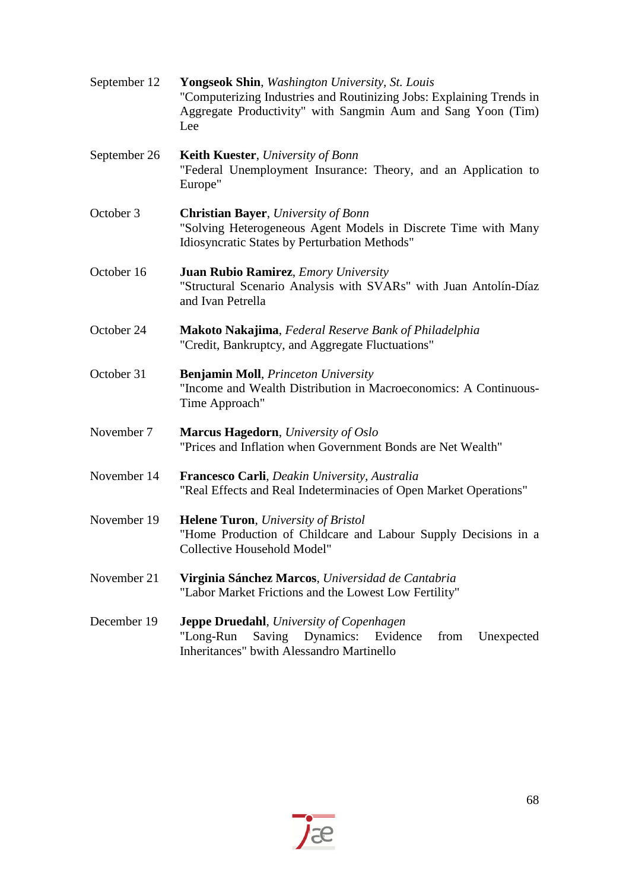| | |
|---|---|
| September 12 | **Yongseok Shin**, *Washington University, St. Louis*<br>"Computerizing Industries and Routinizing Jobs: Explaining Trends in Aggregate Productivity" with Sangmin Aum and Sang Yoon (Tim) Lee |
| September 26 | **Keith Kuester**, *University of Bonn*<br>"Federal Unemployment Insurance: Theory, and an Application to Europe" |
| October 3 | **Christian Bayer**, *University of Bonn*<br>"Solving Heterogeneous Agent Models in Discrete Time with Many Idiosyncratic States by Perturbation Methods" |
| October 16 | **Juan Rubio Ramirez**, *Emory University*<br>"Structural Scenario Analysis with SVARs" with Juan Antolín-Díaz and Ivan Petrella |
| October 24 | **Makoto Nakajima**, *Federal Reserve Bank of Philadelphia*<br>"Credit, Bankruptcy, and Aggregate Fluctuations" |
| October 31 | **Benjamin Moll**, *Princeton University*<br>"Income and Wealth Distribution in Macroeconomics: A Continuous-Time Approach" |
| November 7 | **Marcus Hagedorn**, *University of Oslo*<br>"Prices and Inflation when Government Bonds are Net Wealth" |
| November 14 | **Francesco Carli**, *Deakin University, Australia*<br>"Real Effects and Real Indeterminacies of Open Market Operations" |
| November 19 | **Helene Turon**, *University of Bristol*<br>"Home Production of Childcare and Labour Supply Decisions in a Collective Household Model" |
| November 21 | **Virginia Sánchez Marcos**, *Universidad de Cantabria*<br>"Labor Market Frictions and the Lowest Low Fertility" |
| December 19 | **Jeppe Druedahl**, *University of Copenhagen*<br>"Long-Run Saving Dynamics: Evidence from Unexpected Inheritances" bwith Alessandro Martinello |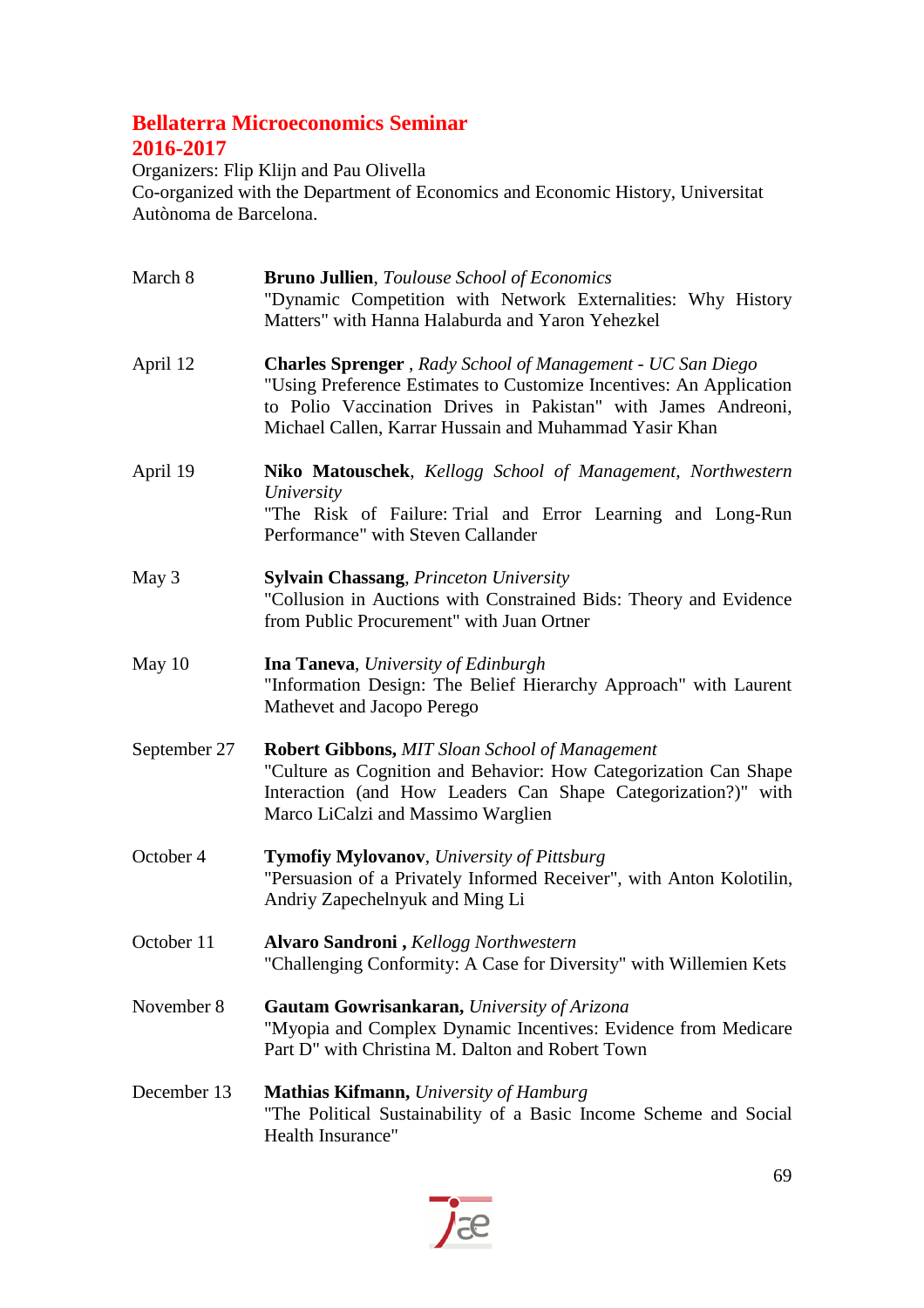## Bellaterra Microeconomics Seminar
## 2016-2017

Organizers: Flip Klijn and Pau Olivella

Co-organized with the Department of Economics and Economic History, Universitat Autònoma de Barcelona.

| | |
|---|---|
| March 8 | **Bruno Jullien**, *Toulouse School of Economics*<br>"Dynamic Competition with Network Externalities: Why History Matters" with Hanna Halaburda and Yaron Yehezkel |
| April 12 | **Charles Sprenger** , *Rady School of Management - UC San Diego*<br>"Using Preference Estimates to Customize Incentives: An Application to Polio Vaccination Drives in Pakistan" with James Andreoni, Michael Callen, Karrar Hussain and Muhammad Yasir Khan |
| April 19 | **Niko Matouschek**, *Kellogg School of Management, Northwestern University*<br>"The Risk of Failure: Trial and Error Learning and Long-Run Performance" with Steven Callander |
| May 3 | **Sylvain Chassang**, *Princeton University*<br>"Collusion in Auctions with Constrained Bids: Theory and Evidence from Public Procurement" with Juan Ortner |
| May 10 | **Ina Taneva**, *University of Edinburgh*<br>"Information Design: The Belief Hierarchy Approach" with Laurent Mathevet and Jacopo Perego |
| September 27 | **Robert Gibbons,** *MIT Sloan School of Management*<br>"Culture as Cognition and Behavior: How Categorization Can Shape Interaction (and How Leaders Can Shape Categorization?)" with Marco LiCalzi and Massimo Warglien |
| October 4 | **Tymofiy Mylovanov**, *University of Pittsburg*<br>"Persuasion of a Privately Informed Receiver", with Anton Kolotilin, Andriy Zapechelnyuk and Ming Li |
| October 11 | **Alvaro Sandroni ,** *Kellogg Northwestern*<br>"Challenging Conformity: A Case for Diversity" with Willemien Kets |
| November 8 | **Gautam Gowrisankaran,** *University of Arizona*<br>"Myopia and Complex Dynamic Incentives: Evidence from Medicare Part D" with Christina M. Dalton and Robert Town |
| December 13 | **Mathias Kifmann,** *University of Hamburg*<br>"The Political Sustainability of a Basic Income Scheme and Social Health Insurance" |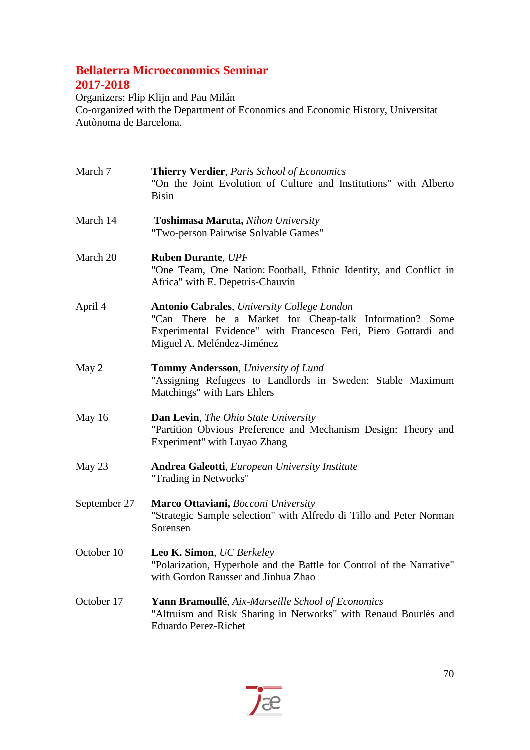## Bellaterra Microeconomics Seminar
## 2017-2018

Organizers: Flip Klijn and Pau Milán
Co-organized with the Department of Economics and Economic History, Universitat Autònoma de Barcelona.

| | |
|---|---|
| March 7 | **Thierry Verdier**, *Paris School of Economics*<br>"On the Joint Evolution of Culture and Institutions" with Alberto Bisin |
| March 14 | **Toshimasa Maruta,** *Nihon University*<br>"Two-person Pairwise Solvable Games" |
| March 20 | **Ruben Durante**, *UPF*<br>"One Team, One Nation: Football, Ethnic Identity, and Conflict in Africa" with E. Depetris-Chauvín |
| April 4 | **Antonio Cabrales**, *University College London*<br>"Can There be a Market for Cheap-talk Information? Some Experimental Evidence" with Francesco Feri, Piero Gottardi and Miguel A. Meléndez-Jiménez |
| May 2 | **Tommy Andersson**, *University of Lund*<br>"Assigning Refugees to Landlords in Sweden: Stable Maximum Matchings" with Lars Ehlers |
| May 16 | **Dan Levin**, *The Ohio State University*<br>"Partition Obvious Preference and Mechanism Design: Theory and Experiment" with Luyao Zhang |
| May 23 | **Andrea Galeotti**, *European University Institute*<br>"Trading in Networks" |
| September 27 | **Marco Ottaviani,** *Bocconi University*<br>"Strategic Sample selection" with Alfredo di Tillo and Peter Norman Sorensen |
| October 10 | **Leo K. Simon**, *UC Berkeley*<br>"Polarization, Hyperbole and the Battle for Control of the Narrative" with Gordon Rausser and Jinhua Zhao |
| October 17 | **Yann Bramoullé**, *Aix-Marseille School of Economics*<br>"Altruism and Risk Sharing in Networks" with Renaud Bourlès and Eduardo Perez-Richet |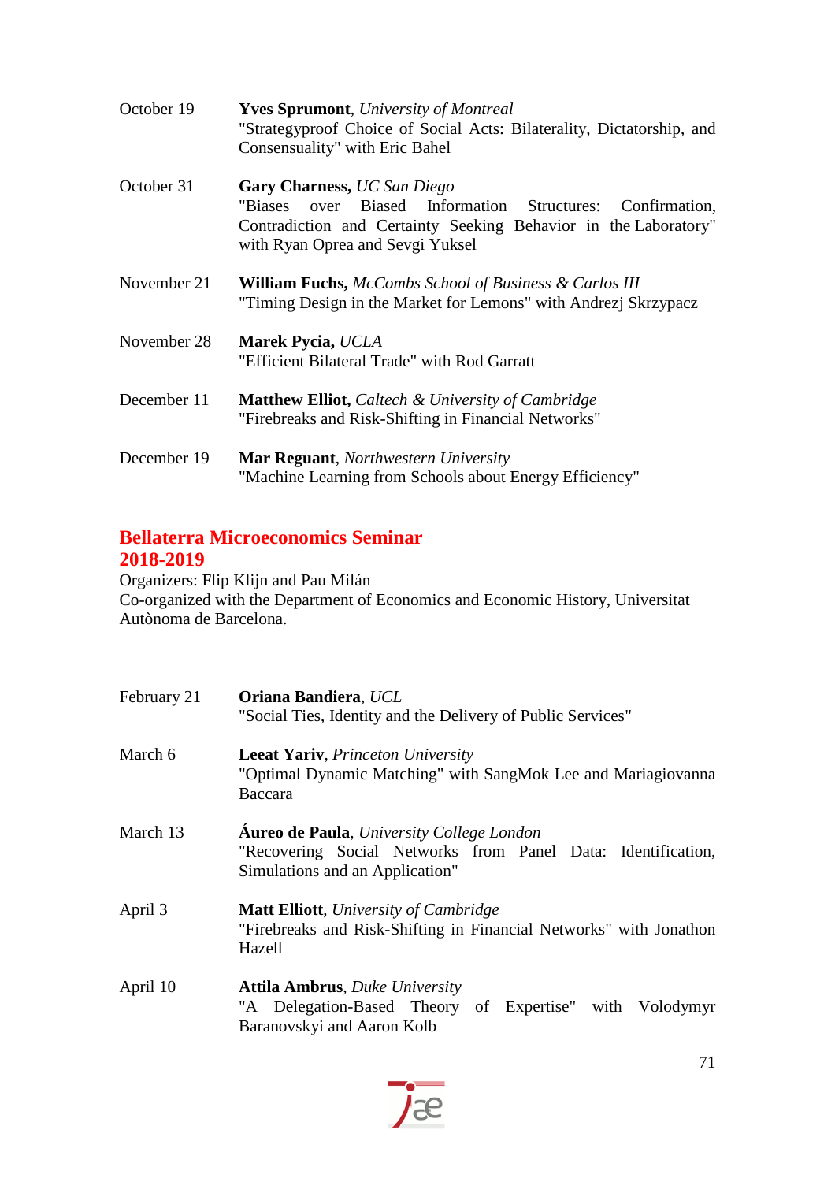| | |
|---|---|
| October 19 | **Yves Sprumont**, *University of Montreal*<br>"Strategyproof Choice of Social Acts: Bilaterality, Dictatorship, and Consensuality" with Eric Bahel |
| October 31 | **Gary Charness,** *UC San Diego*<br>"Biases over Biased Information Structures: Confirmation, Contradiction and Certainty Seeking Behavior in the Laboratory" with Ryan Oprea and Sevgi Yuksel |
| November 21 | **William Fuchs,** *McCombs School of Business & Carlos III*<br>"Timing Design in the Market for Lemons" with Andrzej Skrzypacz |
| November 28 | **Marek Pycia,** *UCLA*<br>"Efficient Bilateral Trade" with Rod Garratt |
| December 11 | **Matthew Elliot,** *Caltech & University of Cambridge*<br>"Firebreaks and Risk-Shifting in Financial Networks" |
| December 19 | **Mar Reguant**, *Northwestern University*<br>"Machine Learning from Schools about Energy Efficiency" |

## Bellaterra Microeconomics Seminar 2018-2019

Organizers: Flip Klijn and Pau Milán
Co-organized with the Department of Economics and Economic History, Universitat Autònoma de Barcelona.

| | |
|---|---|
| February 21 | **Oriana Bandiera**, *UCL*<br>"Social Ties, Identity and the Delivery of Public Services" |
| March 6 | **Leeat Yariv**, *Princeton University*<br>"Optimal Dynamic Matching" with SangMok Lee and Mariagiovanna Baccara |
| March 13 | **Áureo de Paula**, *University College London*<br>"Recovering Social Networks from Panel Data: Identification, Simulations and an Application" |
| April 3 | **Matt Elliott**, *University of Cambridge*<br>"Firebreaks and Risk-Shifting in Financial Networks" with Jonathon Hazell |
| April 10 | **Attila Ambrus**, *Duke University*<br>"A Delegation-Based Theory of Expertise" with Volodymyr Baranovskyi and Aaron Kolb |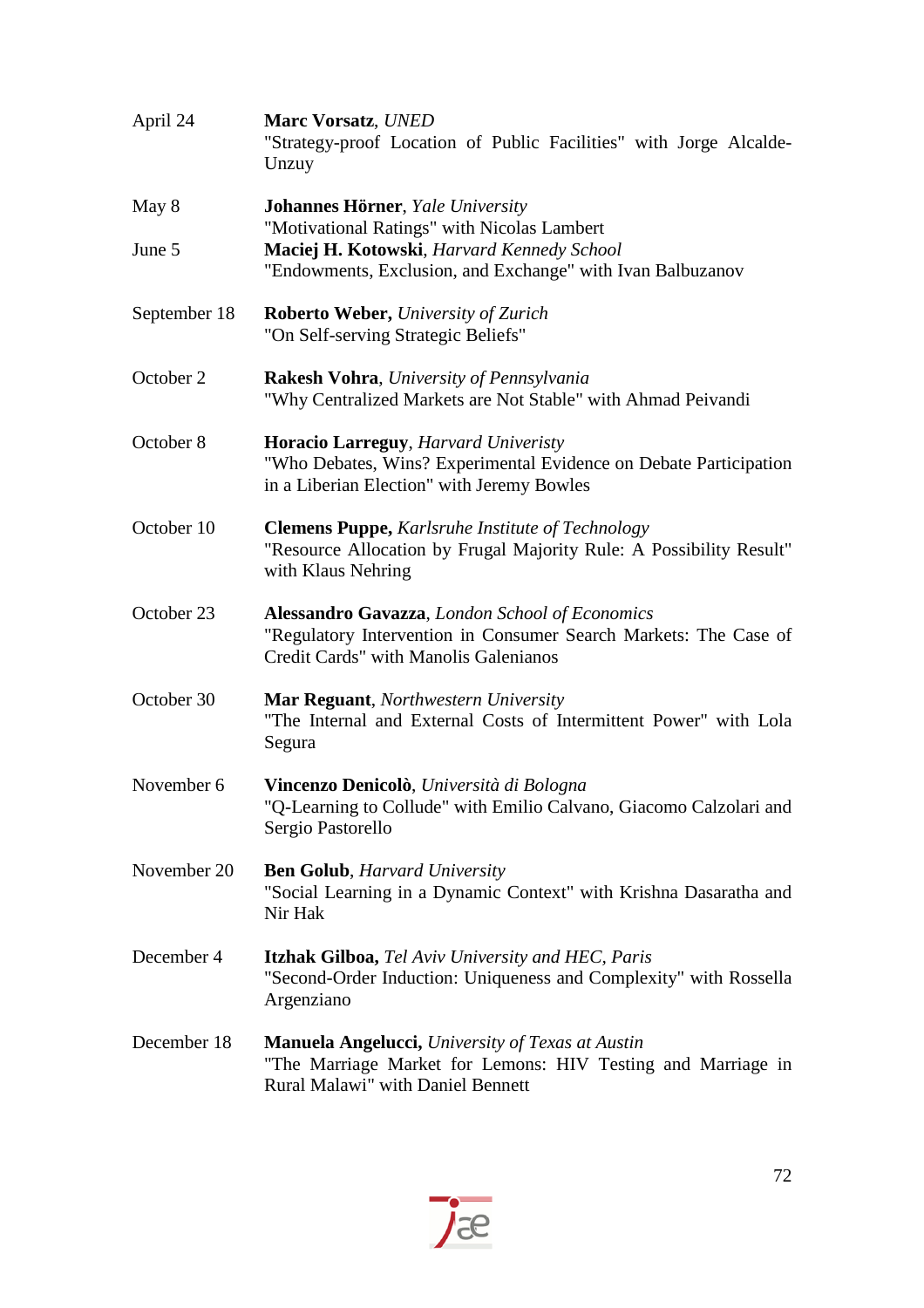April 24 **Marc Vorsatz**, *UNED*
"Strategy-proof Location of Public Facilities" with Jorge Alcalde-Unzuy

May 8 **Johannes Hörner**, *Yale University*
"Motivational Ratings" with Nicolas Lambert

June 5 **Maciej H. Kotowski**, *Harvard Kennedy School*
"Endowments, Exclusion, and Exchange" with Ivan Balbuzanov

September 18 **Roberto Weber,** *University of Zurich*
"On Self-serving Strategic Beliefs"

October 2 **Rakesh Vohra**, *University of Pennsylvania*
"Why Centralized Markets are Not Stable" with Ahmad Peivandi

October 8 **Horacio Larreguy**, *Harvard Univeristy*
"Who Debates, Wins? Experimental Evidence on Debate Participation in a Liberian Election" with Jeremy Bowles

October 10 **Clemens Puppe,** *Karlsruhe Institute of Technology*
"Resource Allocation by Frugal Majority Rule: A Possibility Result" with Klaus Nehring

October 23 **Alessandro Gavazza**, *London School of Economics*
"Regulatory Intervention in Consumer Search Markets: The Case of Credit Cards" with Manolis Galenianos

October 30 **Mar Reguant**, *Northwestern University*
"The Internal and External Costs of Intermittent Power" with Lola Segura

November 6 **Vincenzo Denicolò**, *Università di Bologna*
"Q-Learning to Collude" with Emilio Calvano, Giacomo Calzolari and Sergio Pastorello

November 20 **Ben Golub**, *Harvard University*
"Social Learning in a Dynamic Context" with Krishna Dasaratha and Nir Hak

December 4 **Itzhak Gilboa,** *Tel Aviv University and HEC, Paris*
"Second-Order Induction: Uniqueness and Complexity" with Rossella Argenziano

December 18 **Manuela Angelucci,** *University of Texas at Austin*
"The Marriage Market for Lemons: HIV Testing and Marriage in Rural Malawi" with Daniel Bennett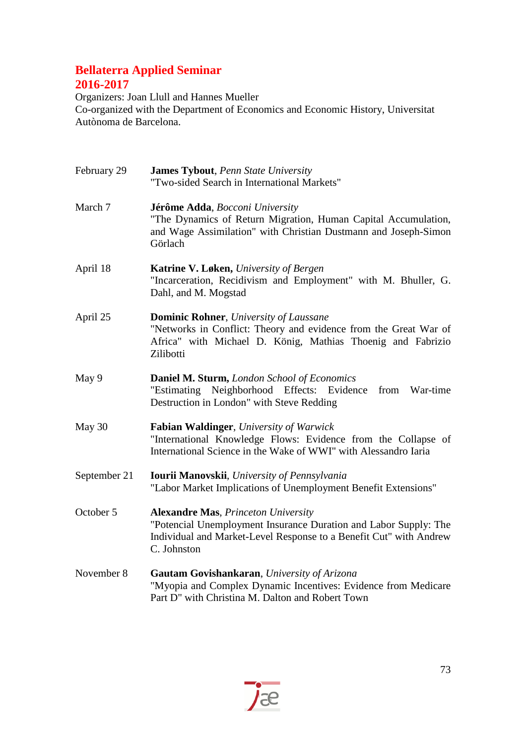# Bellaterra Applied Seminar
# 2016-2017

Organizers: Joan Llull and Hannes Mueller

Co-organized with the Department of Economics and Economic History, Universitat Autònoma de Barcelona.

| | |
|---|---|
| February 29 | **James Tybout**, *Penn State University*<br>"Two-sided Search in International Markets" |
| March 7 | **Jérôme Adda**, *Bocconi University*<br>"The Dynamics of Return Migration, Human Capital Accumulation, and Wage Assimilation" with Christian Dustmann and Joseph-Simon Görlach |
| April 18 | **Katrine V. Løken,** *University of Bergen*<br>"Incarceration, Recidivism and Employment" with M. Bhuller, G. Dahl, and M. Mogstad |
| April 25 | **Dominic Rohner**, *University of Laussane*<br>"Networks in Conflict: Theory and evidence from the Great War of Africa" with Michael D. König, Mathias Thoenig and Fabrizio Zilibotti |
| May 9 | **Daniel M. Sturm,** *London School of Economics*<br>"Estimating Neighborhood Effects: Evidence from War-time Destruction in London" with Steve Redding |
| May 30 | **Fabian Waldinger**, *University of Warwick*<br>"International Knowledge Flows: Evidence from the Collapse of International Science in the Wake of WWI" with Alessandro Iaria |
| September 21 | **Iourii Manovskii**, *University of Pennsylvania*<br>"Labor Market Implications of Unemployment Benefit Extensions" |
| October 5 | **Alexandre Mas**, *Princeton University*<br>"Potencial Unemployment Insurance Duration and Labor Supply: The Individual and Market-Level Response to a Benefit Cut" with Andrew C. Johnston |
| November 8 | **Gautam Govishankaran**, *University of Arizona*<br>"Myopia and Complex Dynamic Incentives: Evidence from Medicare Part D" with Christina M. Dalton and Robert Town |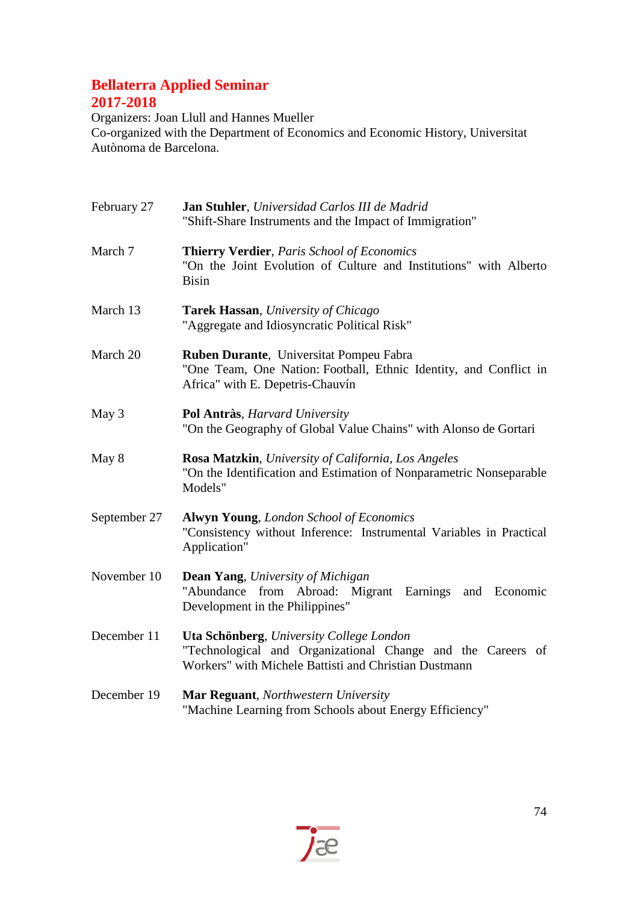## Bellaterra Applied Seminar
## 2017-2018

Organizers: Joan Llull and Hannes Mueller
Co-organized with the Department of Economics and Economic History, Universitat Autònoma de Barcelona.

| | |
|---|---|
| February 27 | **Jan Stuhler**, *Universidad Carlos III de Madrid*<br>"Shift-Share Instruments and the Impact of Immigration" |
| March 7 | **Thierry Verdier**, *Paris School of Economics*<br>"On the Joint Evolution of Culture and Institutions" with Alberto Bisin |
| March 13 | **Tarek Hassan**, *University of Chicago*<br>"Aggregate and Idiosyncratic Political Risk" |
| March 20 | **Ruben Durante**, Universitat Pompeu Fabra<br>"One Team, One Nation: Football, Ethnic Identity, and Conflict in Africa" with E. Depetris-Chauvín |
| May 3 | **Pol Antràs**, *Harvard University*<br>"On the Geography of Global Value Chains" with Alonso de Gortari |
| May 8 | **Rosa Matzkin**, *University of California, Los Angeles*<br>"On the Identification and Estimation of Nonparametric Nonseparable Models" |
| September 27 | **Alwyn Young**, *London School of Economics*<br>"Consistency without Inference: Instrumental Variables in Practical Application" |
| November 10 | **Dean Yang**, *University of Michigan*<br>"Abundance from Abroad: Migrant Earnings and Economic Development in the Philippines" |
| December 11 | **Uta Schönberg**, *University College London*<br>"Technological and Organizational Change and the Careers of Workers" with Michele Battisti and Christian Dustmann |
| December 19 | **Mar Reguant**, *Northwestern University*<br>"Machine Learning from Schools about Energy Efficiency" |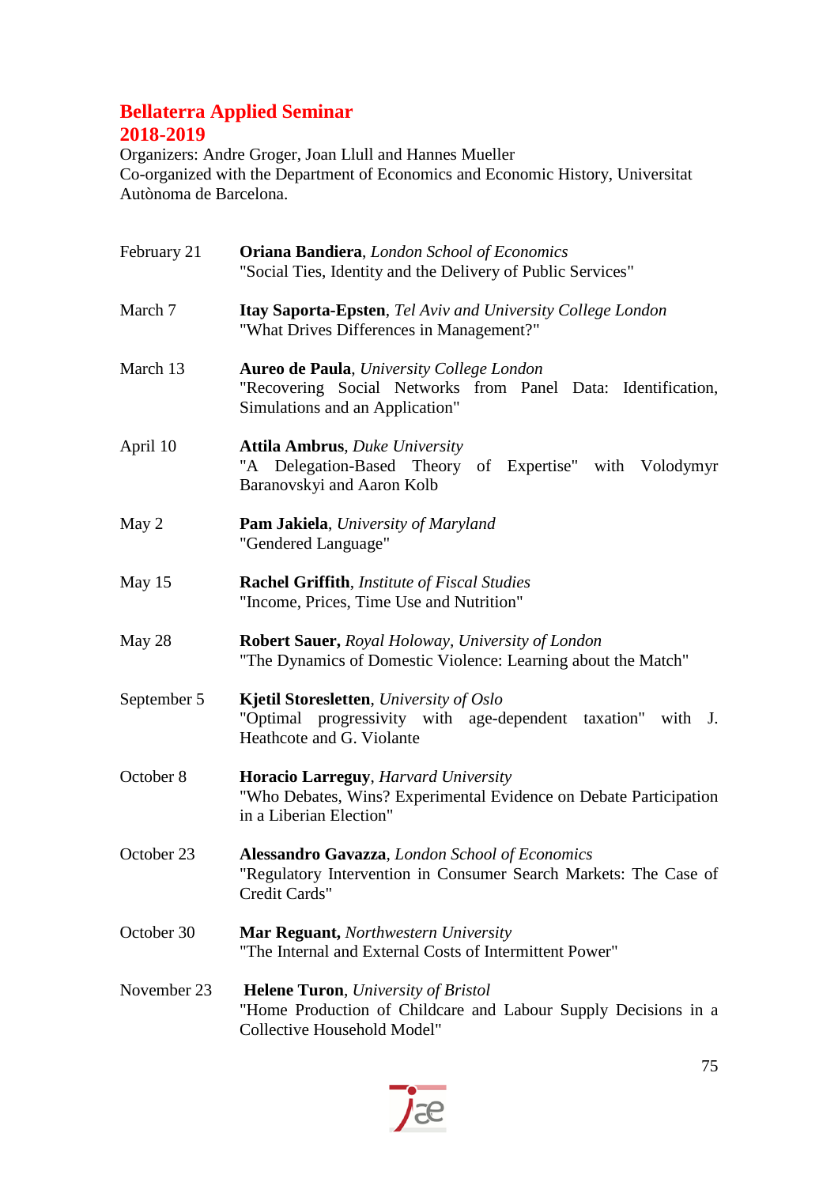## Bellaterra Applied Seminar 2018-2019

Organizers: Andre Groger, Joan Llull and Hannes Mueller
Co-organized with the Department of Economics and Economic History, Universitat Autònoma de Barcelona.

| | |
|---|---|
| February 21 | **Oriana Bandiera**, *London School of Economics*<br>"Social Ties, Identity and the Delivery of Public Services" |
| March 7 | **Itay Saporta-Epsten**, *Tel Aviv and University College London*<br>"What Drives Differences in Management?" |
| March 13 | **Aureo de Paula**, *University College London*<br>"Recovering Social Networks from Panel Data: Identification, Simulations and an Application" |
| April 10 | **Attila Ambrus**, *Duke University*<br>"A Delegation-Based Theory of Expertise" with Volodymyr Baranovskyi and Aaron Kolb |
| May 2 | **Pam Jakiela**, *University of Maryland*<br>"Gendered Language" |
| May 15 | **Rachel Griffith**, *Institute of Fiscal Studies*<br>"Income, Prices, Time Use and Nutrition" |
| May 28 | **Robert Sauer,** *Royal Holoway, University of London*<br>"The Dynamics of Domestic Violence: Learning about the Match" |
| September 5 | **Kjetil Storesletten**, *University of Oslo*<br>"Optimal progressivity with age-dependent taxation" with J. Heathcote and G. Violante |
| October 8 | **Horacio Larreguy**, *Harvard University*<br>"Who Debates, Wins? Experimental Evidence on Debate Participation in a Liberian Election" |
| October 23 | **Alessandro Gavazza**, *London School of Economics*<br>"Regulatory Intervention in Consumer Search Markets: The Case of Credit Cards" |
| October 30 | **Mar Reguant,** *Northwestern University*<br>"The Internal and External Costs of Intermittent Power" |
| November 23 | **Helene Turon**, *University of Bristol*<br>"Home Production of Childcare and Labour Supply Decisions in a Collective Household Model" |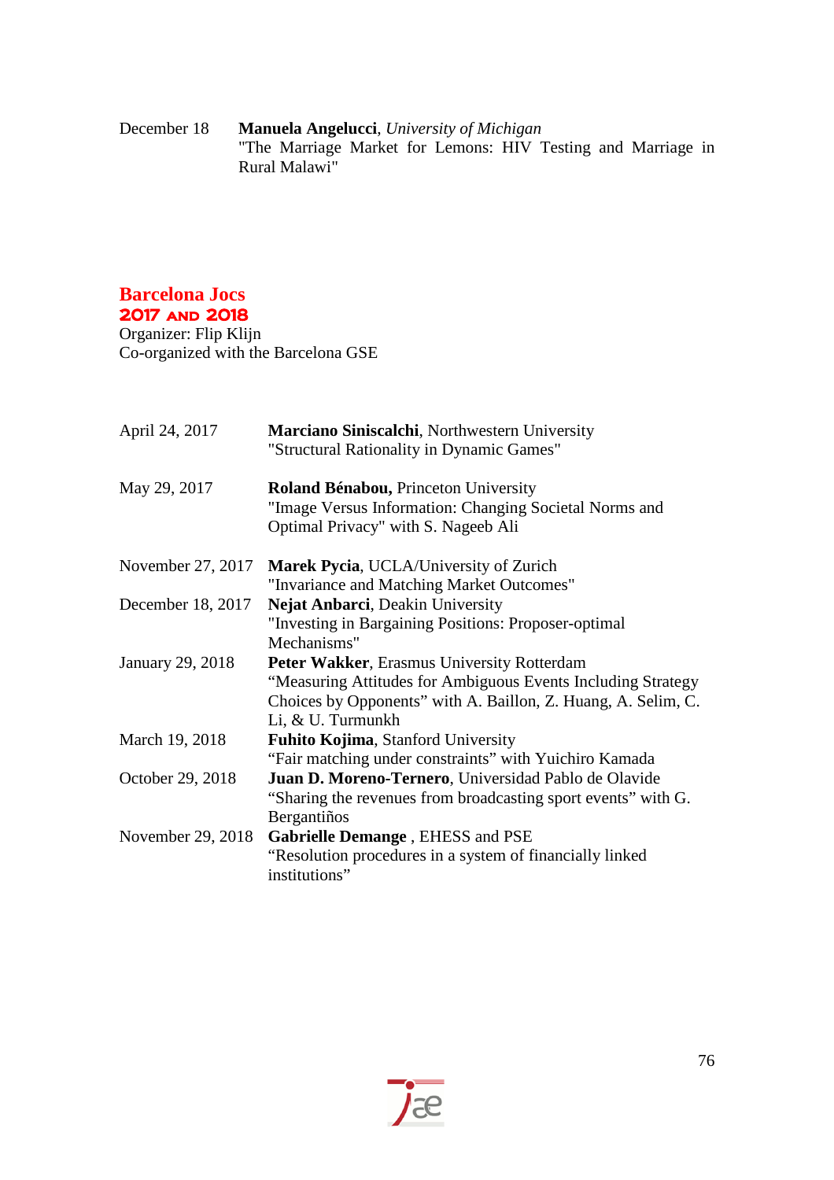December 18 **Manuela Angelucci**, *University of Michigan*
"The Marriage Market for Lemons: HIV Testing and Marriage in Rural Malawi"

## Barcelona Jocs
### 2017 and 2018

Organizer: Flip Klijn
Co-organized with the Barcelona GSE

| | |
|---|---|
| April 24, 2017 | **Marciano Siniscalchi**, Northwestern University<br>"Structural Rationality in Dynamic Games" |
| May 29, 2017 | **Roland Bénabou,** Princeton University<br>"Image Versus Information: Changing Societal Norms and Optimal Privacy" with S. Nageeb Ali |
| November 27, 2017 | **Marek Pycia**, UCLA/University of Zurich<br>"Invariance and Matching Market Outcomes" |
| December 18, 2017 | **Nejat Anbarci**, Deakin University<br>"Investing in Bargaining Positions: Proposer-optimal Mechanisms" |
| January 29, 2018 | **Peter Wakker**, Erasmus University Rotterdam<br>"Measuring Attitudes for Ambiguous Events Including Strategy Choices by Opponents" with A. Baillon, Z. Huang, A. Selim, C. Li, & U. Turmunkh |
| March 19, 2018 | **Fuhito Kojima**, Stanford University<br>"Fair matching under constraints" with Yuichiro Kamada |
| October 29, 2018 | **Juan D. Moreno-Ternero**, Universidad Pablo de Olavide<br>"Sharing the revenues from broadcasting sport events" with G. Bergantiños |
| November 29, 2018 | **Gabrielle Demange** , EHESS and PSE<br>"Resolution procedures in a system of financially linked institutions" |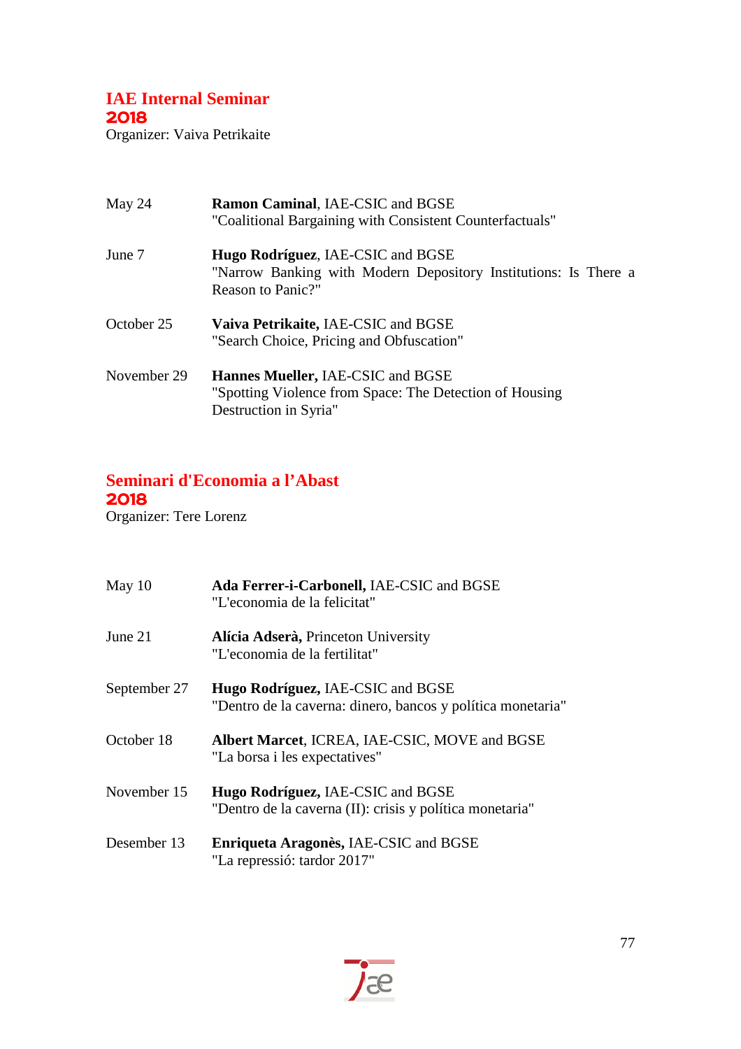## IAE Internal Seminar
## 2018

Organizer: Vaiva Petrikaite

| | |
|---|---|
| May 24 | **Ramon Caminal**, IAE-CSIC and BGSE<br>"Coalitional Bargaining with Consistent Counterfactuals" |
| June 7 | **Hugo Rodríguez**, IAE-CSIC and BGSE<br>"Narrow Banking with Modern Depository Institutions: Is There a Reason to Panic?" |
| October 25 | **Vaiva Petrikaite,** IAE-CSIC and BGSE<br>"Search Choice, Pricing and Obfuscation" |
| November 29 | **Hannes Mueller,** IAE-CSIC and BGSE<br>"Spotting Violence from Space: The Detection of Housing Destruction in Syria" |

## Seminari d'Economia a l'Abast
## 2018

Organizer: Tere Lorenz

| | |
|---|---|
| May 10 | **Ada Ferrer-i-Carbonell,** IAE-CSIC and BGSE<br>"L'economia de la felicitat" |
| June 21 | **Alícia Adserà,** Princeton University<br>"L'economia de la fertilitat" |
| September 27 | **Hugo Rodríguez,** IAE-CSIC and BGSE<br>"Dentro de la caverna: dinero, bancos y política monetaria" |
| October 18 | **Albert Marcet**, ICREA, IAE-CSIC, MOVE and BGSE<br>"La borsa i les expectatives" |
| November 15 | **Hugo Rodríguez,** IAE-CSIC and BGSE<br>"Dentro de la caverna (II): crisis y política monetaria" |
| Desember 13 | **Enriqueta Aragonès,** IAE-CSIC and BGSE<br>"La repressió: tardor 2017" |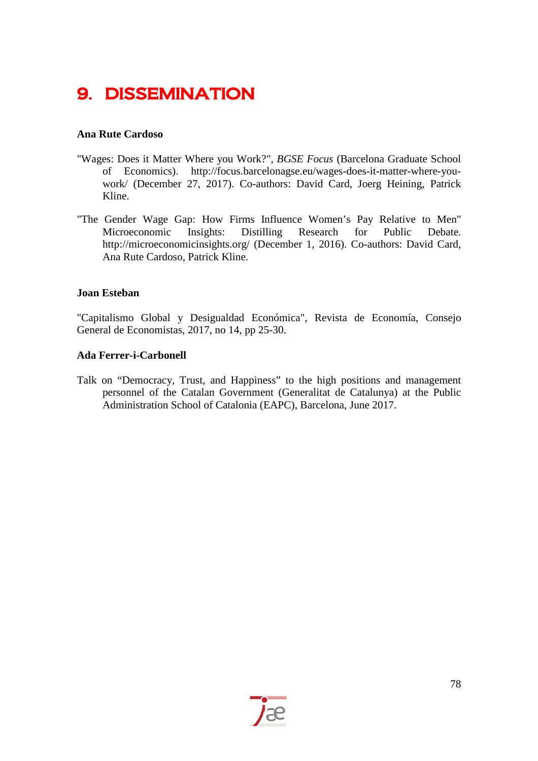# 9. DISSEMINATION

**Ana Rute Cardoso**

"Wages: Does it Matter Where you Work?", *BGSE Focus* (Barcelona Graduate School of Economics). http://focus.barcelonagse.eu/wages-does-it-matter-where-you-work/ (December 27, 2017). Co-authors: David Card, Joerg Heining, Patrick Kline.

"The Gender Wage Gap: How Firms Influence Women's Pay Relative to Men" Microeconomic Insights: Distilling Research for Public Debate. http://microeconomicinsights.org/ (December 1, 2016). Co-authors: David Card, Ana Rute Cardoso, Patrick Kline.

**Joan Esteban**

"Capitalismo Global y Desigualdad Económica", Revista de Economía, Consejo General de Economistas, 2017, no 14, pp 25-30.

**Ada Ferrer-i-Carbonell**

Talk on "Democracy, Trust, and Happiness" to the high positions and management personnel of the Catalan Government (Generalitat de Catalunya) at the Public Administration School of Catalonia (EAPC), Barcelona, June 2017.